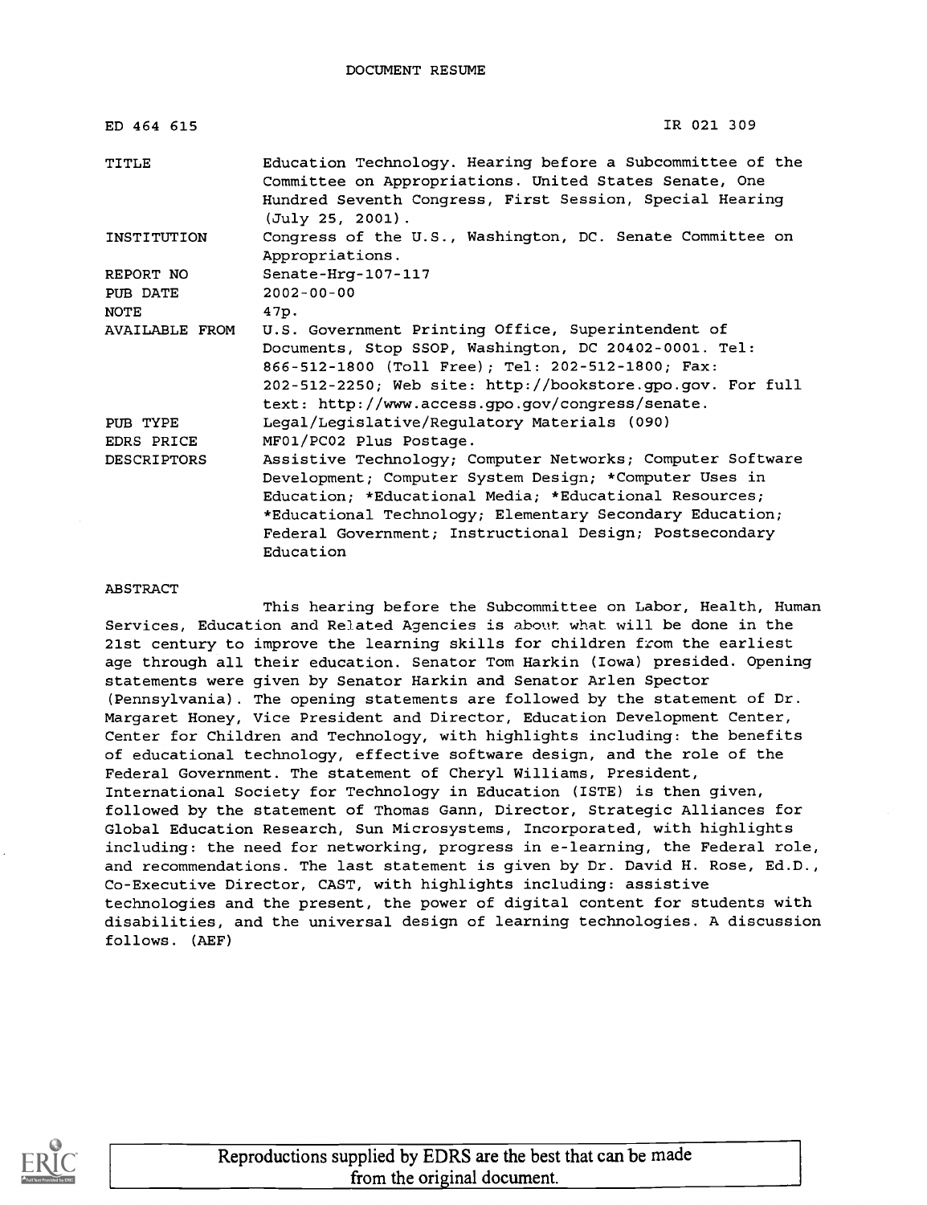DOCUMENT RESUME

| | |
|---|---|
| ED 464 615 | IR 021 309 |
| TITLE | Education Technology. Hearing before a Subcommittee of the Committee on Appropriations. United States Senate, One Hundred Seventh Congress, First Session, Special Hearing (July 25, 2001). |
| INSTITUTION | Congress of the U.S., Washington, DC. Senate Committee on Appropriations. |
| REPORT NO | Senate-Hrg-107-117 |
| PUB DATE | 2002-00-00 |
| NOTE | 47p. |
| AVAILABLE FROM | U.S. Government Printing Office, Superintendent of Documents, Stop SSOP, Washington, DC 20402-0001. Tel: 866-512-1800 (Toll Free); Tel: 202-512-1800; Fax: 202-512-2250; Web site: http://bookstore.gpo.gov. For full text: http://www.access.gpo.gov/congress/senate. |
| PUB TYPE | Legal/Legislative/Regulatory Materials (090) |
| EDRS PRICE | MF01/PC02 Plus Postage. |
| DESCRIPTORS | Assistive Technology; Computer Networks; Computer Software Development; Computer System Design; *Computer Uses in Education; *Educational Media; *Educational Resources; *Educational Technology; Elementary Secondary Education; Federal Government; Instructional Design; Postsecondary Education |

ABSTRACT

This hearing before the Subcommittee on Labor, Health, Human Services, Education and Related Agencies is about what will be done in the 21st century to improve the learning skills for children from the earliest age through all their education. Senator Tom Harkin (Iowa) presided. Opening statements were given by Senator Harkin and Senator Arlen Spector (Pennsylvania). The opening statements are followed by the statement of Dr. Margaret Honey, Vice President and Director, Education Development Center, Center for Children and Technology, with highlights including: the benefits of educational technology, effective software design, and the role of the Federal Government. The statement of Cheryl Williams, President, International Society for Technology in Education (ISTE) is then given, followed by the statement of Thomas Gann, Director, Strategic Alliances for Global Education Research, Sun Microsystems, Incorporated, with highlights including: the need for networking, progress in e-learning, the Federal role, and recommendations. The last statement is given by Dr. David H. Rose, Ed.D., Co-Executive Director, CAST, with highlights including: assistive technologies and the present, the power of digital content for students with disabilities, and the universal design of learning technologies. A discussion follows. (AEF)

Reproductions supplied by EDRS are the best that can be made from the original document.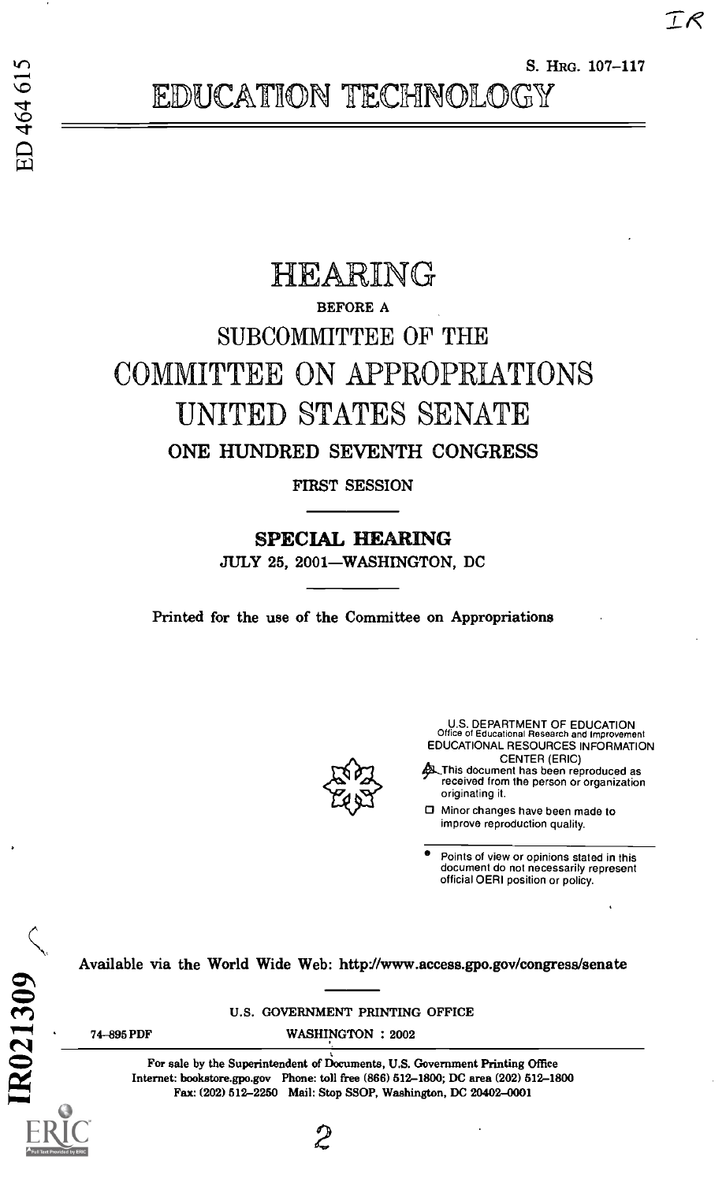S. HRG. 107-117

# EDUCATION TECHNOLOGY

# HEARING

BEFORE A

## SUBCOMMITTEE OF THE
## COMMITTEE ON APPROPRIATIONS
## UNITED STATES SENATE

ONE HUNDRED SEVENTH CONGRESS

FIRST SESSION

**SPECIAL HEARING**

JULY 25, 2001—WASHINGTON, DC

Printed for the use of the Committee on Appropriations

U.S. DEPARTMENT OF EDUCATION
Office of Educational Research and Improvement
EDUCATIONAL RESOURCES INFORMATION CENTER (ERIC)

- This document has been reproduced as received from the person or organization originating it.
- Minor changes have been made to improve reproduction quality.
- Points of view or opinions stated in this document do not necessarily represent official OERI position or policy.

Available via the World Wide Web: http://www.access.gpo.gov/congress/senate

U.S. GOVERNMENT PRINTING OFFICE

74-895 PDF — WASHINGTON : 2002

For sale by the Superintendent of Documents, U.S. Government Printing Office
Internet: bookstore.gpo.gov Phone: toll free (866) 512-1800; DC area (202) 512-1800
Fax: (202) 512-2250 Mail: Stop SSOP, Washington, DC 20402-0001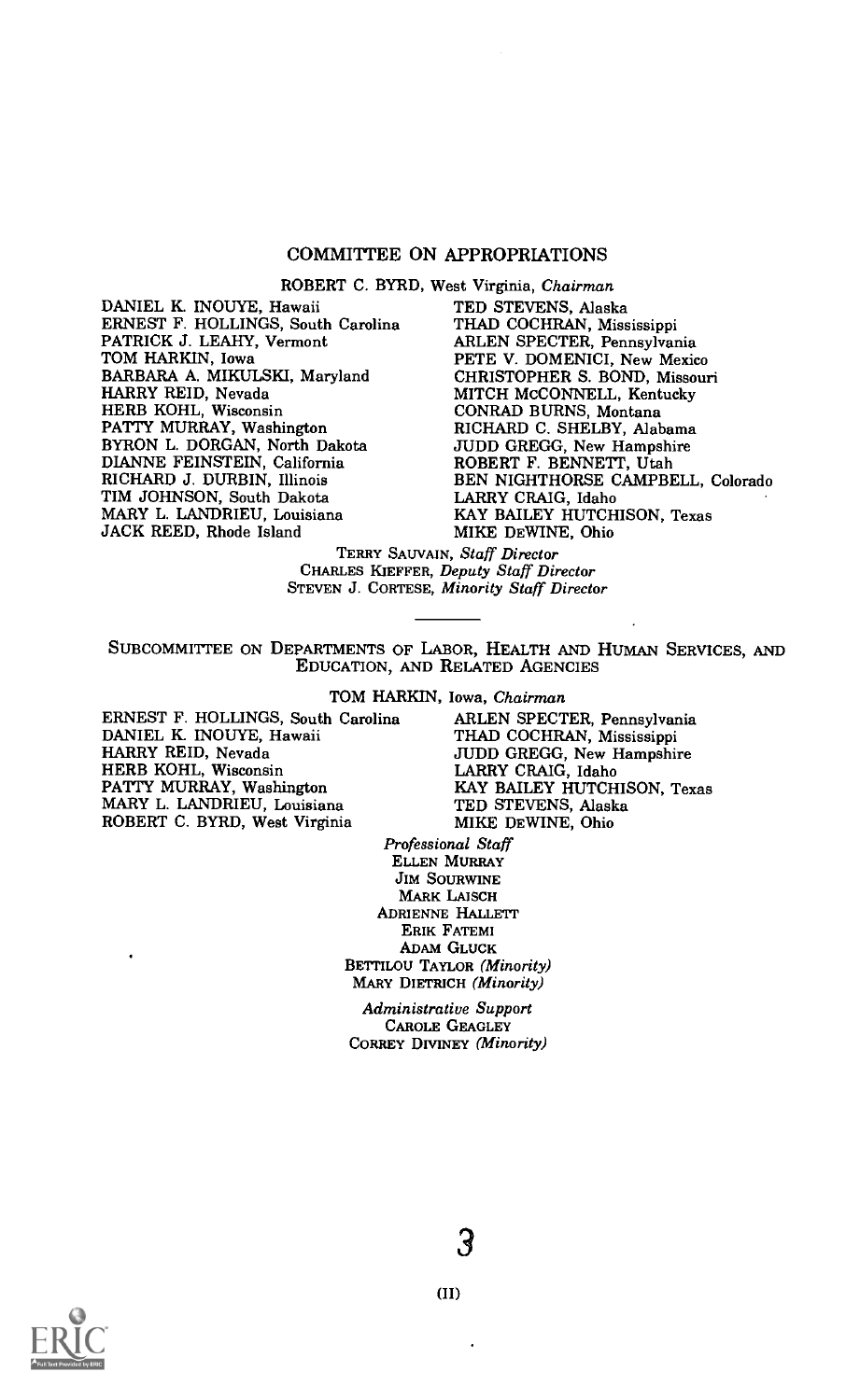## COMMITTEE ON APPROPRIATIONS

ROBERT C. BYRD, West Virginia, *Chairman*

| | |
|---|---|
| DANIEL K. INOUYE, Hawaii | TED STEVENS, Alaska |
| ERNEST F. HOLLINGS, South Carolina | THAD COCHRAN, Mississippi |
| PATRICK J. LEAHY, Vermont | ARLEN SPECTER, Pennsylvania |
| TOM HARKIN, Iowa | PETE V. DOMENICI, New Mexico |
| BARBARA A. MIKULSKI, Maryland | CHRISTOPHER S. BOND, Missouri |
| HARRY REID, Nevada | MITCH McCONNELL, Kentucky |
| HERB KOHL, Wisconsin | CONRAD BURNS, Montana |
| PATTY MURRAY, Washington | RICHARD C. SHELBY, Alabama |
| BYRON L. DORGAN, North Dakota | JUDD GREGG, New Hampshire |
| DIANNE FEINSTEIN, California | ROBERT F. BENNETT, Utah |
| RICHARD J. DURBIN, Illinois | BEN NIGHTHORSE CAMPBELL, Colorado |
| TIM JOHNSON, South Dakota | LARRY CRAIG, Idaho |
| MARY L. LANDRIEU, Louisiana | KAY BAILEY HUTCHISON, Texas |
| JACK REED, Rhode Island | MIKE DEWINE, Ohio |

TERRY SAUVAIN, *Staff Director*
CHARLES KIEFFER, *Deputy Staff Director*
STEVEN J. CORTESE, *Minority Staff Director*

---

## SUBCOMMITTEE ON DEPARTMENTS OF LABOR, HEALTH AND HUMAN SERVICES, AND EDUCATION, AND RELATED AGENCIES

TOM HARKIN, Iowa, *Chairman*

| | |
|---|---|
| ERNEST F. HOLLINGS, South Carolina | ARLEN SPECTER, Pennsylvania |
| DANIEL K. INOUYE, Hawaii | THAD COCHRAN, Mississippi |
| HARRY REID, Nevada | JUDD GREGG, New Hampshire |
| HERB KOHL, Wisconsin | LARRY CRAIG, Idaho |
| PATTY MURRAY, Washington | KAY BAILEY HUTCHISON, Texas |
| MARY L. LANDRIEU, Louisiana | TED STEVENS, Alaska |
| ROBERT C. BYRD, West Virginia | MIKE DEWINE, Ohio |

*Professional Staff*
ELLEN MURRAY
JIM SOURWINE
MARK LAISCH
ADRIENNE HALLETT
ERIK FATEMI
ADAM GLUCK
BETTILOU TAYLOR *(Minority)*
MARY DIETRICH *(Minority)*

*Administrative Support*
CAROLE GEAGLEY
CORREY DIVINEY *(Minority)*

(II)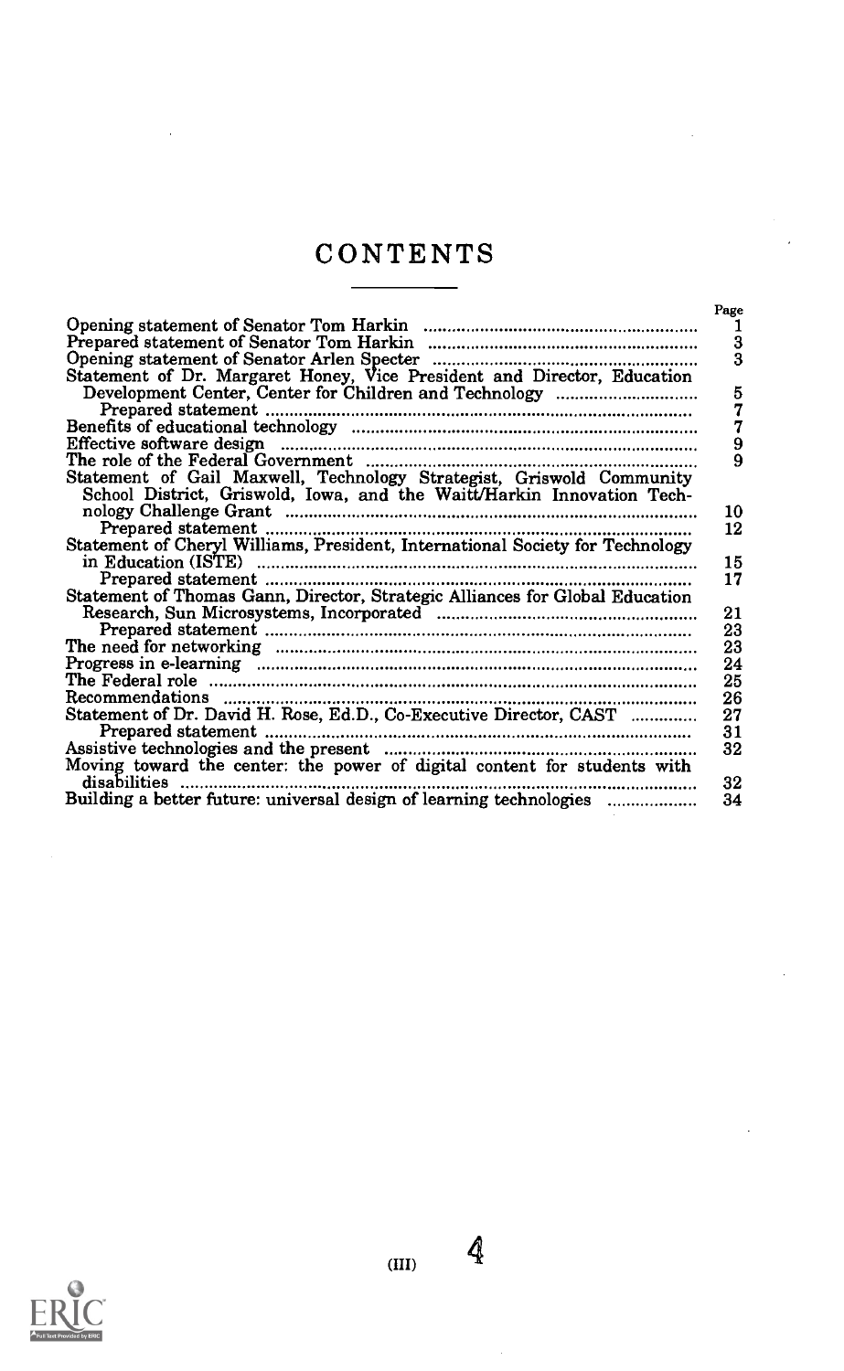# CONTENTS

| | Page |
|---|---|
| Opening statement of Senator Tom Harkin | 1 |
| Prepared statement of Senator Tom Harkin | 3 |
| Opening statement of Senator Arlen Specter | 3 |
| Statement of Dr. Margaret Honey, Vice President and Director, Education Development Center, Center for Children and Technology | 5 |
| Prepared statement | 7 |
| Benefits of educational technology | 7 |
| Effective software design | 9 |
| The role of the Federal Government | 9 |
| Statement of Gail Maxwell, Technology Strategist, Griswold Community School District, Griswold, Iowa, and the Waitt/Harkin Innovation Technology Challenge Grant | 10 |
| Prepared statement | 12 |
| Statement of Cheryl Williams, President, International Society for Technology in Education (ISTE) | 15 |
| Prepared statement | 17 |
| Statement of Thomas Gann, Director, Strategic Alliances for Global Education Research, Sun Microsystems, Incorporated | 21 |
| Prepared statement | 23 |
| The need for networking | 23 |
| Progress in e-learning | 24 |
| The Federal role | 25 |
| Recommendations | 26 |
| Statement of Dr. David H. Rose, Ed.D., Co-Executive Director, CAST | 27 |
| Prepared statement | 31 |
| Assistive technologies and the present | 32 |
| Moving toward the center: the power of digital content for students with disabilities | 32 |
| Building a better future: universal design of learning technologies | 34 |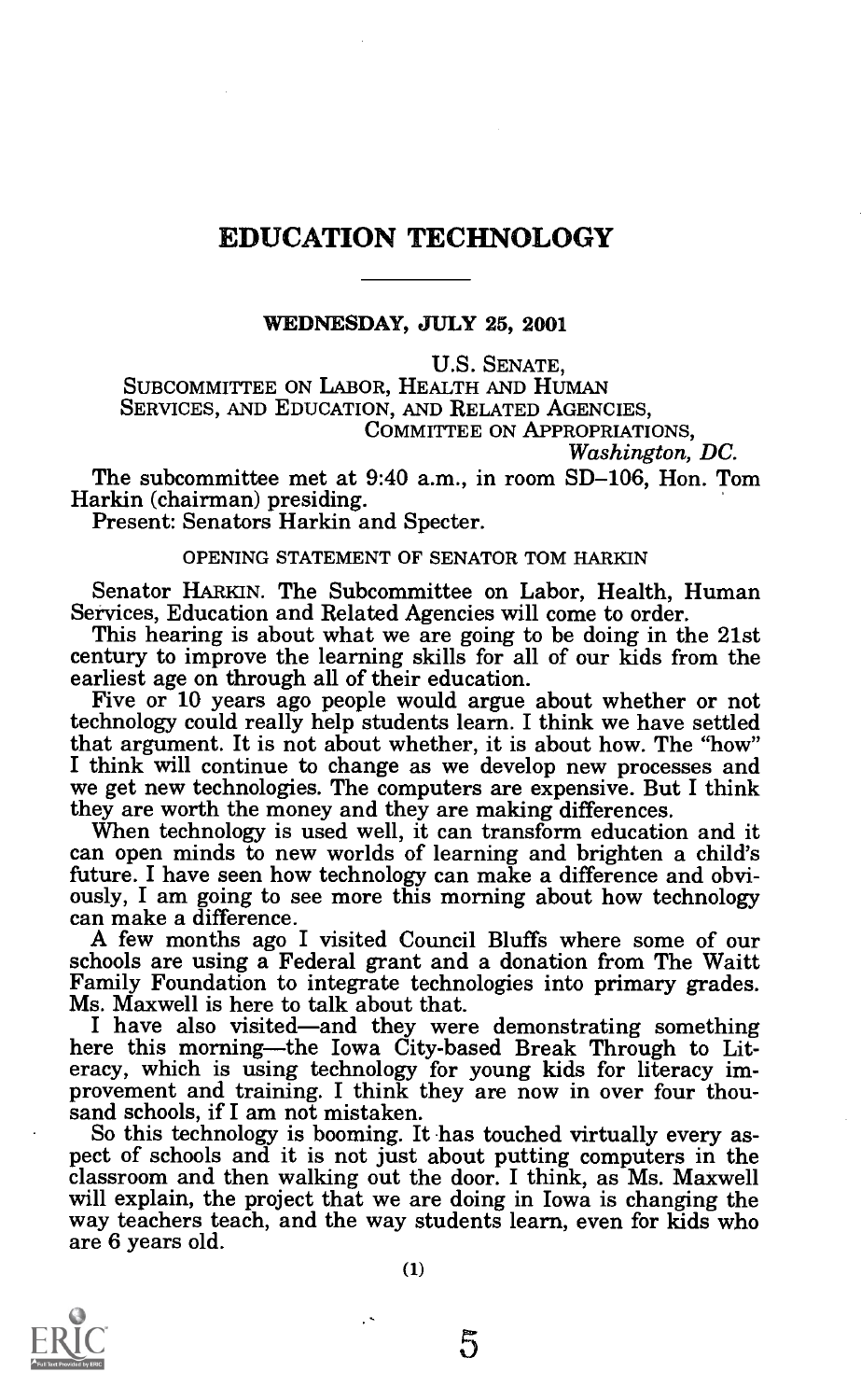# EDUCATION TECHNOLOGY

**WEDNESDAY, JULY 25, 2001**

U.S. SENATE,
SUBCOMMITTEE ON LABOR, HEALTH AND HUMAN SERVICES, AND EDUCATION, AND RELATED AGENCIES,
COMMITTEE ON APPROPRIATIONS,
*Washington, DC.*

The subcommittee met at 9:40 a.m., in room SD-106, Hon. Tom Harkin (chairman) presiding.

Present: Senators Harkin and Specter.

OPENING STATEMENT OF SENATOR TOM HARKIN

Senator HARKIN. The Subcommittee on Labor, Health, Human Services, Education and Related Agencies will come to order.

This hearing is about what we are going to be doing in the 21st century to improve the learning skills for all of our kids from the earliest age on through all of their education.

Five or 10 years ago people would argue about whether or not technology could really help students learn. I think we have settled that argument. It is not about whether, it is about how. The "how" I think will continue to change as we develop new processes and we get new technologies. The computers are expensive. But I think they are worth the money and they are making differences.

When technology is used well, it can transform education and it can open minds to new worlds of learning and brighten a child's future. I have seen how technology can make a difference and obviously, I am going to see more this morning about how technology can make a difference.

A few months ago I visited Council Bluffs where some of our schools are using a Federal grant and a donation from The Waitt Family Foundation to integrate technologies into primary grades. Ms. Maxwell is here to talk about that.

I have also visited—and they were demonstrating something here this morning—the Iowa City-based Break Through to Literacy, which is using technology for young kids for literacy improvement and training. I think they are now in over four thousand schools, if I am not mistaken.

So this technology is booming. It has touched virtually every aspect of schools and it is not just about putting computers in the classroom and then walking out the door. I think, as Ms. Maxwell will explain, the project that we are doing in Iowa is changing the way teachers teach, and the way students learn, even for kids who are 6 years old.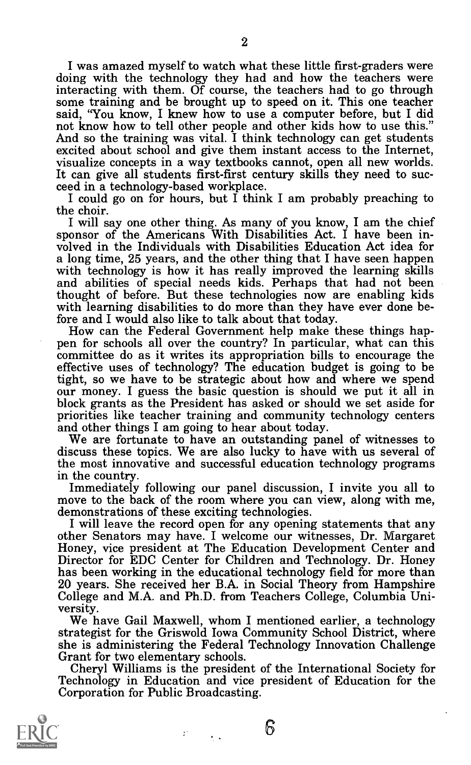I was amazed myself to watch what these little first-graders were doing with the technology they had and how the teachers were interacting with them. Of course, the teachers had to go through some training and be brought up to speed on it. This one teacher said, "You know, I knew how to use a computer before, but I did not know how to tell other people and other kids how to use this." And so the training was vital. I think technology can get students excited about school and give them instant access to the Internet, visualize concepts in a way textbooks cannot, open all new worlds. It can give all students first-first century skills they need to succeed in a technology-based workplace.

I could go on for hours, but I think I am probably preaching to the choir.

I will say one other thing. As many of you know, I am the chief sponsor of the Americans With Disabilities Act. I have been involved in the Individuals with Disabilities Education Act idea for a long time, 25 years, and the other thing that I have seen happen with technology is how it has really improved the learning skills and abilities of special needs kids. Perhaps that had not been thought of before. But these technologies now are enabling kids with learning disabilities to do more than they have ever done before and I would also like to talk about that today.

How can the Federal Government help make these things happen for schools all over the country? In particular, what can this committee do as it writes its appropriation bills to encourage the effective uses of technology? The education budget is going to be tight, so we have to be strategic about how and where we spend our money. I guess the basic question is should we put it all in block grants as the President has asked or should we set aside for priorities like teacher training and community technology centers and other things I am going to hear about today.

We are fortunate to have an outstanding panel of witnesses to discuss these topics. We are also lucky to have with us several of the most innovative and successful education technology programs in the country.

Immediately following our panel discussion, I invite you all to move to the back of the room where you can view, along with me, demonstrations of these exciting technologies.

I will leave the record open for any opening statements that any other Senators may have. I welcome our witnesses, Dr. Margaret Honey, vice president at The Education Development Center and Director for EDC Center for Children and Technology. Dr. Honey has been working in the educational technology field for more than 20 years. She received her B.A. in Social Theory from Hampshire College and M.A. and Ph.D. from Teachers College, Columbia University.

We have Gail Maxwell, whom I mentioned earlier, a technology strategist for the Griswold Iowa Community School District, where she is administering the Federal Technology Innovation Challenge Grant for two elementary schools.

Cheryl Williams is the president of the International Society for Technology in Education and vice president of Education for the Corporation for Public Broadcasting.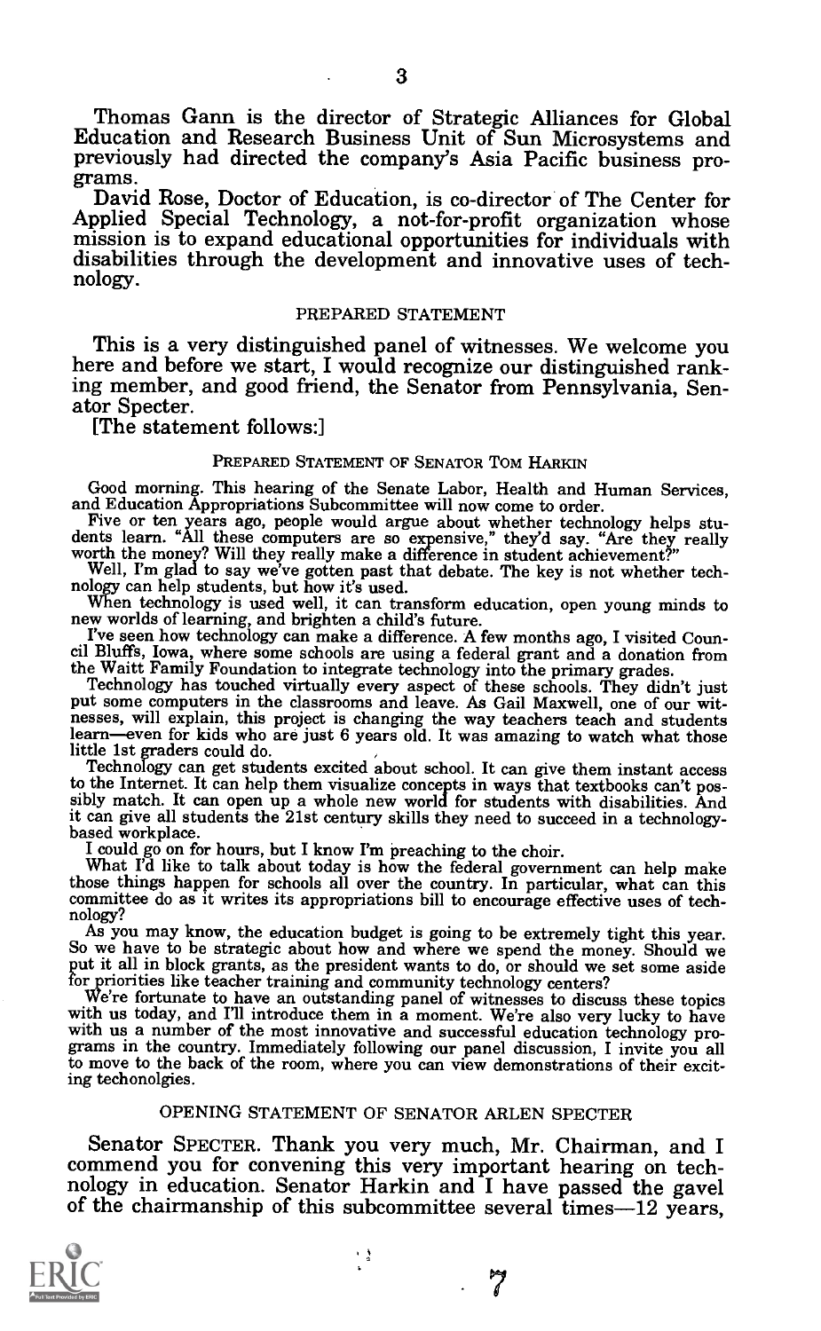Thomas Gann is the director of Strategic Alliances for Global Education and Research Business Unit of Sun Microsystems and previously had directed the company's Asia Pacific business programs.

David Rose, Doctor of Education, is co-director of The Center for Applied Special Technology, a not-for-profit organization whose mission is to expand educational opportunities for individuals with disabilities through the development and innovative uses of technology.

### PREPARED STATEMENT

This is a very distinguished panel of witnesses. We welcome you here and before we start, I would recognize our distinguished ranking member, and good friend, the Senator from Pennsylvania, Senator Specter.

[The statement follows:]

#### PREPARED STATEMENT OF SENATOR TOM HARKIN

Good morning. This hearing of the Senate Labor, Health and Human Services, and Education Appropriations Subcommittee will now come to order.

Five or ten years ago, people would argue about whether technology helps students learn. "All these computers are so expensive," they'd say. "Are they really worth the money? Will they really make a difference in student achievement?"

Well, I'm glad to say we've gotten past that debate. The key is not whether technology can help students, but how it's used.

When technology is used well, it can transform education, open young minds to new worlds of learning, and brighten a child's future.

I've seen how technology can make a difference. A few months ago, I visited Council Bluffs, Iowa, where some schools are using a federal grant and a donation from the Waitt Family Foundation to integrate technology into the primary grades.

Technology has touched virtually every aspect of these schools. They didn't just put some computers in the classrooms and leave. As Gail Maxwell, one of our witnesses, will explain, this project is changing the way teachers teach and students learn—even for kids who are just 6 years old. It was amazing to watch what those little 1st graders could do.

Technology can get students excited about school. It can give them instant access to the Internet. It can help them visualize concepts in ways that textbooks can't possibly match. It can open up a whole new world for students with disabilities. And it can give all students the 21st century skills they need to succeed in a technology-based workplace.

I could go on for hours, but I know I'm preaching to the choir.

What I'd like to talk about today is how the federal government can help make those things happen for schools all over the country. In particular, what can this committee do as it writes its appropriations bill to encourage effective uses of technology?

As you may know, the education budget is going to be extremely tight this year. So we have to be strategic about how and where we spend the money. Should we put it all in block grants, as the president wants to do, or should we set some aside for priorities like teacher training and community technology centers?

We're fortunate to have an outstanding panel of witnesses to discuss these topics with us today, and I'll introduce them in a moment. We're also very lucky to have with us a number of the most innovative and successful education technology programs in the country. Immediately following our panel discussion, I invite you all to move to the back of the room, where you can view demonstrations of their exciting techonolgies.

### OPENING STATEMENT OF SENATOR ARLEN SPECTER

Senator SPECTER. Thank you very much, Mr. Chairman, and I commend you for convening this very important hearing on technology in education. Senator Harkin and I have passed the gavel of the chairmanship of this subcommittee several times—12 years,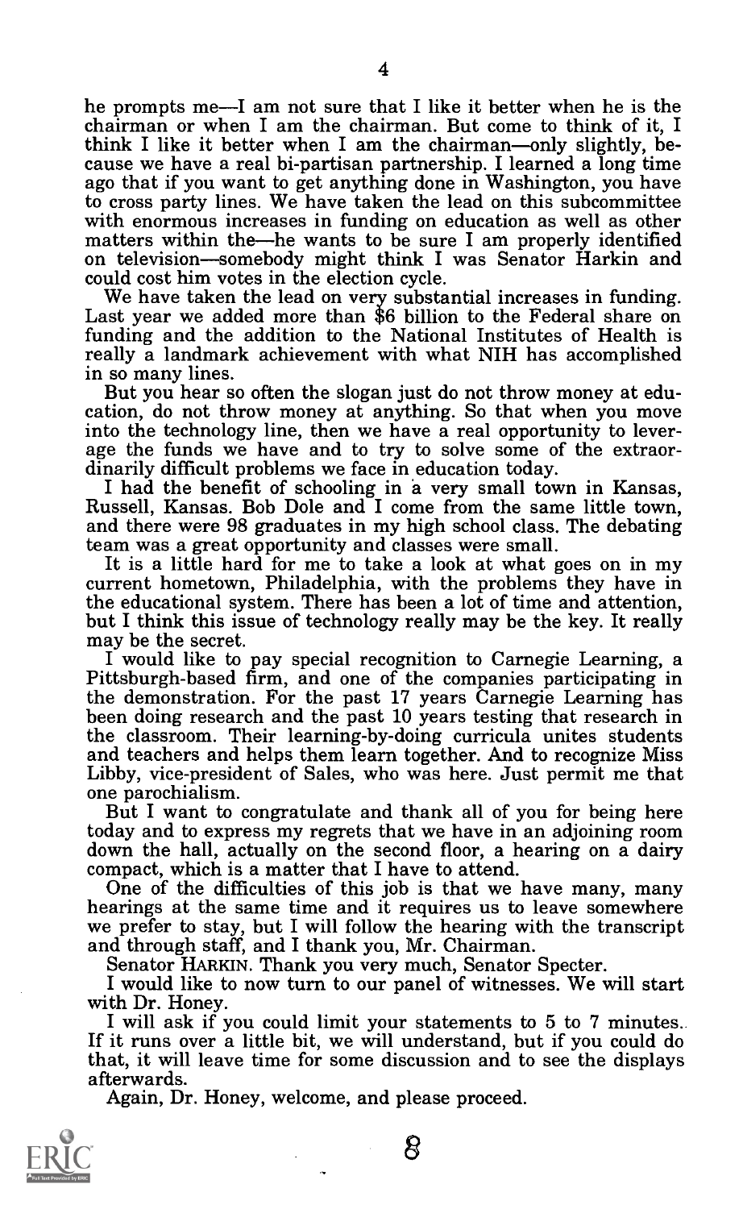he prompts me—I am not sure that I like it better when he is the chairman or when I am the chairman. But come to think of it, I think I like it better when I am the chairman—only slightly, because we have a real bi-partisan partnership. I learned a long time ago that if you want to get anything done in Washington, you have to cross party lines. We have taken the lead on this subcommittee with enormous increases in funding on education as well as other matters within the—he wants to be sure I am properly identified on television—somebody might think I was Senator Harkin and could cost him votes in the election cycle.

We have taken the lead on very substantial increases in funding. Last year we added more than $6 billion to the Federal share on funding and the addition to the National Institutes of Health is really a landmark achievement with what NIH has accomplished in so many lines.

But you hear so often the slogan just do not throw money at education, do not throw money at anything. So that when you move into the technology line, then we have a real opportunity to leverage the funds we have and to try to solve some of the extraordinarily difficult problems we face in education today.

I had the benefit of schooling in a very small town in Kansas, Russell, Kansas. Bob Dole and I come from the same little town, and there were 98 graduates in my high school class. The debating team was a great opportunity and classes were small.

It is a little hard for me to take a look at what goes on in my current hometown, Philadelphia, with the problems they have in the educational system. There has been a lot of time and attention, but I think this issue of technology really may be the key. It really may be the secret.

I would like to pay special recognition to Carnegie Learning, a Pittsburgh-based firm, and one of the companies participating in the demonstration. For the past 17 years Carnegie Learning has been doing research and the past 10 years testing that research in the classroom. Their learning-by-doing curricula unites students and teachers and helps them learn together. And to recognize Miss Libby, vice-president of Sales, who was here. Just permit me that one parochialism.

But I want to congratulate and thank all of you for being here today and to express my regrets that we have in an adjoining room down the hall, actually on the second floor, a hearing on a dairy compact, which is a matter that I have to attend.

One of the difficulties of this job is that we have many, many hearings at the same time and it requires us to leave somewhere we prefer to stay, but I will follow the hearing with the transcript and through staff, and I thank you, Mr. Chairman.

Senator HARKIN. Thank you very much, Senator Specter.

I would like to now turn to our panel of witnesses. We will start with Dr. Honey.

I will ask if you could limit your statements to 5 to 7 minutes. If it runs over a little bit, we will understand, but if you could do that, it will leave time for some discussion and to see the displays afterwards.

Again, Dr. Honey, welcome, and please proceed.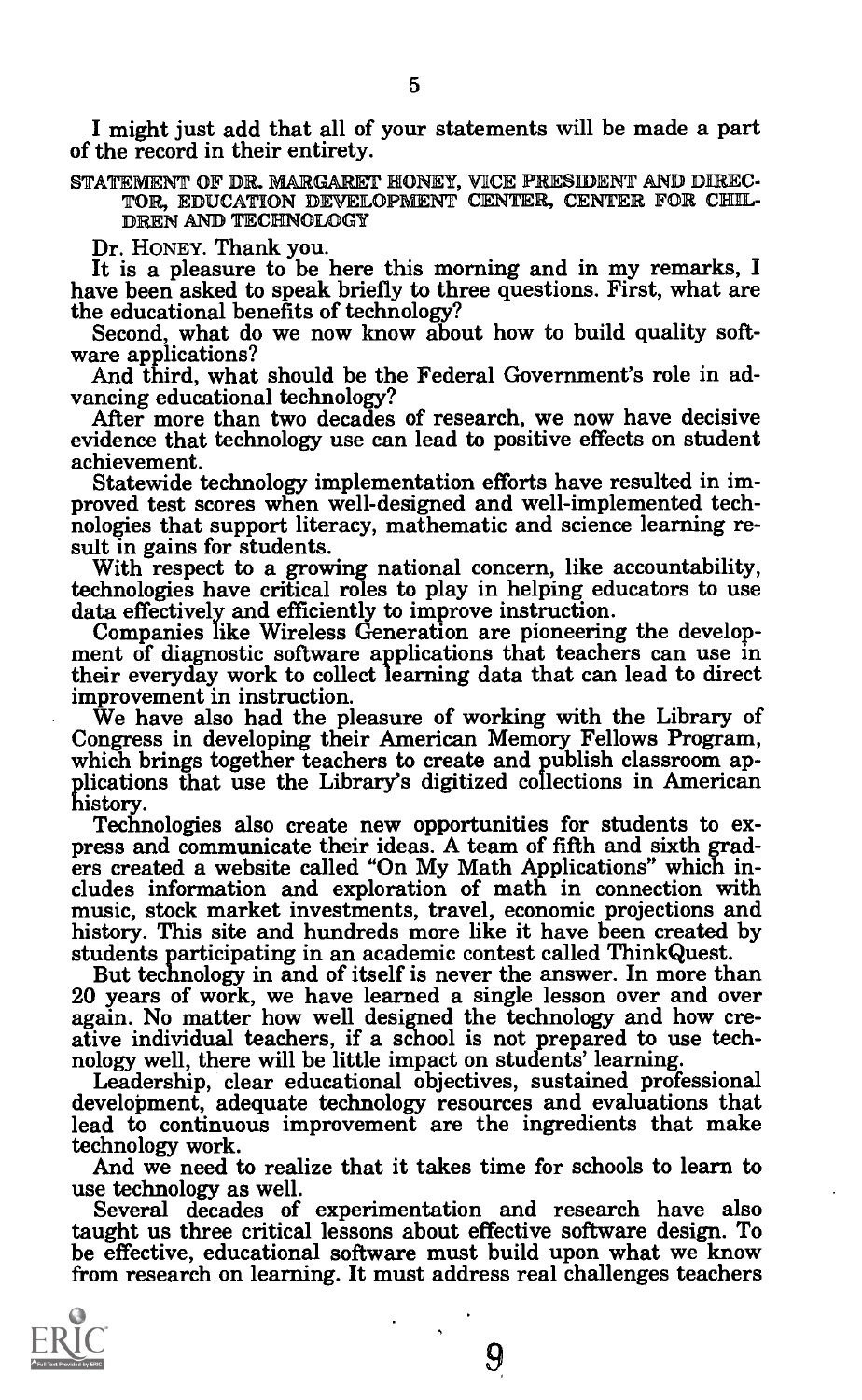I might just add that all of your statements will be made a part of the record in their entirety.

STATEMENT OF DR. MARGARET HONEY, VICE PRESIDENT AND DIRECTOR, EDUCATION DEVELOPMENT CENTER, CENTER FOR CHILDREN AND TECHNOLOGY

Dr. HONEY. Thank you.

It is a pleasure to be here this morning and in my remarks, I have been asked to speak briefly to three questions. First, what are the educational benefits of technology?

Second, what do we now know about how to build quality software applications?

And third, what should be the Federal Government's role in advancing educational technology?

After more than two decades of research, we now have decisive evidence that technology use can lead to positive effects on student achievement.

Statewide technology implementation efforts have resulted in improved test scores when well-designed and well-implemented technologies that support literacy, mathematic and science learning result in gains for students.

With respect to a growing national concern, like accountability, technologies have critical roles to play in helping educators to use data effectively and efficiently to improve instruction.

Companies like Wireless Generation are pioneering the development of diagnostic software applications that teachers can use in their everyday work to collect learning data that can lead to direct improvement in instruction.

We have also had the pleasure of working with the Library of Congress in developing their American Memory Fellows Program, which brings together teachers to create and publish classroom applications that use the Library's digitized collections in American history.

Technologies also create new opportunities for students to express and communicate their ideas. A team of fifth and sixth graders created a website called "On My Math Applications" which includes information and exploration of math in connection with music, stock market investments, travel, economic projections and history. This site and hundreds more like it have been created by students participating in an academic contest called ThinkQuest.

But technology in and of itself is never the answer. In more than 20 years of work, we have learned a single lesson over and over again. No matter how well designed the technology and how creative individual teachers, if a school is not prepared to use technology well, there will be little impact on students' learning.

Leadership, clear educational objectives, sustained professional development, adequate technology resources and evaluations that lead to continuous improvement are the ingredients that make technology work.

And we need to realize that it takes time for schools to learn to use technology as well.

Several decades of experimentation and research have also taught us three critical lessons about effective software design. To be effective, educational software must build upon what we know from research on learning. It must address real challenges teachers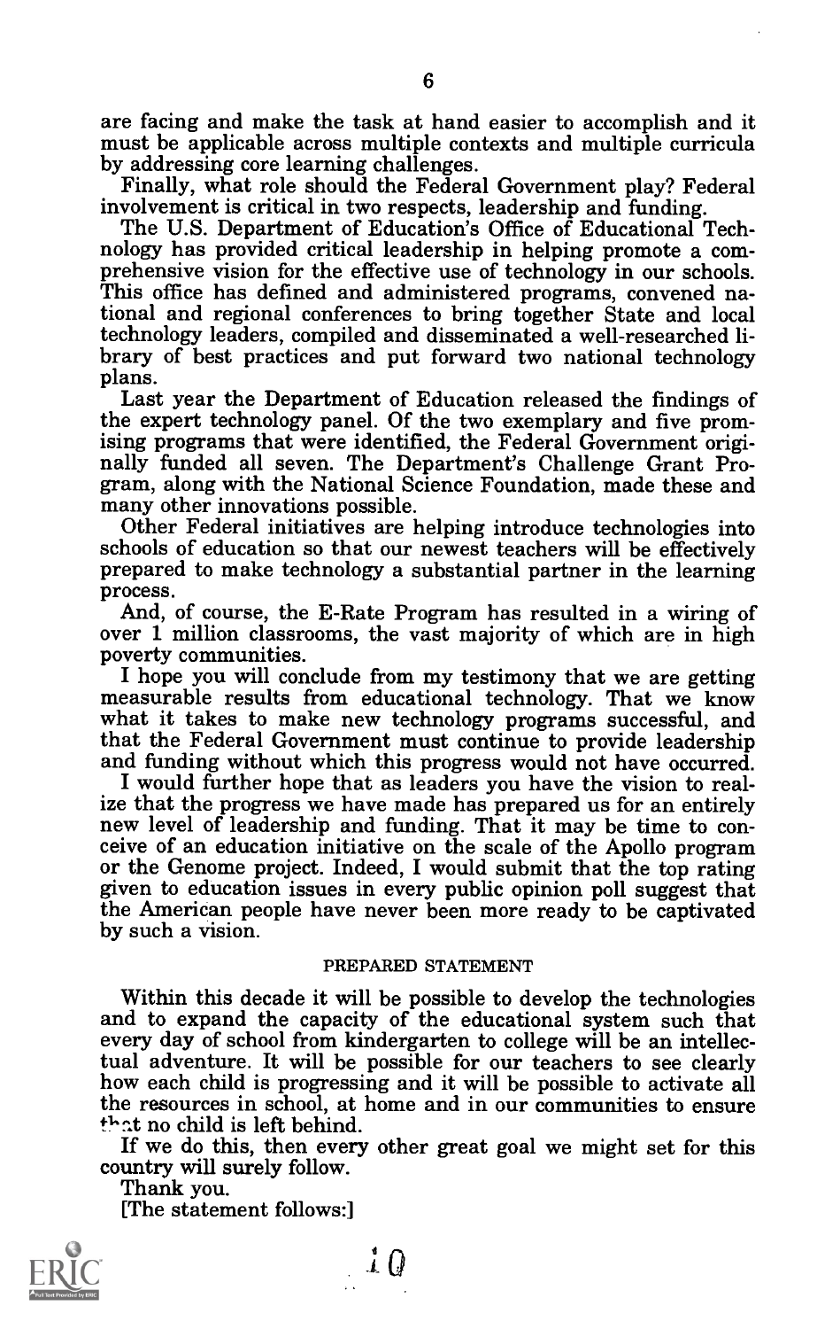are facing and make the task at hand easier to accomplish and it must be applicable across multiple contexts and multiple curricula by addressing core learning challenges.

Finally, what role should the Federal Government play? Federal involvement is critical in two respects, leadership and funding.

The U.S. Department of Education's Office of Educational Technology has provided critical leadership in helping promote a comprehensive vision for the effective use of technology in our schools. This office has defined and administered programs, convened national and regional conferences to bring together State and local technology leaders, compiled and disseminated a well-researched library of best practices and put forward two national technology plans.

Last year the Department of Education released the findings of the expert technology panel. Of the two exemplary and five promising programs that were identified, the Federal Government originally funded all seven. The Department's Challenge Grant Program, along with the National Science Foundation, made these and many other innovations possible.

Other Federal initiatives are helping introduce technologies into schools of education so that our newest teachers will be effectively prepared to make technology a substantial partner in the learning process.

And, of course, the E-Rate Program has resulted in a wiring of over 1 million classrooms, the vast majority of which are in high poverty communities.

I hope you will conclude from my testimony that we are getting measurable results from educational technology. That we know what it takes to make new technology programs successful, and that the Federal Government must continue to provide leadership and funding without which this progress would not have occurred.

I would further hope that as leaders you have the vision to realize that the progress we have made has prepared us for an entirely new level of leadership and funding. That it may be time to conceive of an education initiative on the scale of the Apollo program or the Genome project. Indeed, I would submit that the top rating given to education issues in every public opinion poll suggest that the American people have never been more ready to be captivated by such a vision.

PREPARED STATEMENT

Within this decade it will be possible to develop the technologies and to expand the capacity of the educational system such that every day of school from kindergarten to college will be an intellectual adventure. It will be possible for our teachers to see clearly how each child is progressing and it will be possible to activate all the resources in school, at home and in our communities to ensure that no child is left behind.

If we do this, then every other great goal we might set for this country will surely follow.

Thank you.

[The statement follows:]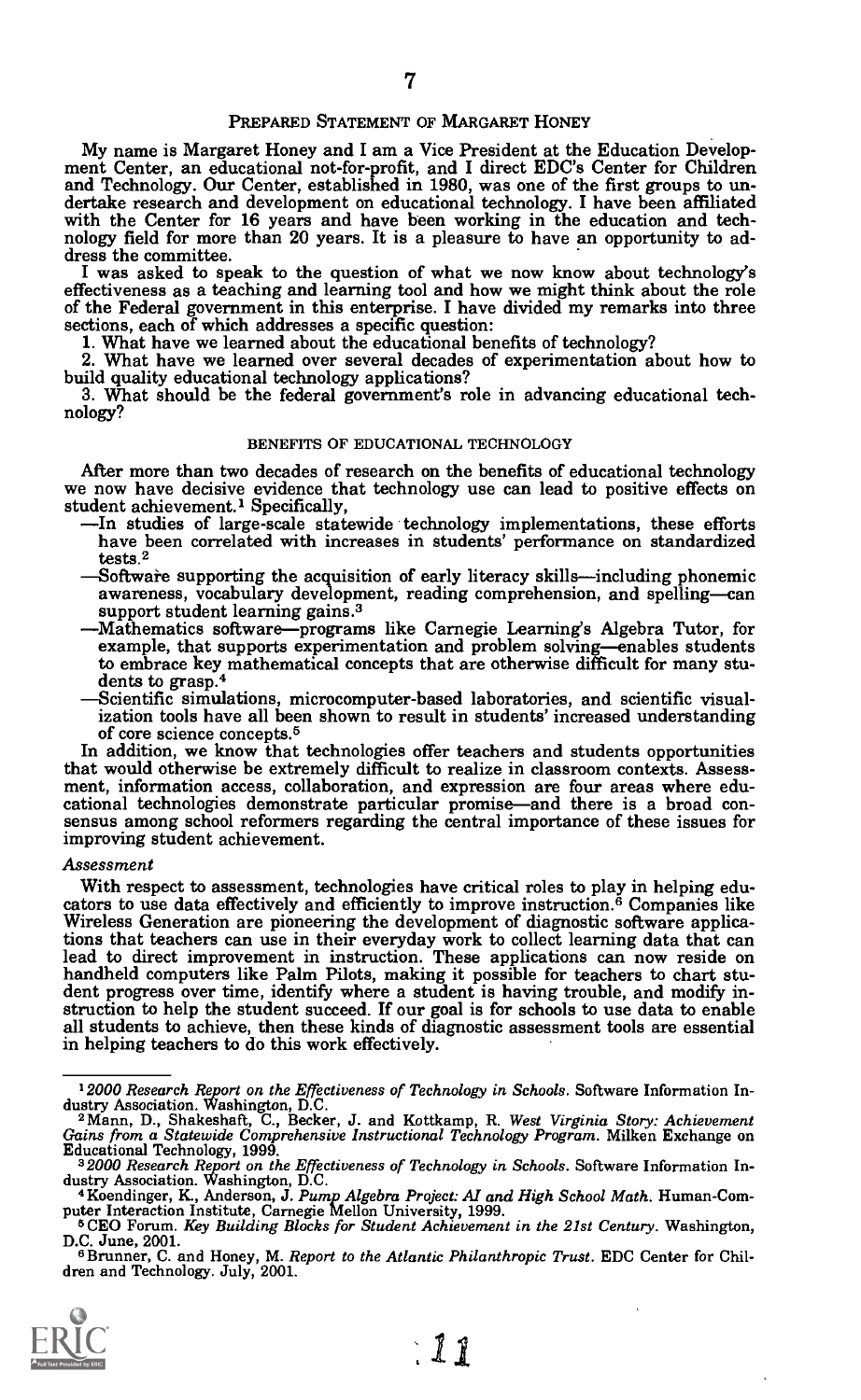## PREPARED STATEMENT OF MARGARET HONEY

My name is Margaret Honey and I am a Vice President at the Education Development Center, an educational not-for-profit, and I direct EDC's Center for Children and Technology. Our Center, established in 1980, was one of the first groups to undertake research and development on educational technology. I have been affiliated with the Center for 16 years and have been working in the education and technology field for more than 20 years. It is a pleasure to have an opportunity to address the committee.

I was asked to speak to the question of what we now know about technology's effectiveness as a teaching and learning tool and how we might think about the role of the Federal government in this enterprise. I have divided my remarks into three sections, each of which addresses a specific question:

1. What have we learned about the educational benefits of technology?
2. What have we learned over several decades of experimentation about how to build quality educational technology applications?
3. What should be the federal government's role in advancing educational technology?

### BENEFITS OF EDUCATIONAL TECHNOLOGY

After more than two decades of research on the benefits of educational technology we now have decisive evidence that technology use can lead to positive effects on student achievement.[1] Specifically,

—In studies of large-scale statewide technology implementations, these efforts have been correlated with increases in students' performance on standardized tests.[2]

—Software supporting the acquisition of early literacy skills—including phonemic awareness, vocabulary development, reading comprehension, and spelling—can support student learning gains.[3]

—Mathematics software—programs like Carnegie Learning's Algebra Tutor, for example, that supports experimentation and problem solving—enables students to embrace key mathematical concepts that are otherwise difficult for many students to grasp.[4]

—Scientific simulations, microcomputer-based laboratories, and scientific visualization tools have all been shown to result in students' increased understanding of core science concepts.[5]

In addition, we know that technologies offer teachers and students opportunities that would otherwise be extremely difficult to realize in classroom contexts. Assessment, information access, collaboration, and expression are four areas where educational technologies demonstrate particular promise—and there is a broad consensus among school reformers regarding the central importance of these issues for improving student achievement.

#### *Assessment*

With respect to assessment, technologies have critical roles to play in helping educators to use data effectively and efficiently to improve instruction.[6] Companies like Wireless Generation are pioneering the development of diagnostic software applications that teachers can use in their everyday work to collect learning data that can lead to direct improvement in instruction. These applications can now reside on handheld computers like Palm Pilots, making it possible for teachers to chart student progress over time, identify where a student is having trouble, and modify instruction to help the student succeed. If our goal is for schools to use data to enable all students to achieve, then these kinds of diagnostic assessment tools are essential in helping teachers to do this work effectively.

---

[1] *2000 Research Report on the Effectiveness of Technology in Schools.* Software Information Industry Association. Washington, D.C.

[2] Mann, D., Shakeshaft, C., Becker, J. and Kottkamp, R. *West Virginia Story: Achievement Gains from a Statewide Comprehensive Instructional Technology Program.* Milken Exchange on Educational Technology, 1999.

[3] *2000 Research Report on the Effectiveness of Technology in Schools.* Software Information Industry Association. Washington, D.C.

[4] Koendinger, K., Anderson, J. *Pump Algebra Project: AI and High School Math.* Human-Computer Interaction Institute, Carnegie Mellon University, 1999.

[5] CEO Forum. *Key Building Blocks for Student Achievement in the 21st Century.* Washington, D.C. June, 2001.

[6] Brunner, C. and Honey, M. *Report to the Atlantic Philanthropic Trust.* EDC Center for Children and Technology. July, 2001.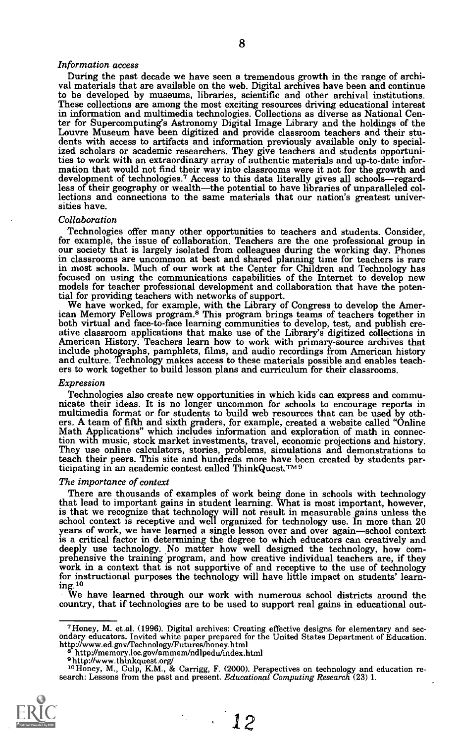*Information access*

During the past decade we have seen a tremendous growth in the range of archival materials that are available on the web. Digital archives have been and continue to be developed by museums, libraries, scientific and other archival institutions. These collections are among the most exciting resources driving educational interest in information and multimedia technologies. Collections as diverse as National Center for Supercomputing's Astronomy Digital Image Library and the holdings of the Louvre Museum have been digitized and provide classroom teachers and their students with access to artifacts and information previously available only to specialized scholars or academic researchers. They give teachers and students opportunities to work with an extraordinary array of authentic materials and up-to-date information that would not find their way into classrooms were it not for the growth and development of technologies.[7] Access to this data literally gives all schools—regardless of their geography or wealth—the potential to have libraries of unparalleled collections and connections to the same materials that our nation's greatest universities have.

*Collaboration*

Technologies offer many other opportunities to teachers and students. Consider, for example, the issue of collaboration. Teachers are the one professional group in our society that is largely isolated from colleagues during the working day. Phones in classrooms are uncommon at best and shared planning time for teachers is rare in most schools. Much of our work at the Center for Children and Technology has focused on using the communications capabilities of the Internet to develop new models for teacher professional development and collaboration that have the potential for providing teachers with networks of support.

We have worked, for example, with the Library of Congress to develop the American Memory Fellows program.[8] This program brings teams of teachers together in both virtual and face-to-face learning communities to develop, test, and publish creative classroom applications that make use of the Library's digitized collections in American History. Teachers learn how to work with primary-source archives that include photographs, pamphlets, films, and audio recordings from American history and culture. Technology makes access to these materials possible and enables teachers to work together to build lesson plans and curriculum for their classrooms.

*Expression*

Technologies also create new opportunities in which kids can express and communicate their ideas. It is no longer uncommon for schools to encourage reports in multimedia format or for students to build web resources that can be used by others. A team of fifth and sixth graders, for example, created a website called "Online Math Applications" which includes information and exploration of math in connection with music, stock market investments, travel, economic projections and history. They use online calculators, stories, problems, simulations and demonstrations to teach their peers. This site and hundreds more have been created by students participating in an academic contest called ThinkQuest.™[9]

*The importance of context*

There are thousands of examples of work being done in schools with technology that lead to important gains in student learning. What is most important, however, is that we recognize that technology will not result in measurable gains unless the school context is receptive and well organized for technology use. In more than 20 years of work, we have learned a single lesson over and over again—school context is a critical factor in determining the degree to which educators can creatively and deeply use technology. No matter how well designed the technology, how comprehensive the training program, and how creative individual teachers are, if they work in a context that is not supportive of and receptive to the use of technology for instructional purposes the technology will have little impact on students' learning.[10]

We have learned through our work with numerous school districts around the country, that if technologies are to be used to support real gains in educational out-

---

[7] Honey, M. et.al. (1996). Digital archives: Creating effective designs for elementary and secondary educators. Invited white paper prepared for the United States Department of Education. http://www.ed.gov/Technology/Futures/honey.html

[8] http://memory.loc.gov/ammem/ndlpedu/index.html

[9] http://www.thinkquest.org/

[10] Honey, M., Culp, K.M., & Carrigg, F. (2000). Perspectives on technology and education research: Lessons from the past and present. *Educational Computing Research* (23) 1.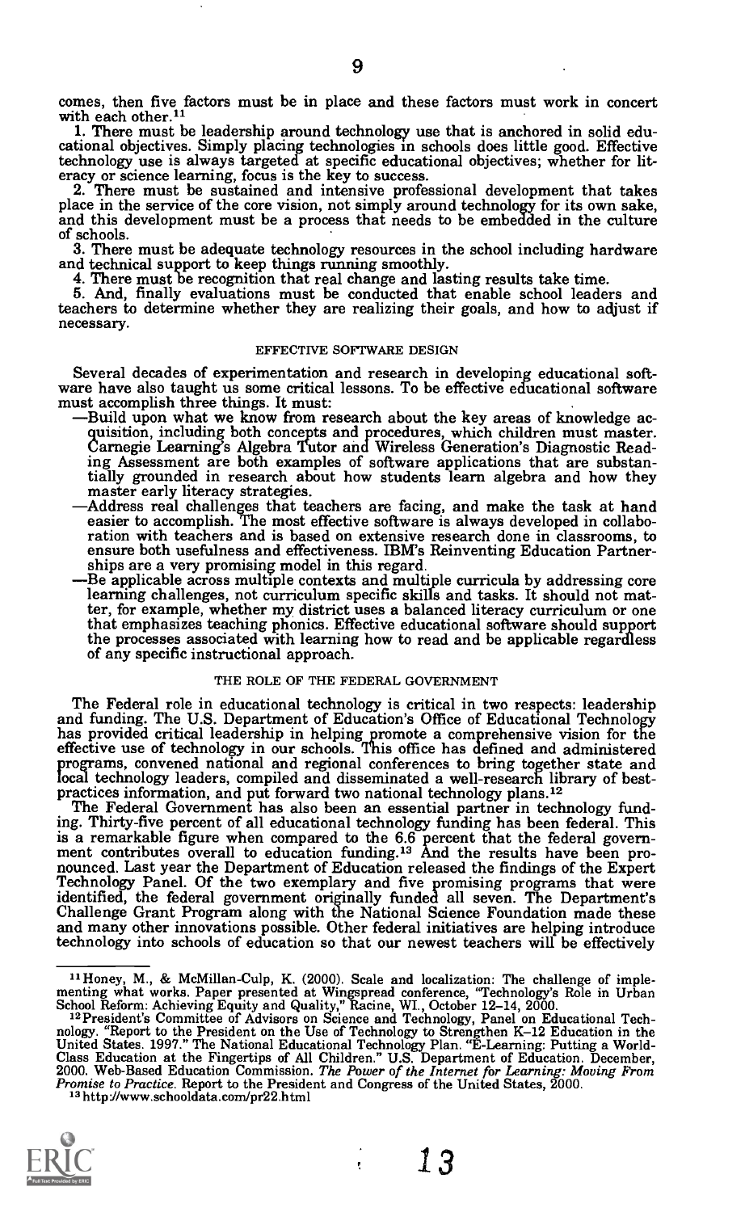comes, then five factors must be in place and these factors must work in concert with each other.[11]

1. There must be leadership around technology use that is anchored in solid educational objectives. Simply placing technologies in schools does little good. Effective technology use is always targeted at specific educational objectives; whether for literacy or science learning, focus is the key to success.
2. There must be sustained and intensive professional development that takes place in the service of the core vision, not simply around technology for its own sake, and this development must be a process that needs to be embedded in the culture of schools.
3. There must be adequate technology resources in the school including hardware and technical support to keep things running smoothly.
4. There must be recognition that real change and lasting results take time.
5. And, finally evaluations must be conducted that enable school leaders and teachers to determine whether they are realizing their goals, and how to adjust if necessary.

### EFFECTIVE SOFTWARE DESIGN

Several decades of experimentation and research in developing educational software have also taught us some critical lessons. To be effective educational software must accomplish three things. It must:

—Build upon what we know from research about the key areas of knowledge acquisition, including both concepts and procedures, which children must master. Carnegie Learning's Algebra Tutor and Wireless Generation's Diagnostic Reading Assessment are both examples of software applications that are substantially grounded in research about how students learn algebra and how they master early literacy strategies.

—Address real challenges that teachers are facing, and make the task at hand easier to accomplish. The most effective software is always developed in collaboration with teachers and is based on extensive research done in classrooms, to ensure both usefulness and effectiveness. IBM's Reinventing Education Partnerships are a very promising model in this regard.

—Be applicable across multiple contexts and multiple curricula by addressing core learning challenges, not curriculum specific skills and tasks. It should not matter, for example, whether my district uses a balanced literacy curriculum or one that emphasizes teaching phonics. Effective educational software should support the processes associated with learning how to read and be applicable regardless of any specific instructional approach.

### THE ROLE OF THE FEDERAL GOVERNMENT

The Federal role in educational technology is critical in two respects: leadership and funding. The U.S. Department of Education's Office of Educational Technology has provided critical leadership in helping promote a comprehensive vision for the effective use of technology in our schools. This office has defined and administered programs, convened national and regional conferences to bring together state and local technology leaders, compiled and disseminated a well-research library of best-practices information, and put forward two national technology plans.[12]

The Federal Government has also been an essential partner in technology funding. Thirty-five percent of all educational technology funding has been federal. This is a remarkable figure when compared to the 6.6 percent that the federal government contributes overall to education funding.[13] And the results have been pronounced. Last year the Department of Education released the findings of the Expert Technology Panel. Of the two exemplary and five promising programs that were identified, the federal government originally funded all seven. The Department's Challenge Grant Program along with the National Science Foundation made these and many other innovations possible. Other federal initiatives are helping introduce technology into schools of education so that our newest teachers will be effectively

---

[11] Honey, M., & McMillan-Culp, K. (2000). Scale and localization: The challenge of implementing what works. Paper presented at Wingspread conference, "Technology's Role in Urban School Reform: Achieving Equity and Quality," Racine, WI., October 12–14, 2000.

[12] President's Committee of Advisors on Science and Technology, Panel on Educational Technology. "Report to the President on the Use of Technology to Strengthen K–12 Education in the United States. 1997." The National Educational Technology Plan. "E-Learning: Putting a World-Class Education at the Fingertips of All Children." U.S. Department of Education. December, 2000. Web-Based Education Commission. *The Power of the Internet for Learning: Moving From Promise to Practice*. Report to the President and Congress of the United States, 2000.

[13] http://www.schooldata.com/pr22.html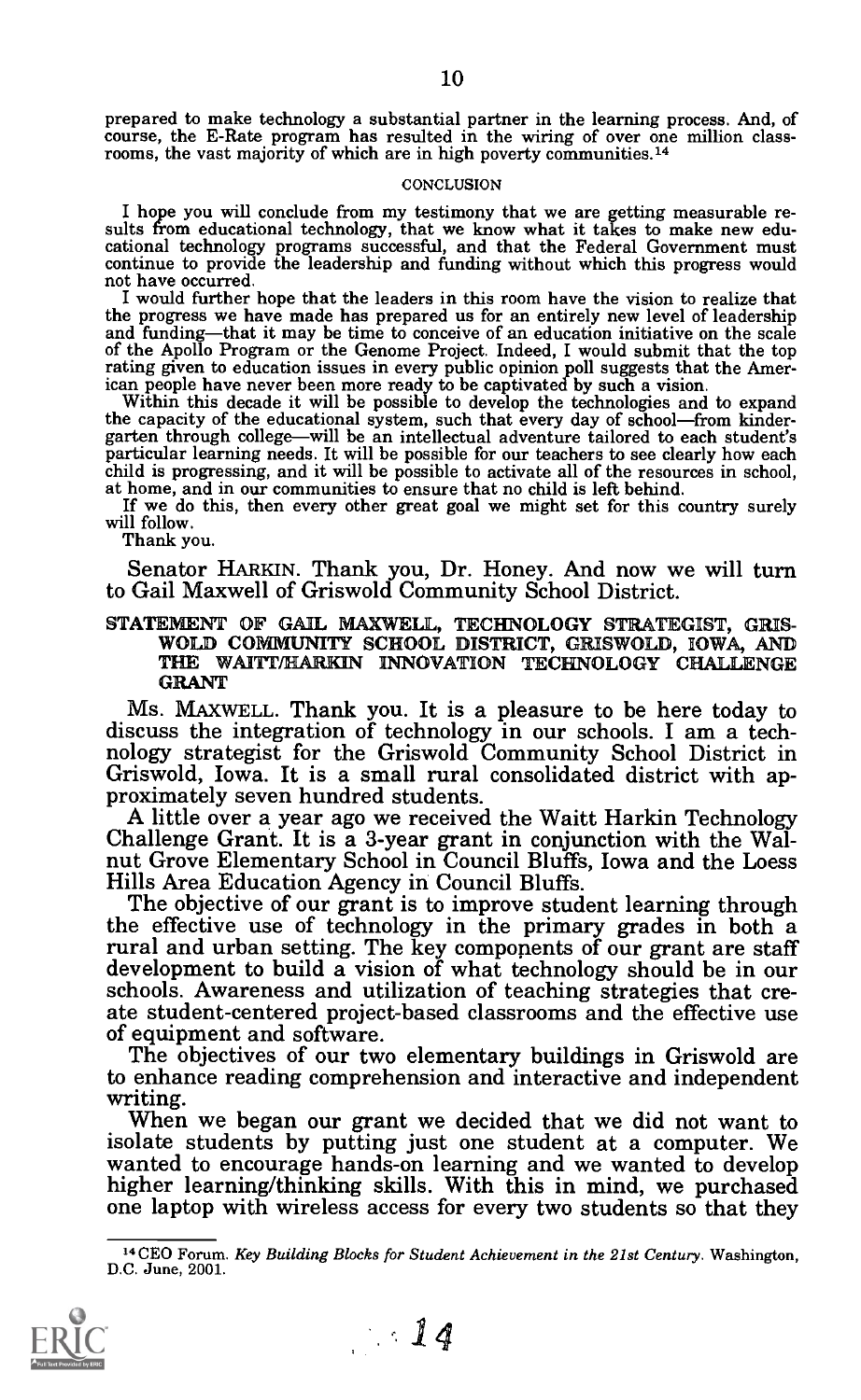prepared to make technology a substantial partner in the learning process. And, of course, the E-Rate program has resulted in the wiring of over one million classrooms, the vast majority of which are in high poverty communities.[14]

## CONCLUSION

I hope you will conclude from my testimony that we are getting measurable results from educational technology, that we know what it takes to make new educational technology programs successful, and that the Federal Government must continue to provide the leadership and funding without which this progress would not have occurred.

I would further hope that the leaders in this room have the vision to realize that the progress we have made has prepared us for an entirely new level of leadership and funding—that it may be time to conceive of an education initiative on the scale of the Apollo Program or the Genome Project. Indeed, I would submit that the top rating given to education issues in every public opinion poll suggests that the American people have never been more ready to be captivated by such a vision.

Within this decade it will be possible to develop the technologies and to expand the capacity of the educational system, such that every day of school—from kindergarten through college—will be an intellectual adventure tailored to each student's particular learning needs. It will be possible for our teachers to see clearly how each child is progressing, and it will be possible to activate all of the resources in school, at home, and in our communities to ensure that no child is left behind.

If we do this, then every other great goal we might set for this country surely will follow.

Thank you.

Senator HARKIN. Thank you, Dr. Honey. And now we will turn to Gail Maxwell of Griswold Community School District.

## STATEMENT OF GAIL MAXWELL, TECHNOLOGY STRATEGIST, GRISWOLD COMMUNITY SCHOOL DISTRICT, GRISWOLD, IOWA, AND THE WAITT/HARKIN INNOVATION TECHNOLOGY CHALLENGE GRANT

Ms. MAXWELL. Thank you. It is a pleasure to be here today to discuss the integration of technology in our schools. I am a technology strategist for the Griswold Community School District in Griswold, Iowa. It is a small rural consolidated district with approximately seven hundred students.

A little over a year ago we received the Waitt Harkin Technology Challenge Grant. It is a 3-year grant in conjunction with the Walnut Grove Elementary School in Council Bluffs, Iowa and the Loess Hills Area Education Agency in Council Bluffs.

The objective of our grant is to improve student learning through the effective use of technology in the primary grades in both a rural and urban setting. The key components of our grant are staff development to build a vision of what technology should be in our schools. Awareness and utilization of teaching strategies that create student-centered project-based classrooms and the effective use of equipment and software.

The objectives of our two elementary buildings in Griswold are to enhance reading comprehension and interactive and independent writing.

When we began our grant we decided that we did not want to isolate students by putting just one student at a computer. We wanted to encourage hands-on learning and we wanted to develop higher learning/thinking skills. With this in mind, we purchased one laptop with wireless access for every two students so that they

[14] CEO Forum. *Key Building Blocks for Student Achievement in the 21st Century*. Washington, D.C. June, 2001.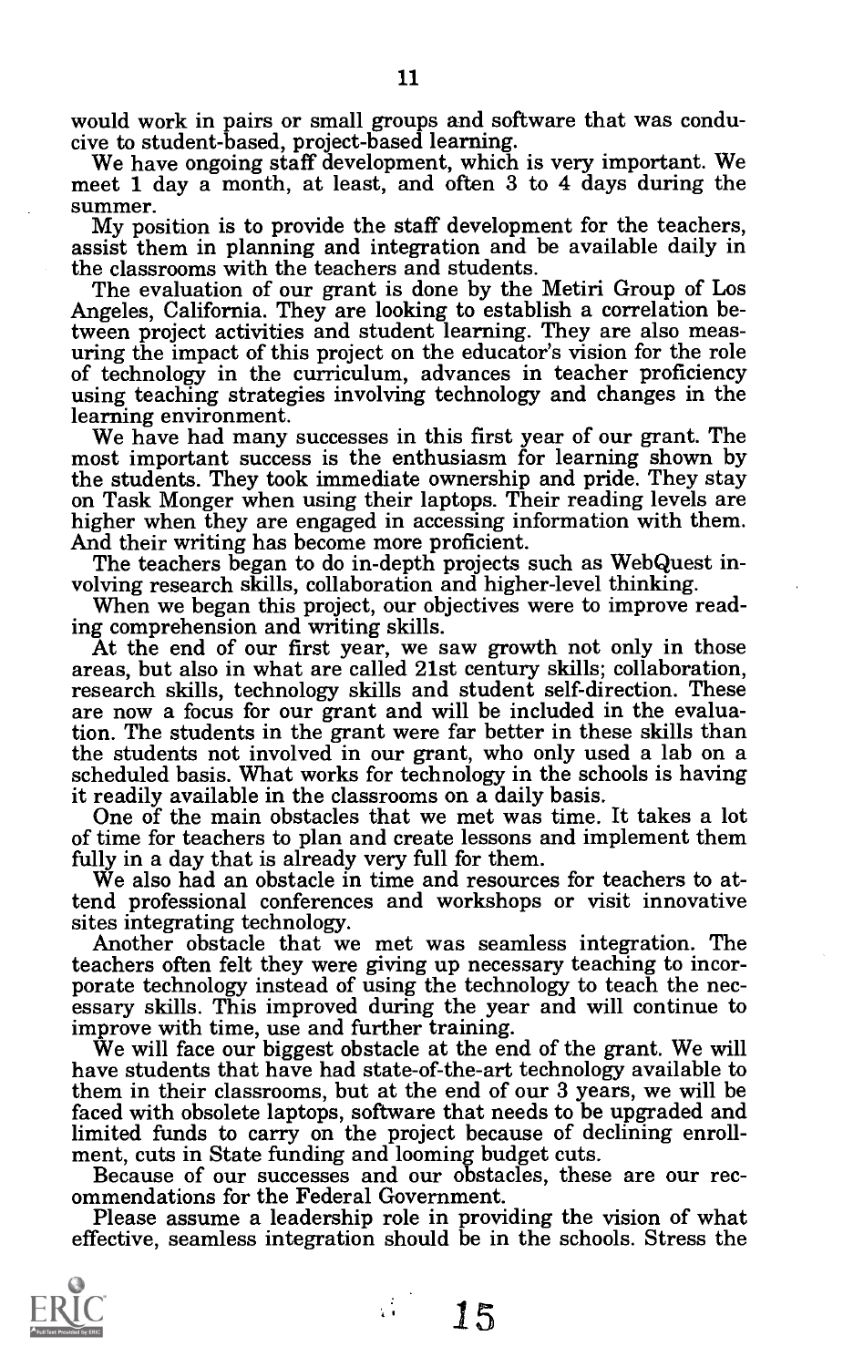would work in pairs or small groups and software that was conducive to student-based, project-based learning.

We have ongoing staff development, which is very important. We meet 1 day a month, at least, and often 3 to 4 days during the summer.

My position is to provide the staff development for the teachers, assist them in planning and integration and be available daily in the classrooms with the teachers and students.

The evaluation of our grant is done by the Metiri Group of Los Angeles, California. They are looking to establish a correlation between project activities and student learning. They are also measuring the impact of this project on the educator's vision for the role of technology in the curriculum, advances in teacher proficiency using teaching strategies involving technology and changes in the learning environment.

We have had many successes in this first year of our grant. The most important success is the enthusiasm for learning shown by the students. They took immediate ownership and pride. They stay on Task Monger when using their laptops. Their reading levels are higher when they are engaged in accessing information with them. And their writing has become more proficient.

The teachers began to do in-depth projects such as WebQuest involving research skills, collaboration and higher-level thinking.

When we began this project, our objectives were to improve reading comprehension and writing skills.

At the end of our first year, we saw growth not only in those areas, but also in what are called 21st century skills; collaboration, research skills, technology skills and student self-direction. These are now a focus for our grant and will be included in the evaluation. The students in the grant were far better in these skills than the students not involved in our grant, who only used a lab on a scheduled basis. What works for technology in the schools is having it readily available in the classrooms on a daily basis.

One of the main obstacles that we met was time. It takes a lot of time for teachers to plan and create lessons and implement them fully in a day that is already very full for them.

We also had an obstacle in time and resources for teachers to attend professional conferences and workshops or visit innovative sites integrating technology.

Another obstacle that we met was seamless integration. The teachers often felt they were giving up necessary teaching to incorporate technology instead of using the technology to teach the necessary skills. This improved during the year and will continue to improve with time, use and further training.

We will face our biggest obstacle at the end of the grant. We will have students that have had state-of-the-art technology available to them in their classrooms, but at the end of our 3 years, we will be faced with obsolete laptops, software that needs to be upgraded and limited funds to carry on the project because of declining enrollment, cuts in State funding and looming budget cuts.

Because of our successes and our obstacles, these are our recommendations for the Federal Government.

Please assume a leadership role in providing the vision of what effective, seamless integration should be in the schools. Stress the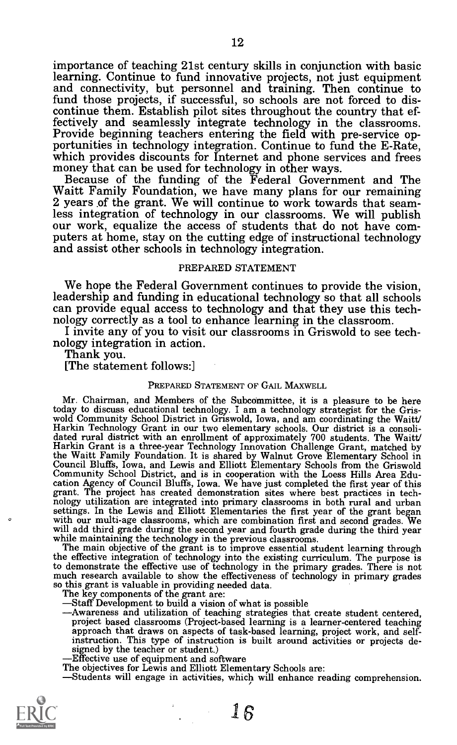importance of teaching 21st century skills in conjunction with basic learning. Continue to fund innovative projects, not just equipment and connectivity, but personnel and training. Then continue to fund those projects, if successful, so schools are not forced to discontinue them. Establish pilot sites throughout the country that effectively and seamlessly integrate technology in the classrooms. Provide beginning teachers entering the field with pre-service opportunities in technology integration. Continue to fund the E-Rate, which provides discounts for Internet and phone services and frees money that can be used for technology in other ways.

Because of the funding of the Federal Government and The Waitt Family Foundation, we have many plans for our remaining 2 years of the grant. We will continue to work towards that seamless integration of technology in our classrooms. We will publish our work, equalize the access of students that do not have computers at home, stay on the cutting edge of instructional technology and assist other schools in technology integration.

## PREPARED STATEMENT

We hope the Federal Government continues to provide the vision, leadership and funding in educational technology so that all schools can provide equal access to technology and that they use this technology correctly as a tool to enhance learning in the classroom.

I invite any of you to visit our classrooms in Griswold to see technology integration in action.

Thank you.

[The statement follows:]

### PREPARED STATEMENT OF GAIL MAXWELL

Mr. Chairman, and Members of the Subcommittee, it is a pleasure to be here today to discuss educational technology. I am a technology strategist for the Griswold Community School District in Griswold, Iowa, and am coordinating the Waitt/Harkin Technology Grant in our two elementary schools. Our district is a consolidated rural district with an enrollment of approximately 700 students. The Waitt/Harkin Grant is a three-year Technology Innovation Challenge Grant, matched by the Waitt Family Foundation. It is shared by Walnut Grove Elementary School in Council Bluffs, Iowa, and Lewis and Elliott Elementary Schools from the Griswold Community School District, and is in cooperation with the Loess Hills Area Education Agency of Council Bluffs, Iowa. We have just completed the first year of this grant. The project has created demonstration sites where best practices in technology utilization are integrated into primary classrooms in both rural and urban settings. In the Lewis and Elliott Elementaries the first year of the grant began with our multi-age classrooms, which are combination first and second grades. We will add third grade during the second year and fourth grade during the third year while maintaining the technology in the previous classrooms.

The main objective of the grant is to improve essential student learning through the effective integration of technology into the existing curriculum. The purpose is to demonstrate the effective use of technology in the primary grades. There is not much research available to show the effectiveness of technology in primary grades so this grant is valuable in providing needed data.

The key components of the grant are:

—Staff Development to build a vision of what is possible
—Awareness and utilization of teaching strategies that create student centered, project based classrooms (Project-based learning is a learner-centered teaching approach that draws on aspects of task-based learning, project work, and self-instruction. This type of instruction is built around activities or projects designed by the teacher or student.)
—Effective use of equipment and software

The objectives for Lewis and Elliott Elementary Schools are:

—Students will engage in activities, which will enhance reading comprehension.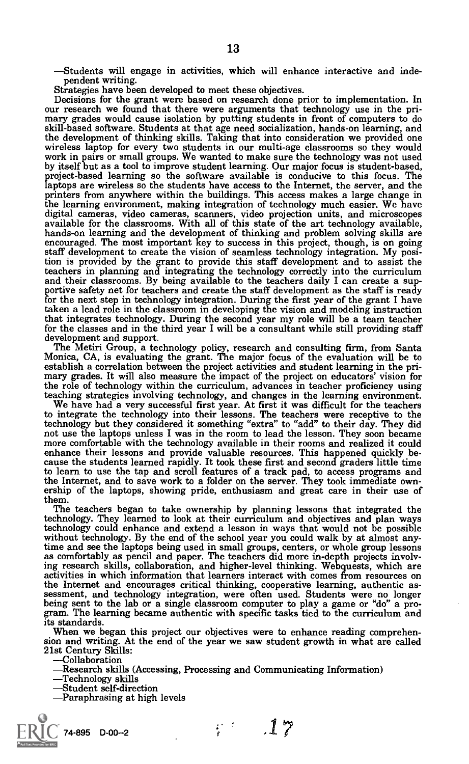—Students will engage in activities, which will enhance interactive and independent writing.

Strategies have been developed to meet these objectives.

Decisions for the grant were based on research done prior to implementation. In our research we found that there were arguments that technology use in the primary grades would cause isolation by putting students in front of computers to do skill-based software. Students at that age need socialization, hands-on learning, and the development of thinking skills. Taking that into consideration we provided one wireless laptop for every two students in our multi-age classrooms so they would work in pairs or small groups. We wanted to make sure the technology was not used by itself but as a tool to improve student learning. Our major focus is student-based, project-based learning so the software available is conducive to this focus. The laptops are wireless so the students have access to the Internet, the server, and the printers from anywhere within the buildings. This access makes a large change in the learning environment, making integration of technology much easier. We have digital cameras, video cameras, scanners, video projection units, and microscopes available for the classrooms. With all of this state of the art technology available, hands-on learning and the development of thinking and problem solving skills are encouraged. The most important key to success in this project, though, is on going staff development to create the vision of seamless technology integration. My position is provided by the grant to provide this staff development and to assist the teachers in planning and integrating the technology correctly into the curriculum and their classrooms. By being available to the teachers daily I can create a supportive safety net for teachers and create the staff development as the staff is ready for the next step in technology integration. During the first year of the grant I have taken a lead role in the classroom in developing the vision and modeling instruction that integrates technology. During the second year my role will be a team teacher for the classes and in the third year I will be a consultant while still providing staff development and support.

The Metiri Group, a technology policy, research and consulting firm, from Santa Monica, CA, is evaluating the grant. The major focus of the evaluation will be to establish a correlation between the project activities and student learning in the primary grades. It will also measure the impact of the project on educators' vision for the role of technology within the curriculum, advances in teacher proficiency using teaching strategies involving technology, and changes in the learning environment.

We have had a very successful first year. At first it was difficult for the teachers to integrate the technology into their lessons. The teachers were receptive to the technology but they considered it something "extra" to "add" to their day. They did not use the laptops unless I was in the room to lead the lesson. They soon became more comfortable with the technology available in their rooms and realized it could enhance their lessons and provide valuable resources. This happened quickly because the students learned rapidly. It took these first and second graders little time to learn to use the tap and scroll features of a track pad, to access programs and the Internet, and to save work to a folder on the server. They took immediate ownership of the laptops, showing pride, enthusiasm and great care in their use of them.

The teachers began to take ownership by planning lessons that integrated the technology. They learned to look at their curriculum and objectives and plan ways technology could enhance and extend a lesson in ways that would not be possible without technology. By the end of the school year you could walk by at almost anytime and see the laptops being used in small groups, centers, or whole group lessons as comfortably as pencil and paper. The teachers did more in-depth projects involving research skills, collaboration, and higher-level thinking. Webquests, which are activities in which information that learners interact with comes from resources on the Internet and encourages critical thinking, cooperative learning, authentic assessment, and technology integration, were often used. Students were no longer being sent to the lab or a single classroom computer to play a game or "do" a program. The learning became authentic with specific tasks tied to the curriculum and its standards.

When we began this project our objectives were to enhance reading comprehension and writing. At the end of the year we saw student growth in what are called 21st Century Skills:

—Collaboration
—Research skills (Accessing, Processing and Communicating Information)
—Technology skills
—Student self-direction
—Paraphrasing at high levels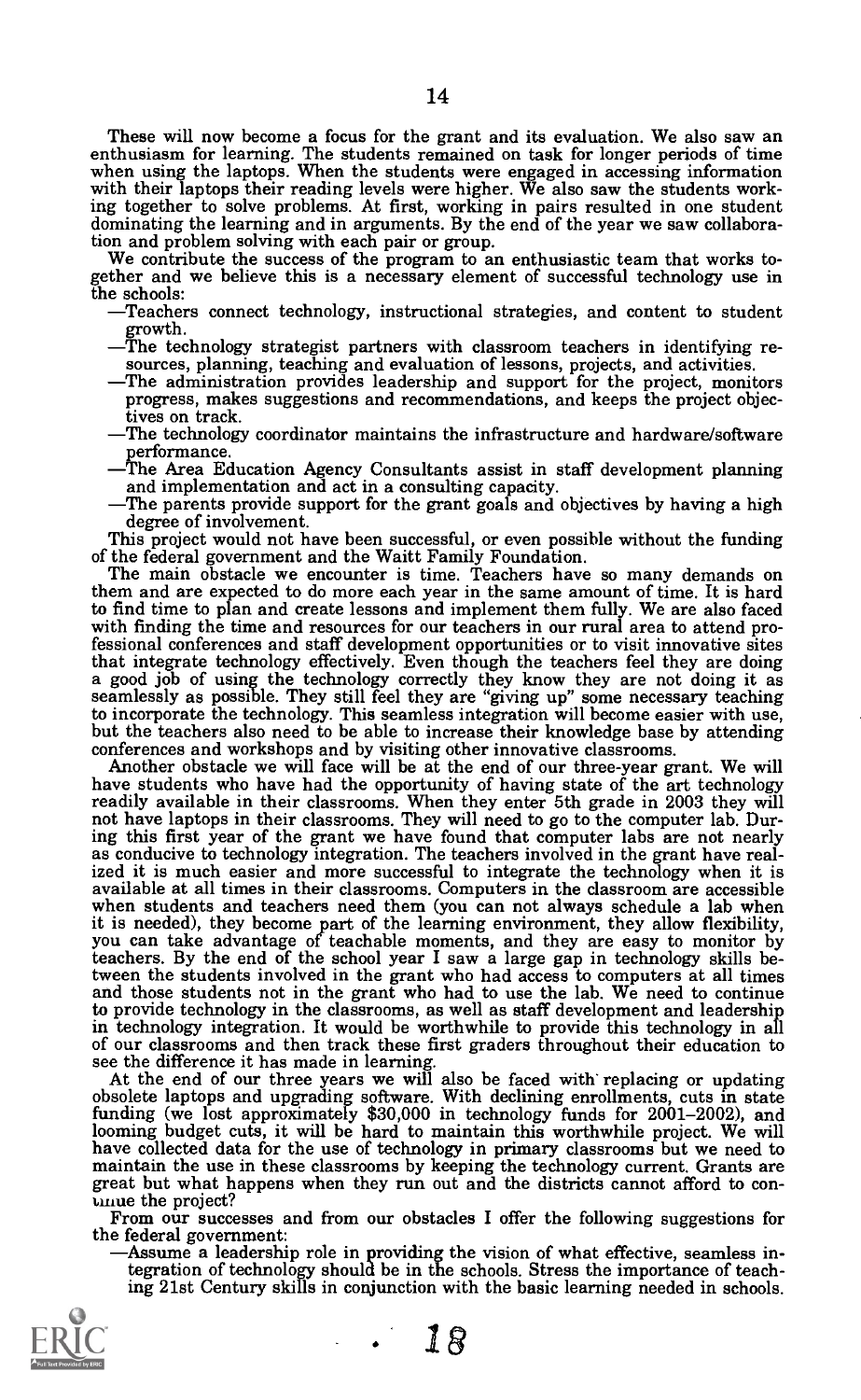These will now become a focus for the grant and its evaluation. We also saw an enthusiasm for learning. The students remained on task for longer periods of time when using the laptops. When the students were engaged in accessing information with their laptops their reading levels were higher. We also saw the students working together to solve problems. At first, working in pairs resulted in one student dominating the learning and in arguments. By the end of the year we saw collaboration and problem solving with each pair or group.

We contribute the success of the program to an enthusiastic team that works together and we believe this is a necessary element of successful technology use in the schools:

—Teachers connect technology, instructional strategies, and content to student growth.

—The technology strategist partners with classroom teachers in identifying resources, planning, teaching and evaluation of lessons, projects, and activities.

—The administration provides leadership and support for the project, monitors progress, makes suggestions and recommendations, and keeps the project objectives on track.

—The technology coordinator maintains the infrastructure and hardware/software performance.

—The Area Education Agency Consultants assist in staff development planning and implementation and act in a consulting capacity.

—The parents provide support for the grant goals and objectives by having a high degree of involvement.

This project would not have been successful, or even possible without the funding of the federal government and the Waitt Family Foundation.

The main obstacle we encounter is time. Teachers have so many demands on them and are expected to do more each year in the same amount of time. It is hard to find time to plan and create lessons and implement them fully. We are also faced with finding the time and resources for our teachers in our rural area to attend professional conferences and staff development opportunities or to visit innovative sites that integrate technology effectively. Even though the teachers feel they are doing a good job of using the technology correctly they know they are not doing it as seamlessly as possible. They still feel they are "giving up" some necessary teaching to incorporate the technology. This seamless integration will become easier with use, but the teachers also need to be able to increase their knowledge base by attending conferences and workshops and by visiting other innovative classrooms.

Another obstacle we will face will be at the end of our three-year grant. We will have students who have had the opportunity of having state of the art technology readily available in their classrooms. When they enter 5th grade in 2003 they will not have laptops in their classrooms. They will need to go to the computer lab. During this first year of the grant we have found that computer labs are not nearly as conducive to technology integration. The teachers involved in the grant have realized it is much easier and more successful to integrate the technology when it is available at all times in their classrooms. Computers in the classroom are accessible when students and teachers need them (you can not always schedule a lab when it is needed), they become part of the learning environment, they allow flexibility, you can take advantage of teachable moments, and they are easy to monitor by teachers. By the end of the school year I saw a large gap in technology skills between the students involved in the grant who had access to computers at all times and those students not in the grant who had to use the lab. We need to continue to provide technology in the classrooms, as well as staff development and leadership in technology integration. It would be worthwhile to provide this technology in all of our classrooms and then track these first graders throughout their education to see the difference it has made in learning.

At the end of our three years we will also be faced with replacing or updating obsolete laptops and upgrading software. With declining enrollments, cuts in state funding (we lost approximately $30,000 in technology funds for 2001–2002), and looming budget cuts, it will be hard to maintain this worthwhile project. We will have collected data for the use of technology in primary classrooms but we need to maintain the use in these classrooms by keeping the technology current. Grants are great but what happens when they run out and the districts cannot afford to continue the project?

From our successes and from our obstacles I offer the following suggestions for the federal government:

—Assume a leadership role in providing the vision of what effective, seamless integration of technology should be in the schools. Stress the importance of teaching 21st Century skills in conjunction with the basic learning needed in schools.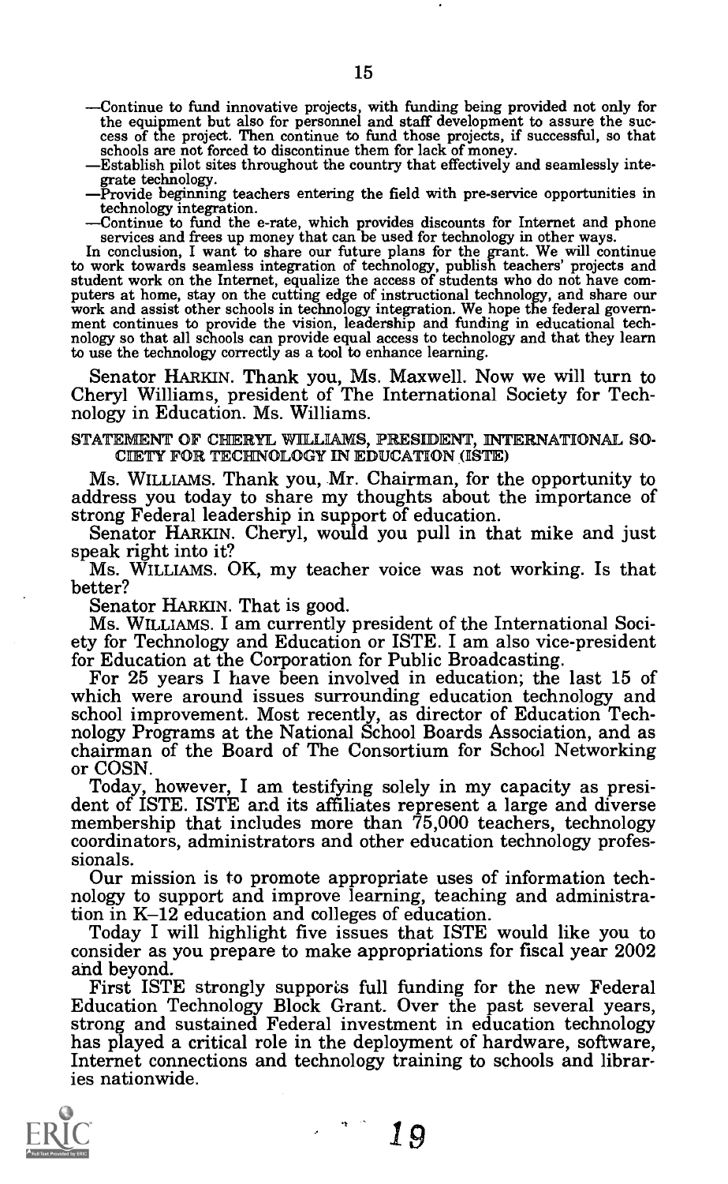—Continue to fund innovative projects, with funding being provided not only for the equipment but also for personnel and staff development to assure the success of the project. Then continue to fund those projects, if successful, so that schools are not forced to discontinue them for lack of money.

—Establish pilot sites throughout the country that effectively and seamlessly integrate technology.

—Provide beginning teachers entering the field with pre-service opportunities in technology integration.

—Continue to fund the e-rate, which provides discounts for Internet and phone services and frees up money that can be used for technology in other ways.

In conclusion, I want to share our future plans for the grant. We will continue to work towards seamless integration of technology, publish teachers' projects and student work on the Internet, equalize the access of students who do not have computers at home, stay on the cutting edge of instructional technology, and share our work and assist other schools in technology integration. We hope the federal government continues to provide the vision, leadership and funding in educational technology so that all schools can provide equal access to technology and that they learn to use the technology correctly as a tool to enhance learning.

Senator HARKIN. Thank you, Ms. Maxwell. Now we will turn to Cheryl Williams, president of The International Society for Technology in Education. Ms. Williams.

## STATEMENT OF CHERYL WILLIAMS, PRESIDENT, INTERNATIONAL SOCIETY FOR TECHNOLOGY IN EDUCATION (ISTE)

Ms. WILLIAMS. Thank you, Mr. Chairman, for the opportunity to address you today to share my thoughts about the importance of strong Federal leadership in support of education.

Senator HARKIN. Cheryl, would you pull in that mike and just speak right into it?

Ms. WILLIAMS. OK, my teacher voice was not working. Is that better?

Senator HARKIN. That is good.

Ms. WILLIAMS. I am currently president of the International Society for Technology and Education or ISTE. I am also vice-president for Education at the Corporation for Public Broadcasting.

For 25 years I have been involved in education; the last 15 of which were around issues surrounding education technology and school improvement. Most recently, as director of Education Technology Programs at the National School Boards Association, and as chairman of the Board of The Consortium for School Networking or COSN.

Today, however, I am testifying solely in my capacity as president of ISTE. ISTE and its affiliates represent a large and diverse membership that includes more than 75,000 teachers, technology coordinators, administrators and other education technology professionals.

Our mission is to promote appropriate uses of information technology to support and improve learning, teaching and administration in K–12 education and colleges of education.

Today I will highlight five issues that ISTE would like you to consider as you prepare to make appropriations for fiscal year 2002 and beyond.

First ISTE strongly supports full funding for the new Federal Education Technology Block Grant. Over the past several years, strong and sustained Federal investment in education technology has played a critical role in the deployment of hardware, software, Internet connections and technology training to schools and libraries nationwide.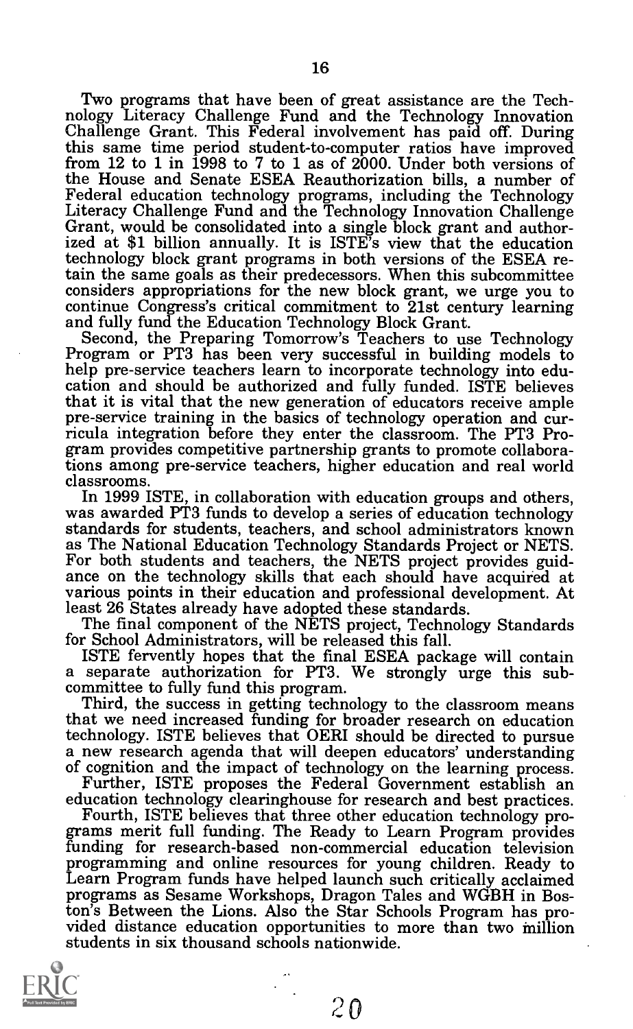Two programs that have been of great assistance are the Technology Literacy Challenge Fund and the Technology Innovation Challenge Grant. This Federal involvement has paid off. During this same time period student-to-computer ratios have improved from 12 to 1 in 1998 to 7 to 1 as of 2000. Under both versions of the House and Senate ESEA Reauthorization bills, a number of Federal education technology programs, including the Technology Literacy Challenge Fund and the Technology Innovation Challenge Grant, would be consolidated into a single block grant and authorized at $1 billion annually. It is ISTE's view that the education technology block grant programs in both versions of the ESEA retain the same goals as their predecessors. When this subcommittee considers appropriations for the new block grant, we urge you to continue Congress's critical commitment to 21st century learning and fully fund the Education Technology Block Grant.

Second, the Preparing Tomorrow's Teachers to use Technology Program or PT3 has been very successful in building models to help pre-service teachers learn to incorporate technology into education and should be authorized and fully funded. ISTE believes that it is vital that the new generation of educators receive ample pre-service training in the basics of technology operation and curricula integration before they enter the classroom. The PT3 Program provides competitive partnership grants to promote collaborations among pre-service teachers, higher education and real world classrooms.

In 1999 ISTE, in collaboration with education groups and others, was awarded PT3 funds to develop a series of education technology standards for students, teachers, and school administrators known as The National Education Technology Standards Project or NETS. For both students and teachers, the NETS project provides guidance on the technology skills that each should have acquired at various points in their education and professional development. At least 26 States already have adopted these standards.

The final component of the NETS project, Technology Standards for School Administrators, will be released this fall.

ISTE fervently hopes that the final ESEA package will contain a separate authorization for PT3. We strongly urge this subcommittee to fully fund this program.

Third, the success in getting technology to the classroom means that we need increased funding for broader research on education technology. ISTE believes that OERI should be directed to pursue a new research agenda that will deepen educators' understanding of cognition and the impact of technology on the learning process.

Further, ISTE proposes the Federal Government establish an education technology clearinghouse for research and best practices.

Fourth, ISTE believes that three other education technology programs merit full funding. The Ready to Learn Program provides funding for research-based non-commercial education television programming and online resources for young children. Ready to Learn Program funds have helped launch such critically acclaimed programs as Sesame Workshops, Dragon Tales and WGBH in Boston's Between the Lions. Also the Star Schools Program has provided distance education opportunities to more than two million students in six thousand schools nationwide.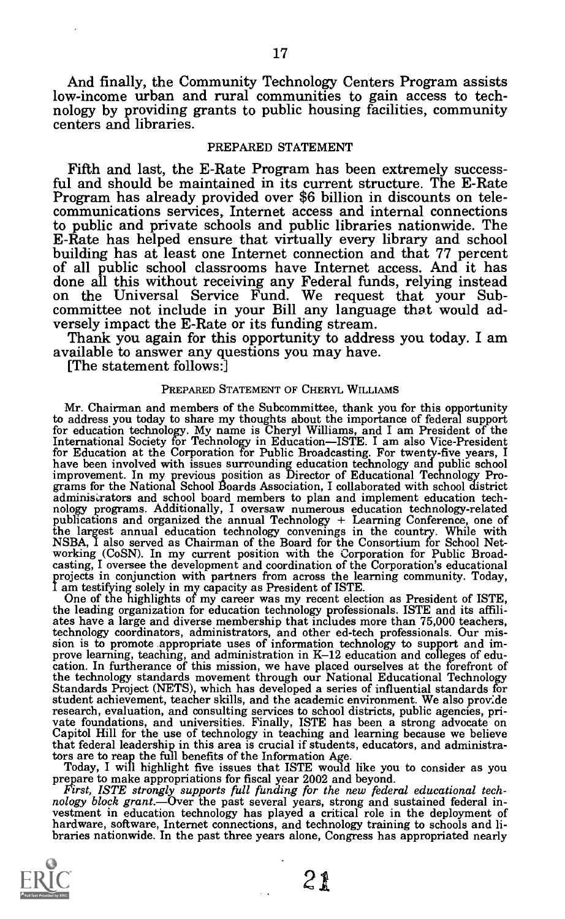And finally, the Community Technology Centers Program assists low-income urban and rural communities to gain access to technology by providing grants to public housing facilities, community centers and libraries.

## PREPARED STATEMENT

Fifth and last, the E-Rate Program has been extremely successful and should be maintained in its current structure. The E-Rate Program has already provided over $6 billion in discounts on telecommunications services, Internet access and internal connections to public and private schools and public libraries nationwide. The E-Rate has helped ensure that virtually every library and school building has at least one Internet connection and that 77 percent of all public school classrooms have Internet access. And it has done all this without receiving any Federal funds, relying instead on the Universal Service Fund. We request that your Subcommittee not include in your Bill any language that would adversely impact the E-Rate or its funding stream.

Thank you again for this opportunity to address you today. I am available to answer any questions you may have.

[The statement follows:]

### PREPARED STATEMENT OF CHERYL WILLIAMS

Mr. Chairman and members of the Subcommittee, thank you for this opportunity to address you today to share my thoughts about the importance of federal support for education technology. My name is Cheryl Williams, and I am President of the International Society for Technology in Education—ISTE. I am also Vice-President for Education at the Corporation for Public Broadcasting. For twenty-five years, I have been involved with issues surrounding education technology and public school improvement. In my previous position as Director of Educational Technology Programs for the National School Boards Association, I collaborated with school district administrators and school board members to plan and implement education technology programs. Additionally, I oversaw numerous education technology-related publications and organized the annual Technology + Learning Conference, one of the largest annual education technology convenings in the country. While with NSBA, I also served as Chairman of the Board for the Consortium for School Networking (CoSN). In my current position with the Corporation for Public Broadcasting, I oversee the development and coordination of the Corporation's educational projects in conjunction with partners from across the learning community. Today, I am testifying solely in my capacity as President of ISTE.

One of the highlights of my career was my recent election as President of ISTE, the leading organization for education technology professionals. ISTE and its affiliates have a large and diverse membership that includes more than 75,000 teachers, technology coordinators, administrators, and other ed-tech professionals. Our mission is to promote appropriate uses of information technology to support and improve learning, teaching, and administration in K–12 education and colleges of education. In furtherance of this mission, we have placed ourselves at the forefront of the technology standards movement through our National Educational Technology Standards Project (NETS), which has developed a series of influential standards for student achievement, teacher skills, and the academic environment. We also provide research, evaluation, and consulting services to school districts, public agencies, private foundations, and universities. Finally, ISTE has been a strong advocate on Capitol Hill for the use of technology in teaching and learning because we believe that federal leadership in this area is crucial if students, educators, and administrators are to reap the full benefits of the Information Age.

Today, I will highlight five issues that ISTE would like you to consider as you prepare to make appropriations for fiscal year 2002 and beyond.

*First, ISTE strongly supports full funding for the new federal educational technology block grant.*—Over the past several years, strong and sustained federal investment in education technology has played a critical role in the deployment of hardware, software, Internet connections, and technology training to schools and libraries nationwide. In the past three years alone, Congress has appropriated nearly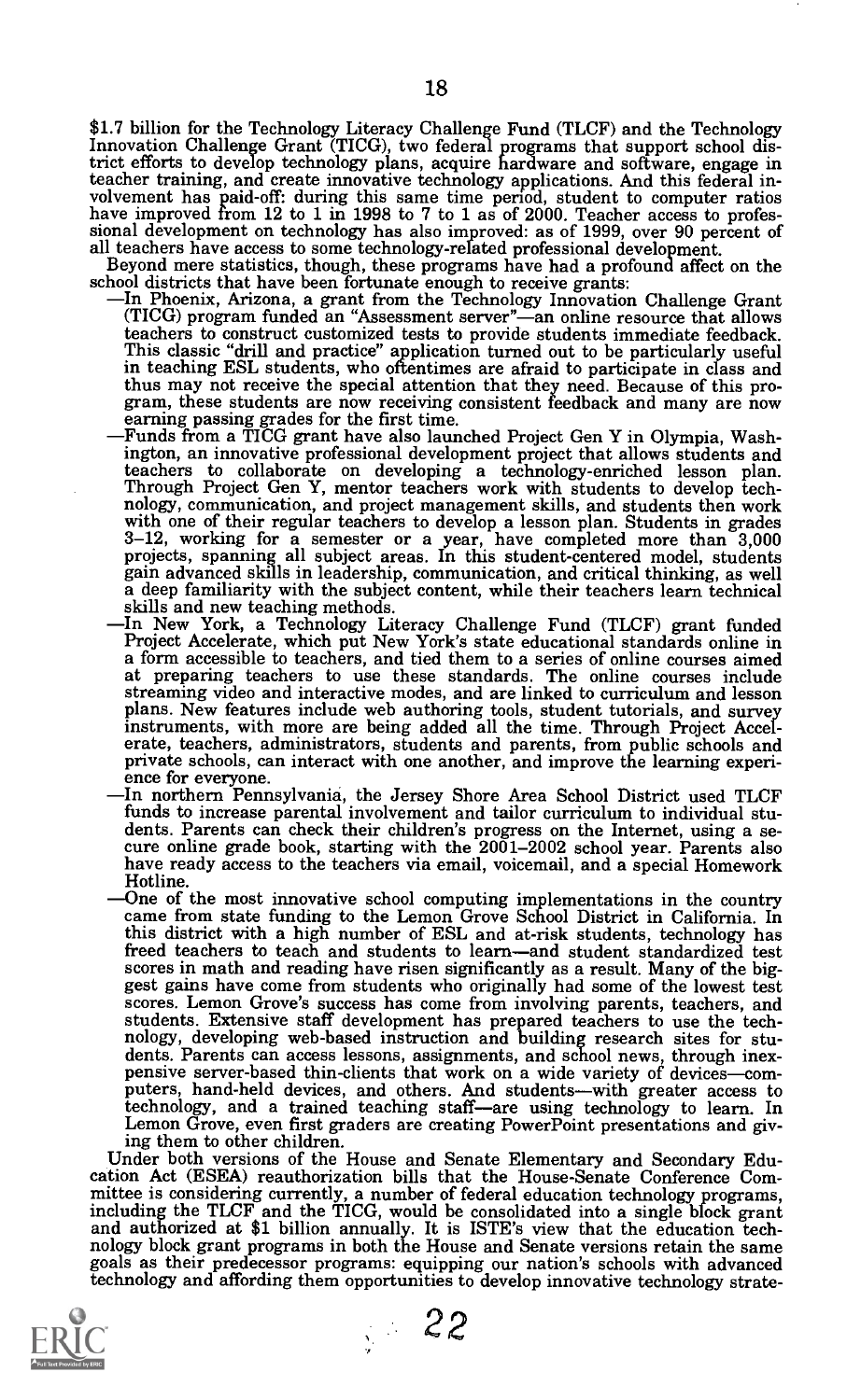$1.7 billion for the Technology Literacy Challenge Fund (TLCF) and the Technology Innovation Challenge Grant (TICG), two federal programs that support school district efforts to develop technology plans, acquire hardware and software, engage in teacher training, and create innovative technology applications. And this federal involvement has paid-off: during this same time period, student to computer ratios have improved from 12 to 1 in 1998 to 7 to 1 as of 2000. Teacher access to professional development on technology has also improved: as of 1999, over 90 percent of all teachers have access to some technology-related professional development.

Beyond mere statistics, though, these programs have had a profound affect on the school districts that have been fortunate enough to receive grants:

—In Phoenix, Arizona, a grant from the Technology Innovation Challenge Grant (TICG) program funded an "Assessment server"—an online resource that allows teachers to construct customized tests to provide students immediate feedback. This classic "drill and practice" application turned out to be particularly useful in teaching ESL students, who oftentimes are afraid to participate in class and thus may not receive the special attention that they need. Because of this program, these students are now receiving consistent feedback and many are now earning passing grades for the first time.

—Funds from a TICG grant have also launched Project Gen Y in Olympia, Washington, an innovative professional development project that allows students and teachers to collaborate on developing a technology-enriched lesson plan. Through Project Gen Y, mentor teachers work with students to develop technology, communication, and project management skills, and students then work with one of their regular teachers to develop a lesson plan. Students in grades 3–12, working for a semester or a year, have completed more than 3,000 projects, spanning all subject areas. In this student-centered model, students gain advanced skills in leadership, communication, and critical thinking, as well a deep familiarity with the subject content, while their teachers learn technical skills and new teaching methods.

—In New York, a Technology Literacy Challenge Fund (TLCF) grant funded Project Accelerate, which put New York's state educational standards online in a form accessible to teachers, and tied them to a series of online courses aimed at preparing teachers to use these standards. The online courses include streaming video and interactive modes, and are linked to curriculum and lesson plans. New features include web authoring tools, student tutorials, and survey instruments, with more are being added all the time. Through Project Accelerate, teachers, administrators, students and parents, from public schools and private schools, can interact with one another, and improve the learning experience for everyone.

—In northern Pennsylvania, the Jersey Shore Area School District used TLCF funds to increase parental involvement and tailor curriculum to individual students. Parents can check their children's progress on the Internet, using a secure online grade book, starting with the 2001–2002 school year. Parents also have ready access to the teachers via email, voicemail, and a special Homework Hotline.

—One of the most innovative school computing implementations in the country came from state funding to the Lemon Grove School District in California. In this district with a high number of ESL and at-risk students, technology has freed teachers to teach and students to learn—and student standardized test scores in math and reading have risen significantly as a result. Many of the biggest gains have come from students who originally had some of the lowest test scores. Lemon Grove's success has come from involving parents, teachers, and students. Extensive staff development has prepared teachers to use the technology, developing web-based instruction and building research sites for students. Parents can access lessons, assignments, and school news, through inexpensive server-based thin-clients that work on a wide variety of devices—computers, hand-held devices, and others. And students—with greater access to technology, and a trained teaching staff—are using technology to learn. In Lemon Grove, even first graders are creating PowerPoint presentations and giving them to other children.

Under both versions of the House and Senate Elementary and Secondary Education Act (ESEA) reauthorization bills that the House-Senate Conference Committee is considering currently, a number of federal education technology programs, including the TLCF and the TICG, would be consolidated into a single block grant and authorized at $1 billion annually. It is ISTE's view that the education technology block grant programs in both the House and Senate versions retain the same goals as their predecessor programs: equipping our nation's schools with advanced technology and affording them opportunities to develop innovative technology strate-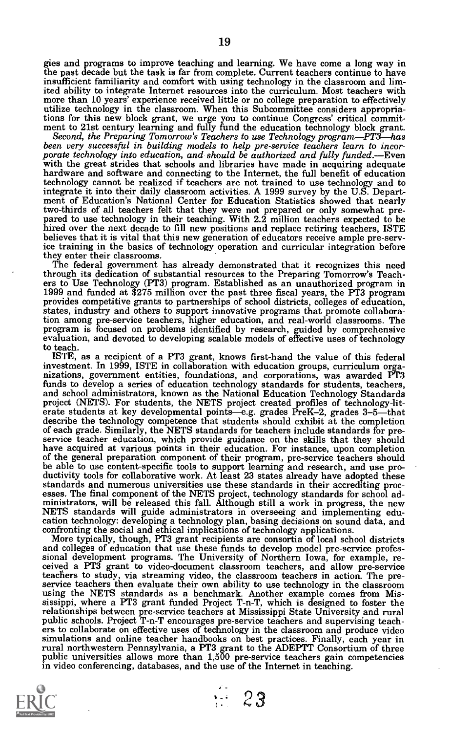gies and programs to improve teaching and learning. We have come a long way in the past decade but the task is far from complete. Current teachers continue to have insufficient familiarity and comfort with using technology in the classroom and limited ability to integrate Internet resources into the curriculum. Most teachers with more than 10 years' experience received little or no college preparation to effectively utilize technology in the classroom. When this Subcommittee considers appropriations for this new block grant, we urge you to continue Congress' critical commitment to 21st century learning and fully fund the education technology block grant.

*Second, the Preparing Tomorrow's Teachers to use Technology program—PT3—has been very successful in building models to help pre-service teachers learn to incorporate technology into education, and should be authorized and fully funded.*—Even with the great strides that schools and libraries have made in acquiring adequate hardware and software and connecting to the Internet, the full benefit of education technology cannot be realized if teachers are not trained to use technology and to integrate it into their daily classroom activities. A 1999 survey by the U.S. Department of Education's National Center for Education Statistics showed that nearly two-thirds of all teachers felt that they were not prepared or only somewhat prepared to use technology in their teaching. With 2.2 million teachers expected to be hired over the next decade to fill new positions and replace retiring teachers, ISTE believes that it is vital that this new generation of educators receive ample pre-service training in the basics of technology operation and curricular integration before they enter their classrooms.

The federal government has already demonstrated that it recognizes this need through its dedication of substantial resources to the Preparing Tomorrow's Teachers to Use Technology (PT3) program. Established as an unauthorized program in 1999 and funded at $275 million over the past three fiscal years, the PT3 program provides competitive grants to partnerships of school districts, colleges of education, states, industry and others to support innovative programs that promote collaboration among pre-service teachers, higher education, and real-world classrooms. The program is focused on problems identified by research, guided by comprehensive evaluation, and devoted to developing scalable models of effective uses of technology to teach.

ISTE, as a recipient of a PT3 grant, knows first-hand the value of this federal investment. In 1999, ISTE in collaboration with education groups, curriculum organizations, government entities, foundations, and corporations, was awarded PT3 funds to develop a series of education technology standards for students, teachers, and school administrators, known as the National Education Technology Standards project (NETS). For students, the NETS project created profiles of technology-literate students at key developmental points—e.g. grades PreK–2, grades 3–5—that describe the technology competence that students should exhibit at the completion of each grade. Similarly, the NETS standards for teachers include standards for pre-service teacher education, which provide guidance on the skills that they should have acquired at various points in their education. For instance, upon completion of the general preparation component of their program, pre-service teachers should be able to use content-specific tools to support learning and research, and use productivity tools for collaborative work. At least 23 states already have adopted these standards and numerous universities use these standards in their accrediting processes. The final component of the NETS project, technology standards for school administrators, will be released this fall. Although still a work in progress, the new NETS standards will guide administrators in overseeing and implementing education technology: developing a technology plan, basing decisions on sound data, and confronting the social and ethical implications of technology applications.

More typically, though, PT3 grant recipients are consortia of local school districts and colleges of education that use these funds to develop model pre-service professional development programs. The University of Northern Iowa, for example, received a PT3 grant to video-document classroom teachers, and allow pre-service teachers to study, via streaming video, the classroom teachers in action. The pre-service teachers then evaluate their own ability to use technology in the classroom using the NETS standards as a benchmark. Another example comes from Mississippi, where a PT3 grant funded Project T-n-T, which is designed to foster the relationships between pre-service teachers at Mississippi State University and rural public schools. Project T-n-T encourages pre-service teachers and supervising teachers to collaborate on effective uses of technology in the classroom and produce video simulations and online teacher handbooks on best practices. Finally, each year in rural northwestern Pennsylvania, a PT3 grant to the ADEPTT Consortium of three public universities allows more than 1,500 pre-service teachers gain competencies in video conferencing, databases, and the use of the Internet in teaching.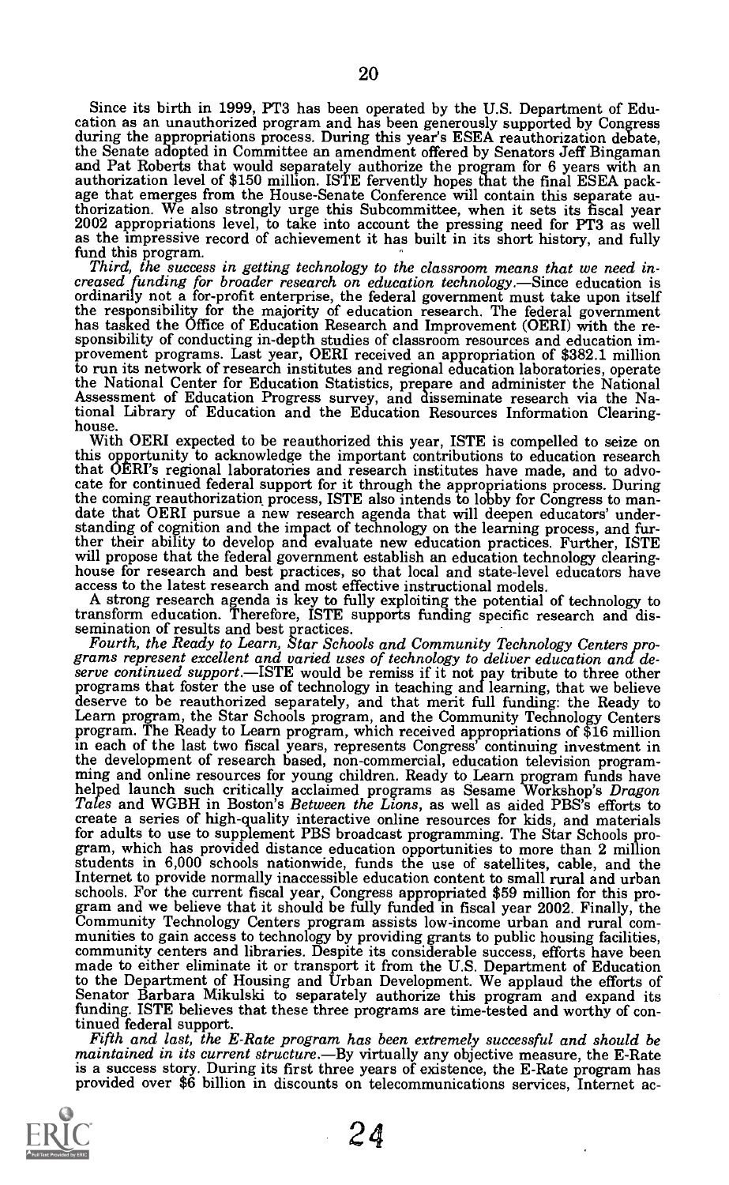Since its birth in 1999, PT3 has been operated by the U.S. Department of Education as an unauthorized program and has been generously supported by Congress during the appropriations process. During this year's ESEA reauthorization debate, the Senate adopted in Committee an amendment offered by Senators Jeff Bingaman and Pat Roberts that would separately authorize the program for 6 years with an authorization level of $150 million. ISTE fervently hopes that the final ESEA package that emerges from the House-Senate Conference will contain this separate authorization. We also strongly urge this Subcommittee, when it sets its fiscal year 2002 appropriations level, to take into account the pressing need for PT3 as well as the impressive record of achievement it has built in its short history, and fully fund this program.

*Third, the success in getting technology to the classroom means that we need increased funding for broader research on education technology.*—Since education is ordinarily not a for-profit enterprise, the federal government must take upon itself the responsibility for the majority of education research. The federal government has tasked the Office of Education Research and Improvement (OERI) with the responsibility of conducting in-depth studies of classroom resources and education improvement programs. Last year, OERI received an appropriation of $382.1 million to run its network of research institutes and regional education laboratories, operate the National Center for Education Statistics, prepare and administer the National Assessment of Education Progress survey, and disseminate research via the National Library of Education and the Education Resources Information Clearinghouse.

With OERI expected to be reauthorized this year, ISTE is compelled to seize on this opportunity to acknowledge the important contributions to education research that OERI's regional laboratories and research institutes have made, and to advocate for continued federal support for it through the appropriations process. During the coming reauthorization process, ISTE also intends to lobby for Congress to mandate that OERI pursue a new research agenda that will deepen educators' understanding of cognition and the impact of technology on the learning process, and further their ability to develop and evaluate new education practices. Further, ISTE will propose that the federal government establish an education technology clearinghouse for research and best practices, so that local and state-level educators have access to the latest research and most effective instructional models.

A strong research agenda is key to fully exploiting the potential of technology to transform education. Therefore, ISTE supports funding specific research and dissemination of results and best practices.

*Fourth, the Ready to Learn, Star Schools and Community Technology Centers programs represent excellent and varied uses of technology to deliver education and deserve continued support.*—ISTE would be remiss if it not pay tribute to three other programs that foster the use of technology in teaching and learning, that we believe deserve to be reauthorized separately, and that merit full funding: the Ready to Learn program, the Star Schools program, and the Community Technology Centers program. The Ready to Learn program, which received appropriations of $16 million in each of the last two fiscal years, represents Congress' continuing investment in the development of research based, non-commercial, education television programming and online resources for young children. Ready to Learn program funds have helped launch such critically acclaimed programs as Sesame Workshop's *Dragon Tales* and WGBH in Boston's *Between the Lions*, as well as aided PBS's efforts to create a series of high-quality interactive online resources for kids, and materials for adults to use to supplement PBS broadcast programming. The Star Schools program, which has provided distance education opportunities to more than 2 million students in 6,000 schools nationwide, funds the use of satellites, cable, and the Internet to provide normally inaccessible education content to small rural and urban schools. For the current fiscal year, Congress appropriated $59 million for this program and we believe that it should be fully funded in fiscal year 2002. Finally, the Community Technology Centers program assists low-income urban and rural communities to gain access to technology by providing grants to public housing facilities, community centers and libraries. Despite its considerable success, efforts have been made to either eliminate it or transport it from the U.S. Department of Education to the Department of Housing and Urban Development. We applaud the efforts of Senator Barbara Mikulski to separately authorize this program and expand its funding. ISTE believes that these three programs are time-tested and worthy of continued federal support.

*Fifth and last, the E-Rate program has been extremely successful and should be maintained in its current structure.*—By virtually any objective measure, the E-Rate is a success story. During its first three years of existence, the E-Rate program has provided over $6 billion in discounts on telecommunications services, Internet ac-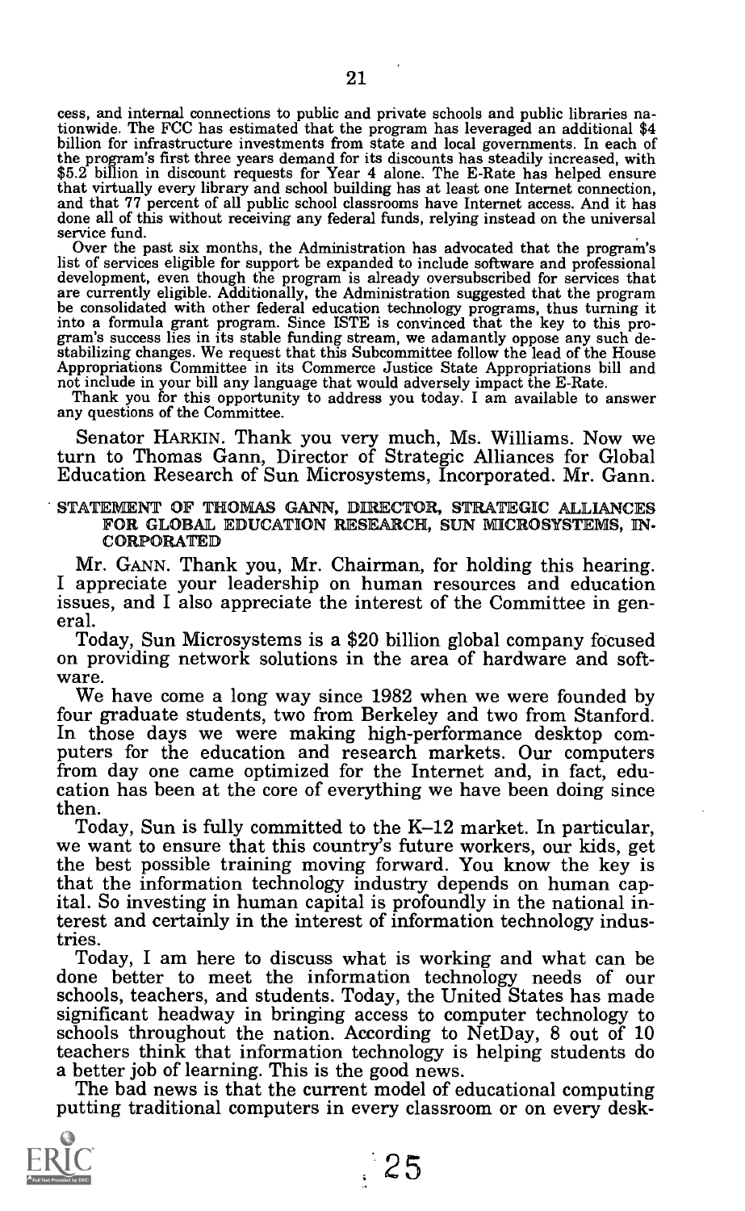cess, and internal connections to public and private schools and public libraries nationwide. The FCC has estimated that the program has leveraged an additional $4 billion for infrastructure investments from state and local governments. In each of the program's first three years demand for its discounts has steadily increased, with $5.2 billion in discount requests for Year 4 alone. The E-Rate has helped ensure that virtually every library and school building has at least one Internet connection, and that 77 percent of all public school classrooms have Internet access. And it has done all of this without receiving any federal funds, relying instead on the universal service fund.

Over the past six months, the Administration has advocated that the program's list of services eligible for support be expanded to include software and professional development, even though the program is already oversubscribed for services that are currently eligible. Additionally, the Administration suggested that the program be consolidated with other federal education technology programs, thus turning it into a formula grant program. Since ISTE is convinced that the key to this program's success lies in its stable funding stream, we adamantly oppose any such destabilizing changes. We request that this Subcommittee follow the lead of the House Appropriations Committee in its Commerce Justice State Appropriations bill and not include in your bill any language that would adversely impact the E-Rate.

Thank you for this opportunity to address you today. I am available to answer any questions of the Committee.

Senator HARKIN. Thank you very much, Ms. Williams. Now we turn to Thomas Gann, Director of Strategic Alliances for Global Education Research of Sun Microsystems, Incorporated. Mr. Gann.

## STATEMENT OF THOMAS GANN, DIRECTOR, STRATEGIC ALLIANCES FOR GLOBAL EDUCATION RESEARCH, SUN MICROSYSTEMS, INCORPORATED

Mr. GANN. Thank you, Mr. Chairman, for holding this hearing. I appreciate your leadership on human resources and education issues, and I also appreciate the interest of the Committee in general.

Today, Sun Microsystems is a $20 billion global company focused on providing network solutions in the area of hardware and software.

We have come a long way since 1982 when we were founded by four graduate students, two from Berkeley and two from Stanford. In those days we were making high-performance desktop computers for the education and research markets. Our computers from day one came optimized for the Internet and, in fact, education has been at the core of everything we have been doing since then.

Today, Sun is fully committed to the K–12 market. In particular, we want to ensure that this country's future workers, our kids, get the best possible training moving forward. You know the key is that the information technology industry depends on human capital. So investing in human capital is profoundly in the national interest and certainly in the interest of information technology industries.

Today, I am here to discuss what is working and what can be done better to meet the information technology needs of our schools, teachers, and students. Today, the United States has made significant headway in bringing access to computer technology to schools throughout the nation. According to NetDay, 8 out of 10 teachers think that information technology is helping students do a better job of learning. This is the good news.

The bad news is that the current model of educational computing putting traditional computers in every classroom or on every desk-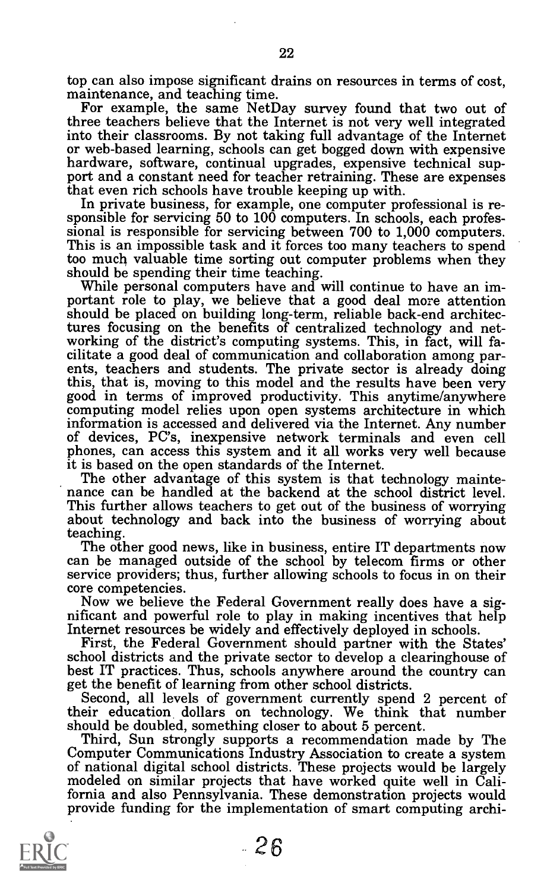top can also impose significant drains on resources in terms of cost, maintenance, and teaching time.

For example, the same NetDay survey found that two out of three teachers believe that the Internet is not very well integrated into their classrooms. By not taking full advantage of the Internet or web-based learning, schools can get bogged down with expensive hardware, software, continual upgrades, expensive technical support and a constant need for teacher retraining. These are expenses that even rich schools have trouble keeping up with.

In private business, for example, one computer professional is responsible for servicing 50 to 100 computers. In schools, each professional is responsible for servicing between 700 to 1,000 computers. This is an impossible task and it forces too many teachers to spend too much valuable time sorting out computer problems when they should be spending their time teaching.

While personal computers have and will continue to have an important role to play, we believe that a good deal more attention should be placed on building long-term, reliable back-end architectures focusing on the benefits of centralized technology and networking of the district's computing systems. This, in fact, will facilitate a good deal of communication and collaboration among parents, teachers and students. The private sector is already doing this, that is, moving to this model and the results have been very good in terms of improved productivity. This anytime/anywhere computing model relies upon open systems architecture in which information is accessed and delivered via the Internet. Any number of devices, PC's, inexpensive network terminals and even cell phones, can access this system and it all works very well because it is based on the open standards of the Internet.

The other advantage of this system is that technology maintenance can be handled at the backend at the school district level. This further allows teachers to get out of the business of worrying about technology and back into the business of worrying about teaching.

The other good news, like in business, entire IT departments now can be managed outside of the school by telecom firms or other service providers; thus, further allowing schools to focus in on their core competencies.

Now we believe the Federal Government really does have a significant and powerful role to play in making incentives that help Internet resources be widely and effectively deployed in schools.

First, the Federal Government should partner with the States' school districts and the private sector to develop a clearinghouse of best IT practices. Thus, schools anywhere around the country can get the benefit of learning from other school districts.

Second, all levels of government currently spend 2 percent of their education dollars on technology. We think that number should be doubled, something closer to about 5 percent.

Third, Sun strongly supports a recommendation made by The Computer Communications Industry Association to create a system of national digital school districts. These projects would be largely modeled on similar projects that have worked quite well in California and also Pennsylvania. These demonstration projects would provide funding for the implementation of smart computing archi-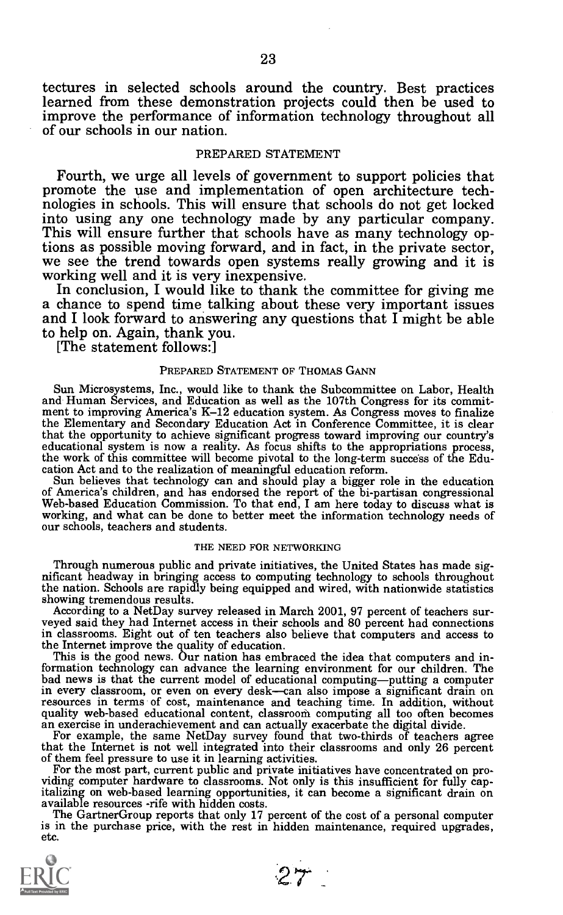tectures in selected schools around the country. Best practices learned from these demonstration projects could then be used to improve the performance of information technology throughout all of our schools in our nation.

PREPARED STATEMENT

Fourth, we urge all levels of government to support policies that promote the use and implementation of open architecture technologies in schools. This will ensure that schools do not get locked into using any one technology made by any particular company. This will ensure further that schools have as many technology options as possible moving forward, and in fact, in the private sector, we see the trend towards open systems really growing and it is working well and it is very inexpensive.

In conclusion, I would like to thank the committee for giving me a chance to spend time talking about these very important issues and I look forward to answering any questions that I might be able to help on. Again, thank you.

[The statement follows:]

PREPARED STATEMENT OF THOMAS GANN

Sun Microsystems, Inc., would like to thank the Subcommittee on Labor, Health and Human Services, and Education as well as the 107th Congress for its commitment to improving America's K–12 education system. As Congress moves to finalize the Elementary and Secondary Education Act in Conference Committee, it is clear that the opportunity to achieve significant progress toward improving our country's educational system is now a reality. As focus shifts to the appropriations process, the work of this committee will become pivotal to the long-term success of the Education Act and to the realization of meaningful education reform.

Sun believes that technology can and should play a bigger role in the education of America's children, and has endorsed the report of the bi-partisan congressional Web-based Education Commission. To that end, I am here today to discuss what is working, and what can be done to better meet the information technology needs of our schools, teachers and students.

THE NEED FOR NETWORKING

Through numerous public and private initiatives, the United States has made significant headway in bringing access to computing technology to schools throughout the nation. Schools are rapidly being equipped and wired, with nationwide statistics showing tremendous results.

According to a NetDay survey released in March 2001, 97 percent of teachers surveyed said they had Internet access in their schools and 80 percent had connections in classrooms. Eight out of ten teachers also believe that computers and access to the Internet improve the quality of education.

This is the good news. Our nation has embraced the idea that computers and information technology can advance the learning environment for our children. The bad news is that the current model of educational computing—putting a computer in every classroom, or even on every desk—can also impose a significant drain on resources in terms of cost, maintenance and teaching time. In addition, without quality web-based educational content, classroom computing all too often becomes an exercise in underachievement and can actually exacerbate the digital divide.

For example, the same NetDay survey found that two-thirds of teachers agree that the Internet is not well integrated into their classrooms and only 26 percent of them feel pressure to use it in learning activities.

For the most part, current public and private initiatives have concentrated on providing computer hardware to classrooms. Not only is this insufficient for fully capitalizing on web-based learning opportunities, it can become a significant drain on available resources -rife with hidden costs.

The GartnerGroup reports that only 17 percent of the cost of a personal computer is in the purchase price, with the rest in hidden maintenance, required upgrades, etc.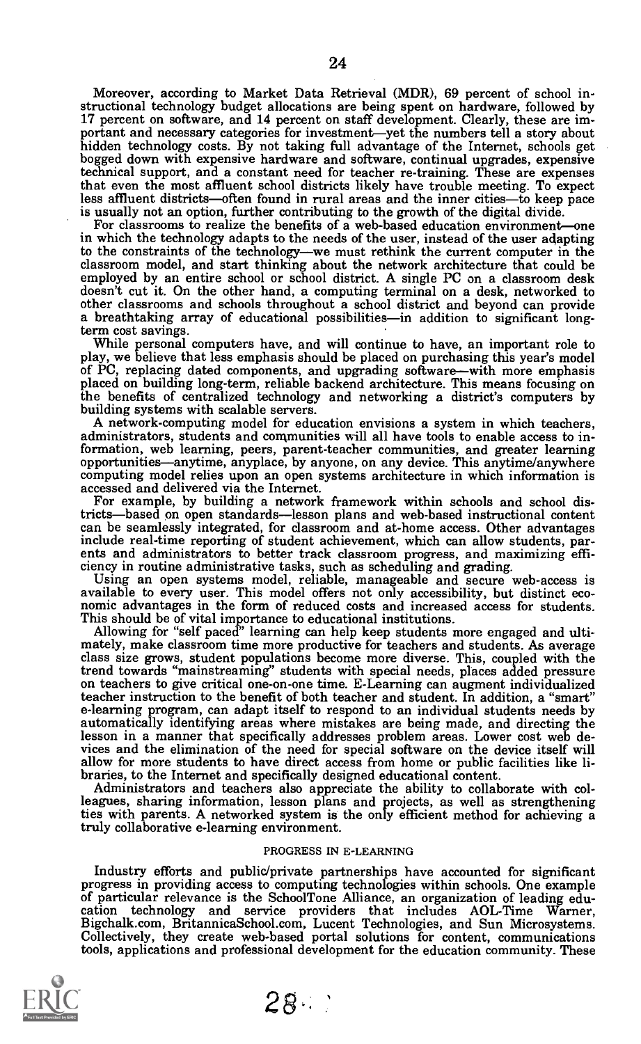Moreover, according to Market Data Retrieval (MDR), 69 percent of school instructional technology budget allocations are being spent on hardware, followed by 17 percent on software, and 14 percent on staff development. Clearly, these are important and necessary categories for investment—yet the numbers tell a story about hidden technology costs. By not taking full advantage of the Internet, schools get bogged down with expensive hardware and software, continual upgrades, expensive technical support, and a constant need for teacher re-training. These are expenses that even the most affluent school districts likely have trouble meeting. To expect less affluent districts—often found in rural areas and the inner cities—to keep pace is usually not an option, further contributing to the growth of the digital divide.

For classrooms to realize the benefits of a web-based education environment—one in which the technology adapts to the needs of the user, instead of the user adapting to the constraints of the technology—we must rethink the current computer in the classroom model, and start thinking about the network architecture that could be employed by an entire school or school district. A single PC on a classroom desk doesn't cut it. On the other hand, a computing terminal on a desk, networked to other classrooms and schools throughout a school district and beyond can provide a breathtaking array of educational possibilities—in addition to significant long-term cost savings.

While personal computers have, and will continue to have, an important role to play, we believe that less emphasis should be placed on purchasing this year's model of PC, replacing dated components, and upgrading software—with more emphasis placed on building long-term, reliable backend architecture. This means focusing on the benefits of centralized technology and networking a district's computers by building systems with scalable servers.

A network-computing model for education envisions a system in which teachers, administrators, students and communities will all have tools to enable access to information, web learning, peers, parent-teacher communities, and greater learning opportunities—anytime, anyplace, by anyone, on any device. This anytime/anywhere computing model relies upon an open systems architecture in which information is accessed and delivered via the Internet.

For example, by building a network framework within schools and school districts—based on open standards—lesson plans and web-based instructional content can be seamlessly integrated, for classroom and at-home access. Other advantages include real-time reporting of student achievement, which can allow students, parents and administrators to better track classroom progress, and maximizing efficiency in routine administrative tasks, such as scheduling and grading.

Using an open systems model, reliable, manageable and secure web-access is available to every user. This model offers not only accessibility, but distinct economic advantages in the form of reduced costs and increased access for students. This should be of vital importance to educational institutions.

Allowing for "self paced" learning can help keep students more engaged and ultimately, make classroom time more productive for teachers and students. As average class size grows, student populations become more diverse. This, coupled with the trend towards "mainstreaming" students with special needs, places added pressure on teachers to give critical one-on-one time. E-Learning can augment individualized teacher instruction to the benefit of both teacher and student. In addition, a "smart" e-learning program, can adapt itself to respond to an individual students needs by automatically identifying areas where mistakes are being made, and directing the lesson in a manner that specifically addresses problem areas. Lower cost web devices and the elimination of the need for special software on the device itself will allow for more students to have direct access from home or public facilities like libraries, to the Internet and specifically designed educational content.

Administrators and teachers also appreciate the ability to collaborate with colleagues, sharing information, lesson plans and projects, as well as strengthening ties with parents. A networked system is the only efficient method for achieving a truly collaborative e-learning environment.

## PROGRESS IN E-LEARNING

Industry efforts and public/private partnerships have accounted for significant progress in providing access to computing technologies within schools. One example of particular relevance is the SchoolTone Alliance, an organization of leading education technology and service providers that includes AOL-Time Warner, Bigchalk.com, BritannicaSchool.com, Lucent Technologies, and Sun Microsystems. Collectively, they create web-based portal solutions for content, communications tools, applications and professional development for the education community. These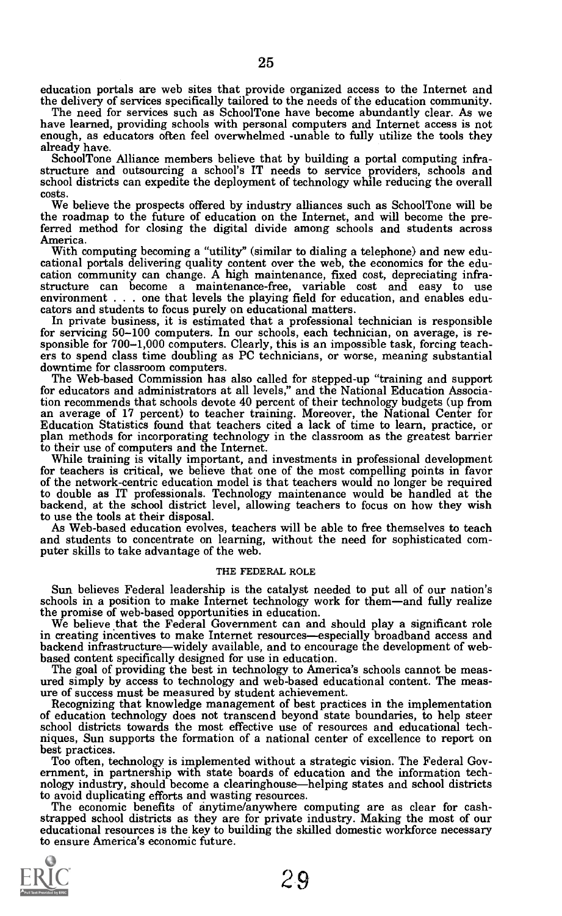education portals are web sites that provide organized access to the Internet and the delivery of services specifically tailored to the needs of the education community.

The need for services such as SchoolTone have become abundantly clear. As we have learned, providing schools with personal computers and Internet access is not enough, as educators often feel overwhelmed -unable to fully utilize the tools they already have.

SchoolTone Alliance members believe that by building a portal computing infrastructure and outsourcing a school's IT needs to service providers, schools and school districts can expedite the deployment of technology while reducing the overall costs.

We believe the prospects offered by industry alliances such as SchoolTone will be the roadmap to the future of education on the Internet, and will become the preferred method for closing the digital divide among schools and students across America.

With computing becoming a "utility" (similar to dialing a telephone) and new educational portals delivering quality content over the web, the economics for the education community can change. A high maintenance, fixed cost, depreciating infrastructure can become a maintenance-free, variable cost and easy to use environment . . . one that levels the playing field for education, and enables educators and students to focus purely on educational matters.

In private business, it is estimated that a professional technician is responsible for servicing 50–100 computers. In our schools, each technician, on average, is responsible for 700–1,000 computers. Clearly, this is an impossible task, forcing teachers to spend class time doubling as PC technicians, or worse, meaning substantial downtime for classroom computers.

The Web-based Commission has also called for stepped-up "training and support for educators and administrators at all levels," and the National Education Association recommends that schools devote 40 percent of their technology budgets (up from an average of 17 percent) to teacher training. Moreover, the National Center for Education Statistics found that teachers cited a lack of time to learn, practice, or plan methods for incorporating technology in the classroom as the greatest barrier to their use of computers and the Internet.

While training is vitally important, and investments in professional development for teachers is critical, we believe that one of the most compelling points in favor of the network-centric education model is that teachers would no longer be required to double as IT professionals. Technology maintenance would be handled at the backend, at the school district level, allowing teachers to focus on how they wish to use the tools at their disposal.

As Web-based education evolves, teachers will be able to free themselves to teach and students to concentrate on learning, without the need for sophisticated computer skills to take advantage of the web.

## THE FEDERAL ROLE

Sun believes Federal leadership is the catalyst needed to put all of our nation's schools in a position to make Internet technology work for them—and fully realize the promise of web-based opportunities in education.

We believe that the Federal Government can and should play a significant role in creating incentives to make Internet resources—especially broadband access and backend infrastructure—widely available, and to encourage the development of web-based content specifically designed for use in education.

The goal of providing the best in technology to America's schools cannot be measured simply by access to technology and web-based educational content. The measure of success must be measured by student achievement.

Recognizing that knowledge management of best practices in the implementation of education technology does not transcend beyond state boundaries, to help steer school districts towards the most effective use of resources and educational techniques, Sun supports the formation of a national center of excellence to report on best practices.

Too often, technology is implemented without a strategic vision. The Federal Government, in partnership with state boards of education and the information technology industry, should become a clearinghouse—helping states and school districts to avoid duplicating efforts and wasting resources.

The economic benefits of anytime/anywhere computing are as clear for cash-strapped school districts as they are for private industry. Making the most of our educational resources is the key to building the skilled domestic workforce necessary to ensure America's economic future.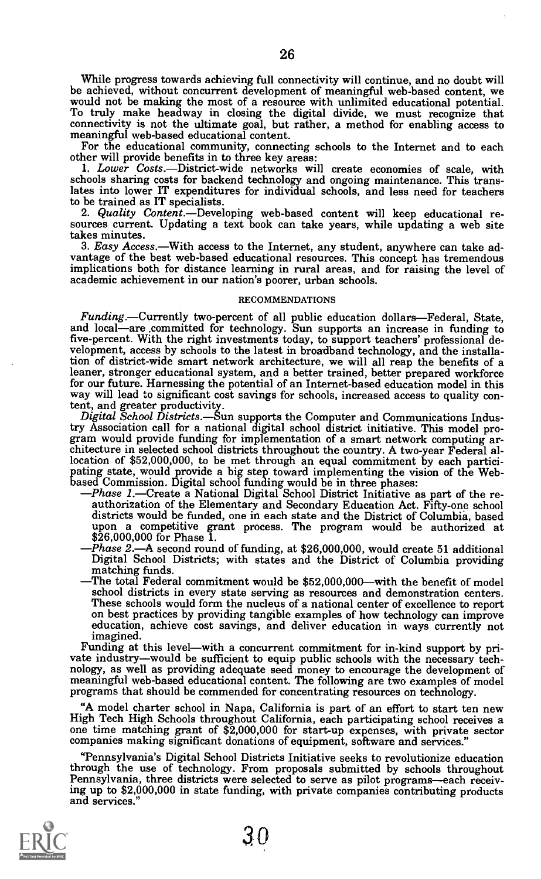While progress towards achieving full connectivity will continue, and no doubt will be achieved, without concurrent development of meaningful web-based content, we would not be making the most of a resource with unlimited educational potential. To truly make headway in closing the digital divide, we must recognize that connectivity is not the ultimate goal, but rather, a method for enabling access to meaningful web-based educational content.

For the educational community, connecting schools to the Internet and to each other will provide benefits in to three key areas:

1. *Lower Costs.*—District-wide networks will create economies of scale, with schools sharing costs for backend technology and ongoing maintenance. This translates into lower IT expenditures for individual schools, and less need for teachers to be trained as IT specialists.
2. *Quality Content.*—Developing web-based content will keep educational resources current. Updating a text book can take years, while updating a web site takes minutes.
3. *Easy Access.*—With access to the Internet, any student, anywhere can take advantage of the best web-based educational resources. This concept has tremendous implications both for distance learning in rural areas, and for raising the level of academic achievement in our nation's poorer, urban schools.

## RECOMMENDATIONS

*Funding.*—Currently two-percent of all public education dollars—Federal, State, and local—are committed for technology. Sun supports an increase in funding to five-percent. With the right investments today, to support teachers' professional development, access by schools to the latest in broadband technology, and the installation of district-wide smart network architecture, we will all reap the benefits of a leaner, stronger educational system, and a better trained, better prepared workforce for our future. Harnessing the potential of an Internet-based education model in this way will lead to significant cost savings for schools, increased access to quality content, and greater productivity.

*Digital School Districts.*—Sun supports the Computer and Communications Industry Association call for a national digital school district initiative. This model program would provide funding for implementation of a smart network computing architecture in selected school districts throughout the country. A two-year Federal allocation of $52,000,000, to be met through an equal commitment by each participating state, would provide a big step toward implementing the vision of the Web-based Commission. Digital school funding would be in three phases:

—*Phase 1.*—Create a National Digital School District Initiative as part of the reauthorization of the Elementary and Secondary Education Act. Fifty-one school districts would be funded, one in each state and the District of Columbia, based upon a competitive grant process. The program would be authorized at $26,000,000 for Phase 1.

—*Phase 2.*—A second round of funding, at $26,000,000, would create 51 additional Digital School Districts; with states and the District of Columbia providing matching funds.

—The total Federal commitment would be $52,000,000—with the benefit of model school districts in every state serving as resources and demonstration centers. These schools would form the nucleus of a national center of excellence to report on best practices by providing tangible examples of how technology can improve education, achieve cost savings, and deliver education in ways currently not imagined.

Funding at this level—with a concurrent commitment for in-kind support by private industry—would be sufficient to equip public schools with the necessary technology, as well as providing adequate seed money to encourage the development of meaningful web-based educational content. The following are two examples of model programs that should be commended for concentrating resources on technology.

"A model charter school in Napa, California is part of an effort to start ten new High Tech High Schools throughout California, each participating school receives a one time matching grant of $2,000,000 for start-up expenses, with private sector companies making significant donations of equipment, software and services."

"Pennsylvania's Digital School Districts Initiative seeks to revolutionize education through the use of technology. From proposals submitted by schools throughout Pennsylvania, three districts were selected to serve as pilot programs—each receiving up to $2,000,000 in state funding, with private companies contributing products and services."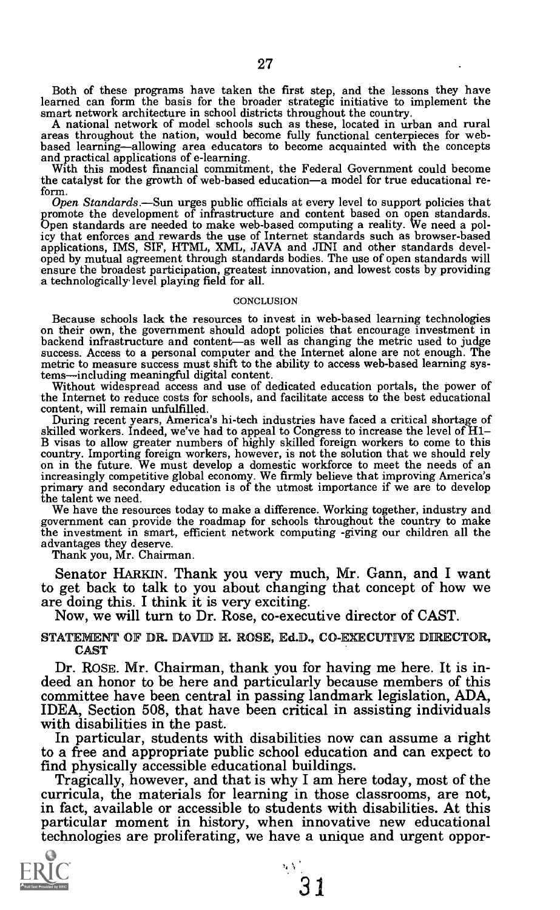Both of these programs have taken the first step, and the lessons they have learned can form the basis for the broader strategic initiative to implement the smart network architecture in school districts throughout the country.

A national network of model schools such as these, located in urban and rural areas throughout the nation, would become fully functional centerpieces for web-based learning—allowing area educators to become acquainted with the concepts and practical applications of e-learning.

With this modest financial commitment, the Federal Government could become the catalyst for the growth of web-based education—a model for true educational reform.

*Open Standards.*—Sun urges public officials at every level to support policies that promote the development of infrastructure and content based on open standards. Open standards are needed to make web-based computing a reality. We need a policy that enforces and rewards the use of Internet standards such as browser-based applications, IMS, SIF, HTML, XML, JAVA and JINI and other standards developed by mutual agreement through standards bodies. The use of open standards will ensure the broadest participation, greatest innovation, and lowest costs by providing a technologically level playing field for all.

## CONCLUSION

Because schools lack the resources to invest in web-based learning technologies on their own, the government should adopt policies that encourage investment in backend infrastructure and content—as well as changing the metric used to judge success. Access to a personal computer and the Internet alone are not enough. The metric to measure success must shift to the ability to access web-based learning systems—including meaningful digital content.

Without widespread access and use of dedicated education portals, the power of the Internet to reduce costs for schools, and facilitate access to the best educational content, will remain unfulfilled.

During recent years, America's hi-tech industries have faced a critical shortage of skilled workers. Indeed, we've had to appeal to Congress to increase the level of H1-B visas to allow greater numbers of highly skilled foreign workers to come to this country. Importing foreign workers, however, is not the solution that we should rely on in the future. We must develop a domestic workforce to meet the needs of an increasingly competitive global economy. We firmly believe that improving America's primary and secondary education is of the utmost importance if we are to develop the talent we need.

We have the resources today to make a difference. Working together, industry and government can provide the roadmap for schools throughout the country to make the investment in smart, efficient network computing -giving our children all the advantages they deserve.

Thank you, Mr. Chairman.

Senator HARKIN. Thank you very much, Mr. Gann, and I want to get back to talk to you about changing that concept of how we are doing this. I think it is very exciting.

Now, we will turn to Dr. Rose, co-executive director of CAST.

## STATEMENT OF DR. DAVID H. ROSE, Ed.D., CO-EXECUTIVE DIRECTOR, CAST

Dr. ROSE. Mr. Chairman, thank you for having me here. It is indeed an honor to be here and particularly because members of this committee have been central in passing landmark legislation, ADA, IDEA, Section 508, that have been critical in assisting individuals with disabilities in the past.

In particular, students with disabilities now can assume a right to a free and appropriate public school education and can expect to find physically accessible educational buildings.

Tragically, however, and that is why I am here today, most of the curricula, the materials for learning in those classrooms, are not, in fact, available or accessible to students with disabilities. At this particular moment in history, when innovative new educational technologies are proliferating, we have a unique and urgent oppor-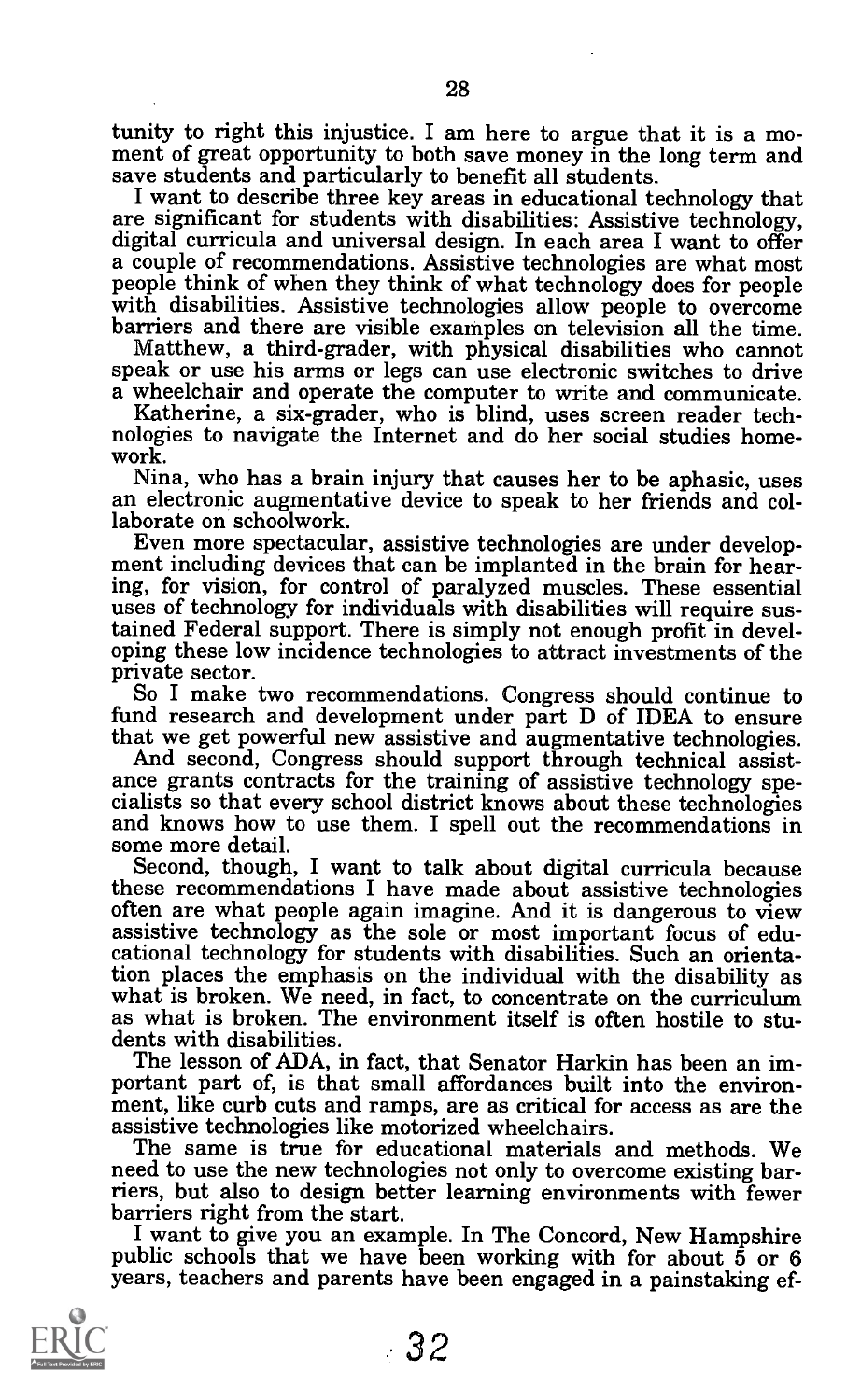tunity to right this injustice. I am here to argue that it is a moment of great opportunity to both save money in the long term and save students and particularly to benefit all students.

I want to describe three key areas in educational technology that are significant for students with disabilities: Assistive technology, digital curricula and universal design. In each area I want to offer a couple of recommendations. Assistive technologies are what most people think of when they think of what technology does for people with disabilities. Assistive technologies allow people to overcome barriers and there are visible examples on television all the time.

Matthew, a third-grader, with physical disabilities who cannot speak or use his arms or legs can use electronic switches to drive a wheelchair and operate the computer to write and communicate.

Katherine, a six-grader, who is blind, uses screen reader technologies to navigate the Internet and do her social studies homework.

Nina, who has a brain injury that causes her to be aphasic, uses an electronic augmentative device to speak to her friends and collaborate on schoolwork.

Even more spectacular, assistive technologies are under development including devices that can be implanted in the brain for hearing, for vision, for control of paralyzed muscles. These essential uses of technology for individuals with disabilities will require sustained Federal support. There is simply not enough profit in developing these low incidence technologies to attract investments of the private sector.

So I make two recommendations. Congress should continue to fund research and development under part D of IDEA to ensure that we get powerful new assistive and augmentative technologies.

And second, Congress should support through technical assistance grants contracts for the training of assistive technology specialists so that every school district knows about these technologies and knows how to use them. I spell out the recommendations in some more detail.

Second, though, I want to talk about digital curricula because these recommendations I have made about assistive technologies often are what people again imagine. And it is dangerous to view assistive technology as the sole or most important focus of educational technology for students with disabilities. Such an orientation places the emphasis on the individual with the disability as what is broken. We need, in fact, to concentrate on the curriculum as what is broken. The environment itself is often hostile to students with disabilities.

The lesson of ADA, in fact, that Senator Harkin has been an important part of, is that small affordances built into the environment, like curb cuts and ramps, are as critical for access as are the assistive technologies like motorized wheelchairs.

The same is true for educational materials and methods. We need to use the new technologies not only to overcome existing barriers, but also to design better learning environments with fewer barriers right from the start.

I want to give you an example. In The Concord, New Hampshire public schools that we have been working with for about 5 or 6 years, teachers and parents have been engaged in a painstaking ef-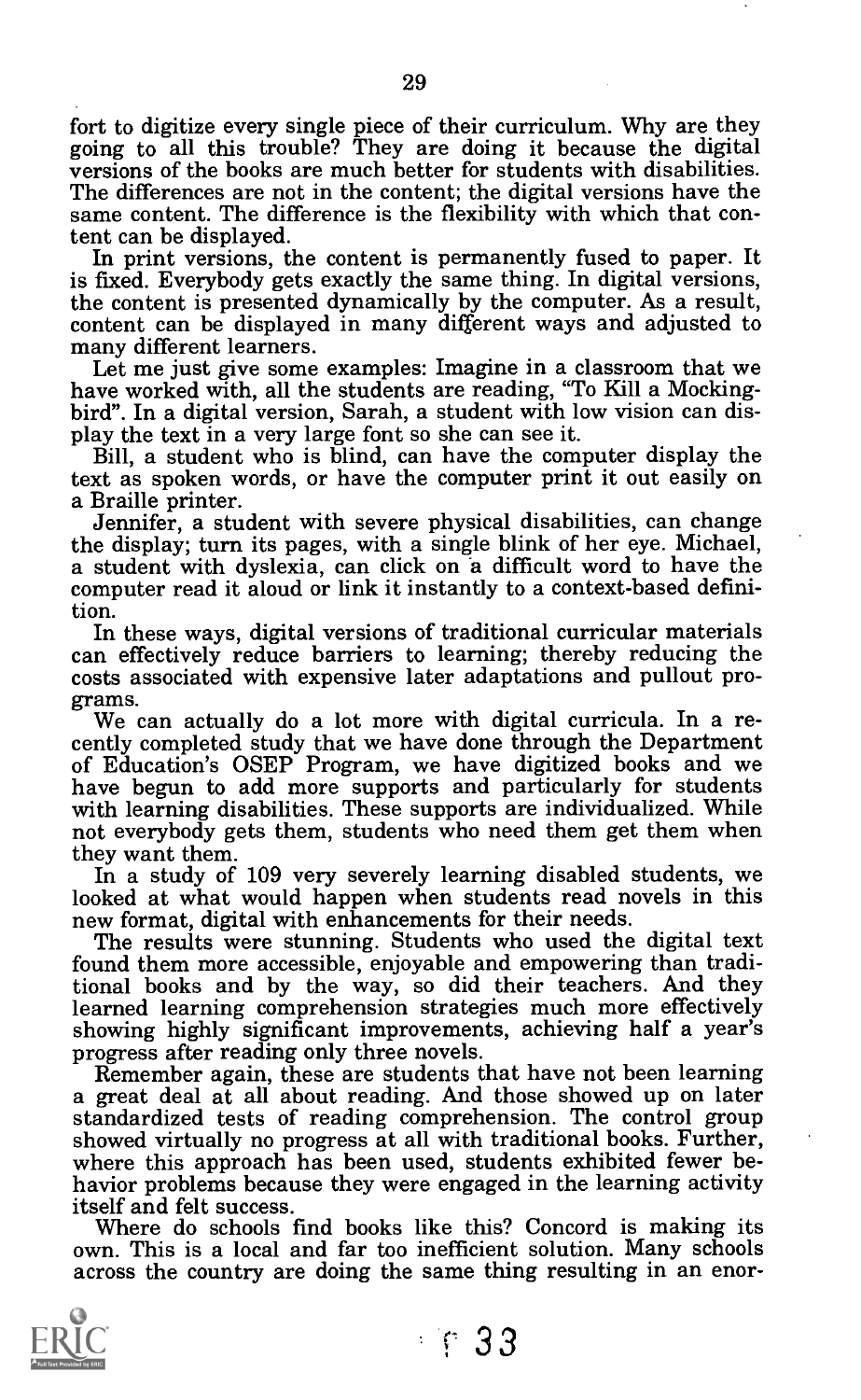fort to digitize every single piece of their curriculum. Why are they going to all this trouble? They are doing it because the digital versions of the books are much better for students with disabilities. The differences are not in the content; the digital versions have the same content. The difference is the flexibility with which that content can be displayed.

In print versions, the content is permanently fused to paper. It is fixed. Everybody gets exactly the same thing. In digital versions, the content is presented dynamically by the computer. As a result, content can be displayed in many different ways and adjusted to many different learners.

Let me just give some examples: Imagine in a classroom that we have worked with, all the students are reading, "To Kill a Mockingbird". In a digital version, Sarah, a student with low vision can display the text in a very large font so she can see it.

Bill, a student who is blind, can have the computer display the text as spoken words, or have the computer print it out easily on a Braille printer.

Jennifer, a student with severe physical disabilities, can change the display; turn its pages, with a single blink of her eye. Michael, a student with dyslexia, can click on a difficult word to have the computer read it aloud or link it instantly to a context-based definition.

In these ways, digital versions of traditional curricular materials can effectively reduce barriers to learning; thereby reducing the costs associated with expensive later adaptations and pullout programs.

We can actually do a lot more with digital curricula. In a recently completed study that we have done through the Department of Education's OSEP Program, we have digitized books and we have begun to add more supports and particularly for students with learning disabilities. These supports are individualized. While not everybody gets them, students who need them get them when they want them.

In a study of 109 very severely learning disabled students, we looked at what would happen when students read novels in this new format, digital with enhancements for their needs.

The results were stunning. Students who used the digital text found them more accessible, enjoyable and empowering than traditional books and by the way, so did their teachers. And they learned learning comprehension strategies much more effectively showing highly significant improvements, achieving half a year's progress after reading only three novels.

Remember again, these are students that have not been learning a great deal at all about reading. And those showed up on later standardized tests of reading comprehension. The control group showed virtually no progress at all with traditional books. Further, where this approach has been used, students exhibited fewer behavior problems because they were engaged in the learning activity itself and felt success.

Where do schools find books like this? Concord is making its own. This is a local and far too inefficient solution. Many schools across the country are doing the same thing resulting in an enor-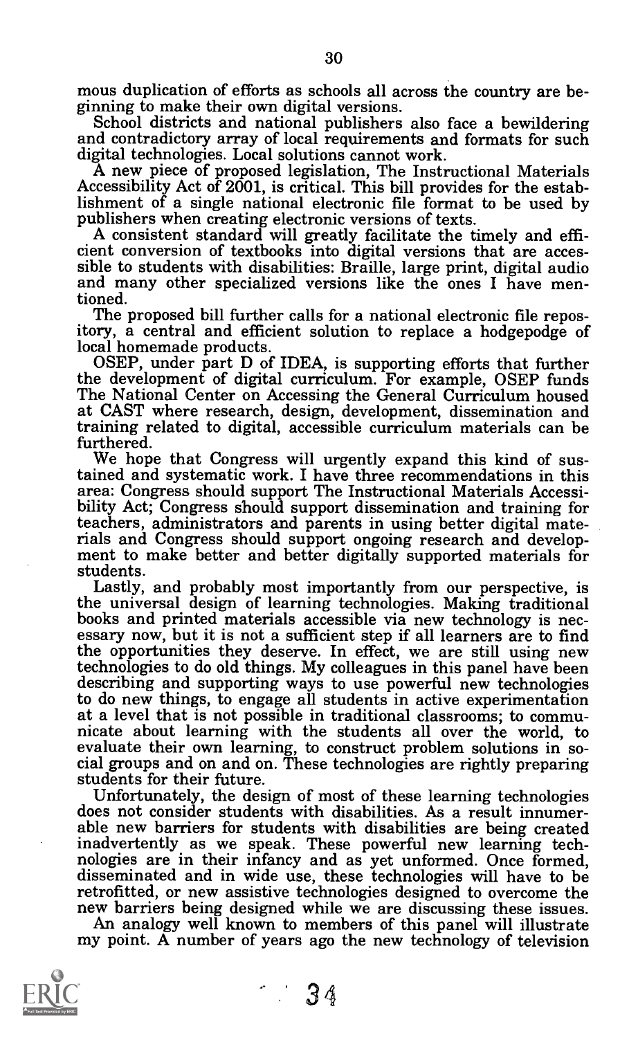mous duplication of efforts as schools all across the country are beginning to make their own digital versions.

School districts and national publishers also face a bewildering and contradictory array of local requirements and formats for such digital technologies. Local solutions cannot work.

A new piece of proposed legislation, The Instructional Materials Accessibility Act of 2001, is critical. This bill provides for the establishment of a single national electronic file format to be used by publishers when creating electronic versions of texts.

A consistent standard will greatly facilitate the timely and efficient conversion of textbooks into digital versions that are accessible to students with disabilities: Braille, large print, digital audio and many other specialized versions like the ones I have mentioned.

The proposed bill further calls for a national electronic file repository, a central and efficient solution to replace a hodgepodge of local homemade products.

OSEP, under part D of IDEA, is supporting efforts that further the development of digital curriculum. For example, OSEP funds The National Center on Accessing the General Curriculum housed at CAST where research, design, development, dissemination and training related to digital, accessible curriculum materials can be furthered.

We hope that Congress will urgently expand this kind of sustained and systematic work. I have three recommendations in this area: Congress should support The Instructional Materials Accessibility Act; Congress should support dissemination and training for teachers, administrators and parents in using better digital materials and Congress should support ongoing research and development to make better and better digitally supported materials for students.

Lastly, and probably most importantly from our perspective, is the universal design of learning technologies. Making traditional books and printed materials accessible via new technology is necessary now, but it is not a sufficient step if all learners are to find the opportunities they deserve. In effect, we are still using new technologies to do old things. My colleagues in this panel have been describing and supporting ways to use powerful new technologies to do new things, to engage all students in active experimentation at a level that is not possible in traditional classrooms; to communicate about learning with the students all over the world, to evaluate their own learning, to construct problem solutions in social groups and on and on. These technologies are rightly preparing students for their future.

Unfortunately, the design of most of these learning technologies does not consider students with disabilities. As a result innumerable new barriers for students with disabilities are being created inadvertently as we speak. These powerful new learning technologies are in their infancy and as yet unformed. Once formed, disseminated and in wide use, these technologies will have to be retrofitted, or new assistive technologies designed to overcome the new barriers being designed while we are discussing these issues.

An analogy well known to members of this panel will illustrate my point. A number of years ago the new technology of television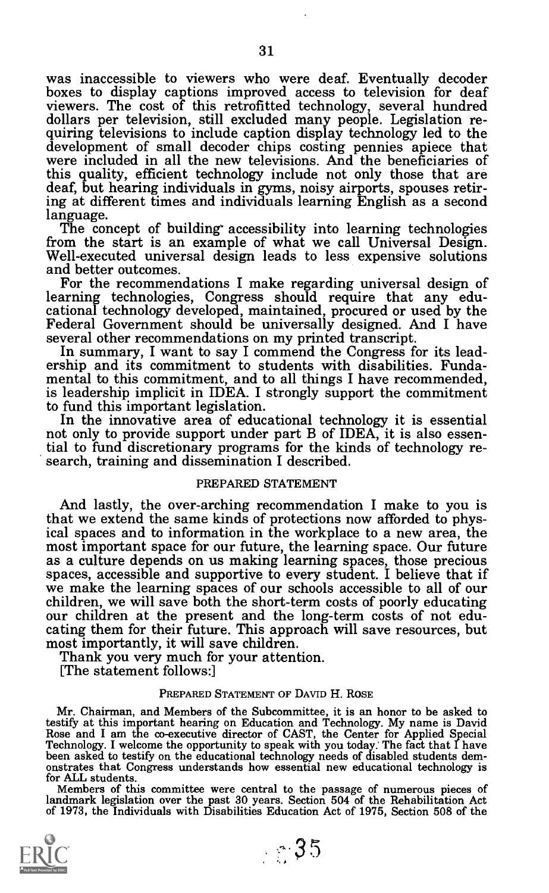was inaccessible to viewers who were deaf. Eventually decoder boxes to display captions improved access to television for deaf viewers. The cost of this retrofitted technology, several hundred dollars per television, still excluded many people. Legislation requiring televisions to include caption display technology led to the development of small decoder chips costing pennies apiece that were included in all the new televisions. And the beneficiaries of this quality, efficient technology include not only those that are deaf, but hearing individuals in gyms, noisy airports, spouses retiring at different times and individuals learning English as a second language.

The concept of building accessibility into learning technologies from the start is an example of what we call Universal Design. Well-executed universal design leads to less expensive solutions and better outcomes.

For the recommendations I make regarding universal design of learning technologies, Congress should require that any educational technology developed, maintained, procured or used by the Federal Government should be universally designed. And I have several other recommendations on my printed transcript.

In summary, I want to say I commend the Congress for its leadership and its commitment to students with disabilities. Fundamental to this commitment, and to all things I have recommended, is leadership implicit in IDEA. I strongly support the commitment to fund this important legislation.

In the innovative area of educational technology it is essential not only to provide support under part B of IDEA, it is also essential to fund discretionary programs for the kinds of technology research, training and dissemination I described.

PREPARED STATEMENT

And lastly, the over-arching recommendation I make to you is that we extend the same kinds of protections now afforded to physical spaces and to information in the workplace to a new area, the most important space for our future, the learning space. Our future as a culture depends on us making learning spaces, those precious spaces, accessible and supportive to every student. I believe that if we make the learning spaces of our schools accessible to all of our children, we will save both the short-term costs of poorly educating our children at the present and the long-term costs of not educating them for their future. This approach will save resources, but most importantly, it will save children.

Thank you very much for your attention.

[The statement follows:]

PREPARED STATEMENT OF DAVID H. ROSE

Mr. Chairman, and Members of the Subcommittee, it is an honor to be asked to testify at this important hearing on Education and Technology. My name is David Rose and I am the co-executive director of CAST, the Center for Applied Special Technology. I welcome the opportunity to speak with you today. The fact that I have been asked to testify on the educational technology needs of disabled students demonstrates that Congress understands how essential new educational technology is for ALL students.

Members of this committee were central to the passage of numerous pieces of landmark legislation over the past 30 years. Section 504 of the Rehabilitation Act of 1973, the Individuals with Disabilities Education Act of 1975, Section 508 of the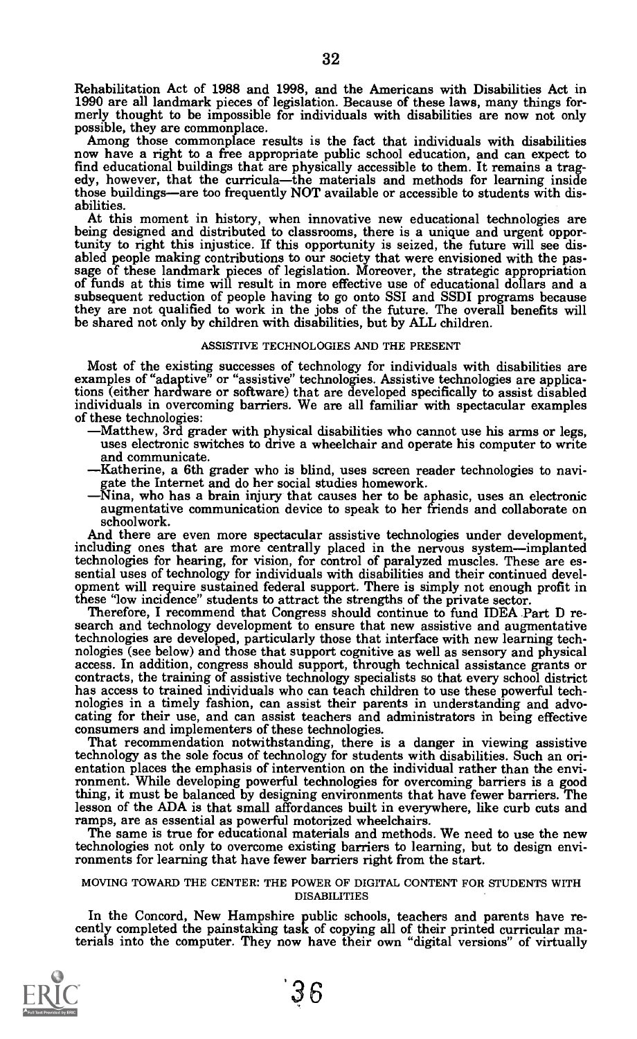Rehabilitation Act of 1988 and 1998, and the Americans with Disabilities Act in 1990 are all landmark pieces of legislation. Because of these laws, many things formerly thought to be impossible for individuals with disabilities are now not only possible, they are commonplace.

Among those commonplace results is the fact that individuals with disabilities now have a right to a free appropriate public school education, and can expect to find educational buildings that are physically accessible to them. It remains a tragedy, however, that the curricula—the materials and methods for learning inside those buildings—are too frequently NOT available or accessible to students with disabilities.

At this moment in history, when innovative new educational technologies are being designed and distributed to classrooms, there is a unique and urgent opportunity to right this injustice. If this opportunity is seized, the future will see disabled people making contributions to our society that were envisioned with the passage of these landmark pieces of legislation. Moreover, the strategic appropriation of funds at this time will result in more effective use of educational dollars and a subsequent reduction of people having to go onto SSI and SSDI programs because they are not qualified to work in the jobs of the future. The overall benefits will be shared not only by children with disabilities, but by ALL children.

## ASSISTIVE TECHNOLOGIES AND THE PRESENT

Most of the existing successes of technology for individuals with disabilities are examples of "adaptive" or "assistive" technologies. Assistive technologies are applications (either hardware or software) that are developed specifically to assist disabled individuals in overcoming barriers. We are all familiar with spectacular examples of these technologies:

—Matthew, 3rd grader with physical disabilities who cannot use his arms or legs, uses electronic switches to drive a wheelchair and operate his computer to write and communicate.

—Katherine, a 6th grader who is blind, uses screen reader technologies to navigate the Internet and do her social studies homework.

—Nina, who has a brain injury that causes her to be aphasic, uses an electronic augmentative communication device to speak to her friends and collaborate on schoolwork.

And there are even more spectacular assistive technologies under development, including ones that are more centrally placed in the nervous system—implanted technologies for hearing, for vision, for control of paralyzed muscles. These are essential uses of technology for individuals with disabilities and their continued development will require sustained federal support. There is simply not enough profit in these "low incidence" students to attract the strengths of the private sector.

Therefore, I recommend that Congress should continue to fund IDEA Part D research and technology development to ensure that new assistive and augmentative technologies are developed, particularly those that interface with new learning technologies (see below) and those that support cognitive as well as sensory and physical access. In addition, congress should support, through technical assistance grants or contracts, the training of assistive technology specialists so that every school district has access to trained individuals who can teach children to use these powerful technologies in a timely fashion, can assist their parents in understanding and advocating for their use, and can assist teachers and administrators in being effective consumers and implementers of these technologies.

That recommendation notwithstanding, there is a danger in viewing assistive technology as the sole focus of technology for students with disabilities. Such an orientation places the emphasis of intervention on the individual rather than the environment. While developing powerful technologies for overcoming barriers is a good thing, it must be balanced by designing environments that have fewer barriers. The lesson of the ADA is that small affordances built in everywhere, like curb cuts and ramps, are as essential as powerful motorized wheelchairs.

The same is true for educational materials and methods. We need to use the new technologies not only to overcome existing barriers to learning, but to design environments for learning that have fewer barriers right from the start.

## MOVING TOWARD THE CENTER: THE POWER OF DIGITAL CONTENT FOR STUDENTS WITH DISABILITIES

In the Concord, New Hampshire public schools, teachers and parents have recently completed the painstaking task of copying all of their printed curricular materials into the computer. They now have their own "digital versions" of virtually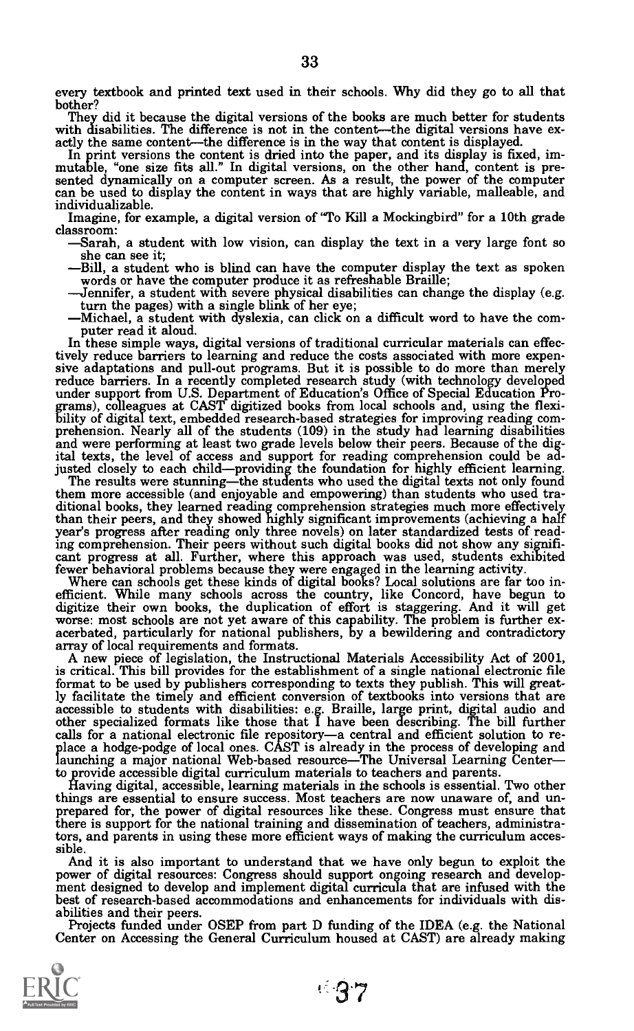every textbook and printed text used in their schools. Why did they go to all that bother?

They did it because the digital versions of the books are much better for students with disabilities. The difference is not in the content—the digital versions have exactly the same content—the difference is in the way that content is displayed.

In print versions the content is dried into the paper, and its display is fixed, immutable, "one size fits all." In digital versions, on the other hand, content is presented dynamically on a computer screen. As a result, the power of the computer can be used to display the content in ways that are highly variable, malleable, and individualizable.

Imagine, for example, a digital version of "To Kill a Mockingbird" for a 10th grade classroom:

—Sarah, a student with low vision, can display the text in a very large font so she can see it;
—Bill, a student who is blind can have the computer display the text as spoken words or have the computer produce it as refreshable Braille;
—Jennifer, a student with severe physical disabilities can change the display (e.g. turn the pages) with a single blink of her eye;
—Michael, a student with dyslexia, can click on a difficult word to have the computer read it aloud.

In these simple ways, digital versions of traditional curricular materials can effectively reduce barriers to learning and reduce the costs associated with more expensive adaptations and pull-out programs. But it is possible to do more than merely reduce barriers. In a recently completed research study (with technology developed under support from U.S. Department of Education's Office of Special Education Programs), colleagues at CAST digitized books from local schools and, using the flexibility of digital text, embedded research-based strategies for improving reading comprehension. Nearly all of the students (109) in the study had learning disabilities and were performing at least two grade levels below their peers. Because of the digital texts, the level of access and support for reading comprehension could be adjusted closely to each child—providing the foundation for highly efficient learning.

The results were stunning—the students who used the digital texts not only found them more accessible (and enjoyable and empowering) than students who used traditional books, they learned reading comprehension strategies much more effectively than their peers, and they showed highly significant improvements (achieving a half year's progress after reading only three novels) on later standardized tests of reading comprehension. Their peers without such digital books did not show any significant progress at all. Further, where this approach was used, students exhibited fewer behavioral problems because they were engaged in the learning activity.

Where can schools get these kinds of digital books? Local solutions are far too inefficient. While many schools across the country, like Concord, have begun to digitize their own books, the duplication of effort is staggering. And it will get worse: most schools are not yet aware of this capability. The problem is further exacerbated, particularly for national publishers, by a bewildering and contradictory array of local requirements and formats.

A new piece of legislation, the Instructional Materials Accessibility Act of 2001, is critical. This bill provides for the establishment of a single national electronic file format to be used by publishers corresponding to texts they publish. This will greatly facilitate the timely and efficient conversion of textbooks into versions that are accessible to students with disabilities: e.g. Braille, large print, digital audio and other specialized formats like those that I have been describing. The bill further calls for a national electronic file repository—a central and efficient solution to replace a hodge-podge of local ones. CAST is already in the process of developing and launching a major national Web-based resource—The Universal Learning Center—to provide accessible digital curriculum materials to teachers and parents.

Having digital, accessible, learning materials in the schools is essential. Two other things are essential to ensure success. Most teachers are now unaware of, and unprepared for, the power of digital resources like these. Congress must ensure that there is support for the national training and dissemination of teachers, administrators, and parents in using these more efficient ways of making the curriculum accessible.

And it is also important to understand that we have only begun to exploit the power of digital resources: Congress should support ongoing research and development designed to develop and implement digital curricula that are infused with the best of research-based accommodations and enhancements for individuals with disabilities and their peers.

Projects funded under OSEP from part D funding of the IDEA (e.g. the National Center on Accessing the General Curriculum housed at CAST) are already making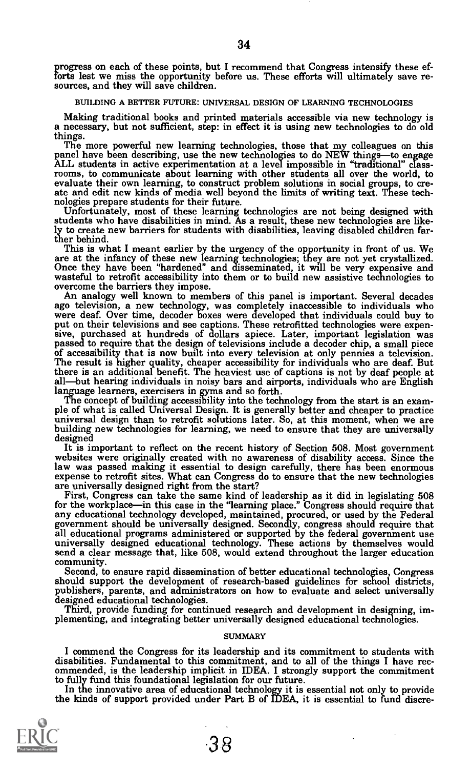progress on each of these points, but I recommend that Congress intensify these efforts lest we miss the opportunity before us. These efforts will ultimately save resources, and they will save children.

BUILDING A BETTER FUTURE: UNIVERSAL DESIGN OF LEARNING TECHNOLOGIES

Making traditional books and printed materials accessible via new technology is a necessary, but not sufficient, step: in effect it is using new technologies to do old things.

The more powerful new learning technologies, those that my colleagues on this panel have been describing, use the new technologies to do NEW things—to engage ALL students in active experimentation at a level impossible in "traditional" classrooms, to communicate about learning with other students all over the world, to evaluate their own learning, to construct problem solutions in social groups, to create and edit new kinds of media well beyond the limits of writing text. These technologies prepare students for their future.

Unfortunately, most of these learning technologies are not being designed with students who have disabilities in mind. As a result, these new technologies are likely to create new barriers for students with disabilities, leaving disabled children farther behind.

This is what I meant earlier by the urgency of the opportunity in front of us. We are at the infancy of these new learning technologies; they are not yet crystallized. Once they have been "hardened" and disseminated, it will be very expensive and wasteful to retrofit accessibility into them or to build new assistive technologies to overcome the barriers they impose.

An analogy well known to members of this panel is important. Several decades ago television, a new technology, was completely inaccessible to individuals who were deaf. Over time, decoder boxes were developed that individuals could buy to put on their televisions and see captions. These retrofitted technologies were expensive, purchased at hundreds of dollars apiece. Later, important legislation was passed to require that the design of televisions include a decoder chip, a small piece of accessibility that is now built into every television at only pennies a television. The result is higher quality, cheaper accessibility for individuals who are deaf. But there is an additional benefit. The heaviest use of captions is not by deaf people at all—but hearing individuals in noisy bars and airports, individuals who are English language learners, exercisers in gyms and so forth.

The concept of building accessibility into the technology from the start is an example of what is called Universal Design. It is generally better and cheaper to practice universal design than to retrofit solutions later. So, at this moment, when we are building new technologies for learning, we need to ensure that they are universally designed

It is important to reflect on the recent history of Section 508. Most government websites were originally created with no awareness of disability access. Since the law was passed making it essential to design carefully, there has been enormous expense to retrofit sites. What can Congress do to ensure that the new technologies are universally designed right from the start?

First, Congress can take the same kind of leadership as it did in legislating 508 for the workplace—in this case in the "learning place." Congress should require that any educational technology developed, maintained, procured, or used by the Federal government should be universally designed. Secondly, congress should require that all educational programs administered or supported by the federal government use universally designed educational technology. These actions by themselves would send a clear message that, like 508, would extend throughout the larger education community.

Second, to ensure rapid dissemination of better educational technologies, Congress should support the development of research-based guidelines for school districts, publishers, parents, and administrators on how to evaluate and select universally designed educational technologies.

Third, provide funding for continued research and development in designing, implementing, and integrating better universally designed educational technologies.

SUMMARY

I commend the Congress for its leadership and its commitment to students with disabilities. Fundamental to this commitment, and to all of the things I have recommended, is the leadership implicit in IDEA. I strongly support the commitment to fully fund this foundational legislation for our future.

In the innovative area of educational technology it is essential not only to provide the kinds of support provided under Part B of IDEA, it is essential to fund discre-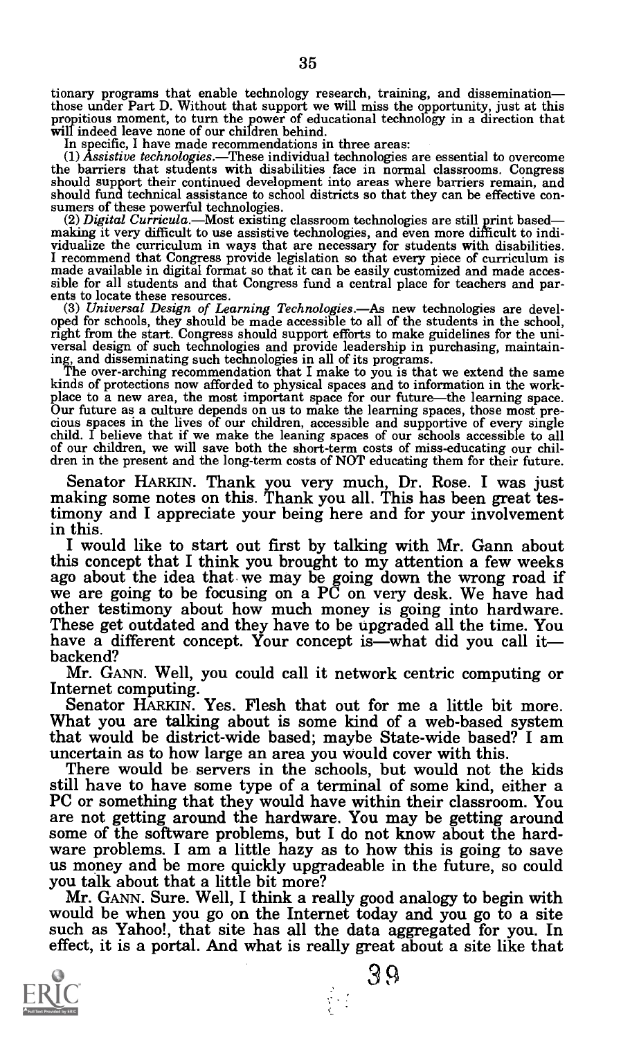tionary programs that enable technology research, training, and dissemination—those under Part D. Without that support we will miss the opportunity, just at this propitious moment, to turn the power of educational technology in a direction that will indeed leave none of our children behind.

In specific, I have made recommendations in three areas:

(1) *Assistive technologies.*—These individual technologies are essential to overcome the barriers that students with disabilities face in normal classrooms. Congress should support their continued development into areas where barriers remain, and should fund technical assistance to school districts so that they can be effective consumers of these powerful technologies.

(2) *Digital Curricula.*—Most existing classroom technologies are still print based—making it very difficult to use assistive technologies, and even more difficult to individualize the curriculum in ways that are necessary for students with disabilities. I recommend that Congress provide legislation so that every piece of curriculum is made available in digital format so that it can be easily customized and made accessible for all students and that Congress fund a central place for teachers and parents to locate these resources.

(3) *Universal Design of Learning Technologies.*—As new technologies are developed for schools, they should be made accessible to all of the students in the school, right from the start. Congress should support efforts to make guidelines for the universal design of such technologies and provide leadership in purchasing, maintaining, and disseminating such technologies in all of its programs.

The over-arching recommendation that I make to you is that we extend the same kinds of protections now afforded to physical spaces and to information in the workplace to a new area, the most important space for our future—the learning space. Our future as a culture depends on us to make the learning spaces, those most precious spaces in the lives of our children, accessible and supportive of every single child. I believe that if we make the leaning spaces of our schools accessible to all of our children, we will save both the short-term costs of miss-educating our children in the present and the long-term costs of NOT educating them for their future.

Senator HARKIN. Thank you very much, Dr. Rose. I was just making some notes on this. Thank you all. This has been great testimony and I appreciate your being here and for your involvement in this.

I would like to start out first by talking with Mr. Gann about this concept that I think you brought to my attention a few weeks ago about the idea that we may be going down the wrong road if we are going to be focusing on a PC on very desk. We have had other testimony about how much money is going into hardware. These get outdated and they have to be upgraded all the time. You have a different concept. Your concept is—what did you call it—backend?

Mr. GANN. Well, you could call it network centric computing or Internet computing.

Senator HARKIN. Yes. Flesh that out for me a little bit more. What you are talking about is some kind of a web-based system that would be district-wide based; maybe State-wide based? I am uncertain as to how large an area you would cover with this.

There would be servers in the schools, but would not the kids still have to have some type of a terminal of some kind, either a PC or something that they would have within their classroom. You are not getting around the hardware. You may be getting around some of the software problems, but I do not know about the hardware problems. I am a little hazy as to how this is going to save us money and be more quickly upgradeable in the future, so could you talk about that a little bit more?

Mr. GANN. Sure. Well, I think a really good analogy to begin with would be when you go on the Internet today and you go to a site such as Yahoo!, that site has all the data aggregated for you. In effect, it is a portal. And what is really great about a site like that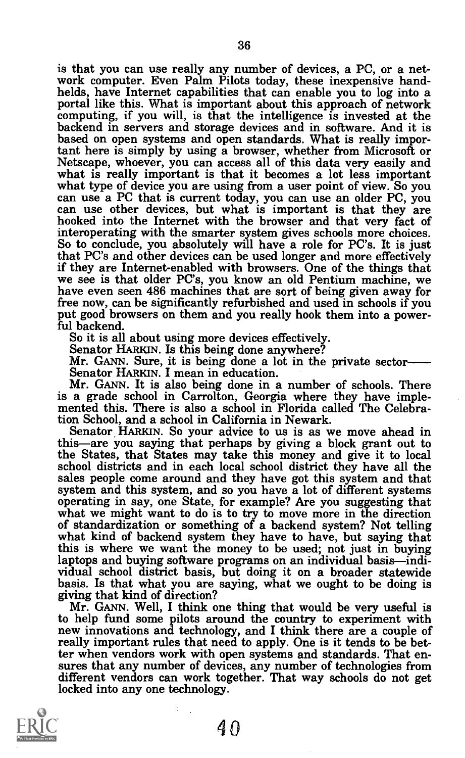is that you can use really any number of devices, a PC, or a network computer. Even Palm Pilots today, these inexpensive handhelds, have Internet capabilities that can enable you to log into a portal like this. What is important about this approach of network computing, if you will, is that the intelligence is invested at the backend in servers and storage devices and in software. And it is based on open systems and open standards. What is really important here is simply by using a browser, whether from Microsoft or Netscape, whoever, you can access all of this data very easily and what is really important is that it becomes a lot less important what type of device you are using from a user point of view. So you can use a PC that is current today, you can use an older PC, you can use other devices, but what is important is that they are hooked into the Internet with the browser and that very fact of interoperating with the smarter system gives schools more choices. So to conclude, you absolutely will have a role for PC's. It is just that PC's and other devices can be used longer and more effectively if they are Internet-enabled with browsers. One of the things that we see is that older PC's, you know an old Pentium machine, we have even seen 486 machines that are sort of being given away for free now, can be significantly refurbished and used in schools if you put good browsers on them and you really hook them into a powerful backend.

So it is all about using more devices effectively.

Senator HARKIN. Is this being done anywhere?

Mr. GANN. Sure, it is being done a lot in the private sector——

Senator HARKIN. I mean in education.

Mr. GANN. It is also being done in a number of schools. There is a grade school in Carrolton, Georgia where they have implemented this. There is also a school in Florida called The Celebration School, and a school in California in Newark.

Senator HARKIN. So your advice to us is as we move ahead in this—are you saying that perhaps by giving a block grant out to the States, that States may take this money and give it to local school districts and in each local school district they have all the sales people come around and they have got this system and that system and this system, and so you have a lot of different systems operating in say, one State, for example? Are you suggesting that what we might want to do is to try to move more in the direction of standardization or something of a backend system? Not telling what kind of backend system they have to have, but saying that this is where we want the money to be used; not just in buying laptops and buying software programs on an individual basis—individual school district basis, but doing it on a broader statewide basis. Is that what you are saying, what we ought to be doing is giving that kind of direction?

Mr. GANN. Well, I think one thing that would be very useful is to help fund some pilots around the country to experiment with new innovations and technology, and I think there are a couple of really important rules that need to apply. One is it tends to be better when vendors work with open systems and standards. That ensures that any number of devices, any number of technologies from different vendors can work together. That way schools do not get locked into any one technology.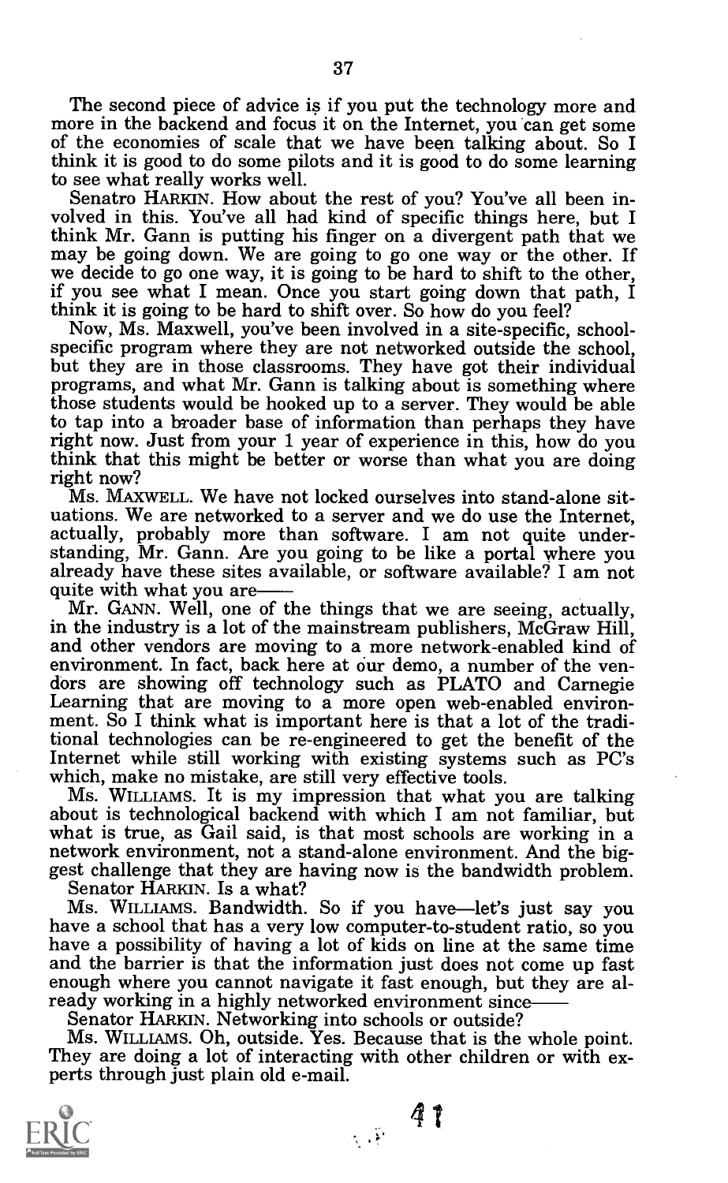The second piece of advice is if you put the technology more and more in the backend and focus it on the Internet, you can get some of the economies of scale that we have been talking about. So I think it is good to do some pilots and it is good to do some learning to see what really works well.

Senatro HARKIN. How about the rest of you? You've all been involved in this. You've all had kind of specific things here, but I think Mr. Gann is putting his finger on a divergent path that we may be going down. We are going to go one way or the other. If we decide to go one way, it is going to be hard to shift to the other, if you see what I mean. Once you start going down that path, I think it is going to be hard to shift over. So how do you feel?

Now, Ms. Maxwell, you've been involved in a site-specific, school-specific program where they are not networked outside the school, but they are in those classrooms. They have got their individual programs, and what Mr. Gann is talking about is something where those students would be hooked up to a server. They would be able to tap into a broader base of information than perhaps they have right now. Just from your 1 year of experience in this, how do you think that this might be better or worse than what you are doing right now?

Ms. MAXWELL. We have not locked ourselves into stand-alone situations. We are networked to a server and we do use the Internet, actually, probably more than software. I am not quite understanding, Mr. Gann. Are you going to be like a portal where you already have these sites available, or software available? I am not quite with what you are——

Mr. GANN. Well, one of the things that we are seeing, actually, in the industry is a lot of the mainstream publishers, McGraw Hill, and other vendors are moving to a more network-enabled kind of environment. In fact, back here at our demo, a number of the vendors are showing off technology such as PLATO and Carnegie Learning that are moving to a more open web-enabled environment. So I think what is important here is that a lot of the traditional technologies can be re-engineered to get the benefit of the Internet while still working with existing systems such as PC's which, make no mistake, are still very effective tools.

Ms. WILLIAMS. It is my impression that what you are talking about is technological backend with which I am not familiar, but what is true, as Gail said, is that most schools are working in a network environment, not a stand-alone environment. And the biggest challenge that they are having now is the bandwidth problem.

Senator HARKIN. Is a what?

Ms. WILLIAMS. Bandwidth. So if you have—let's just say you have a school that has a very low computer-to-student ratio, so you have a possibility of having a lot of kids on line at the same time and the barrier is that the information just does not come up fast enough where you cannot navigate it fast enough, but they are already working in a highly networked environment since——

Senator HARKIN. Networking into schools or outside?

Ms. WILLIAMS. Oh, outside. Yes. Because that is the whole point. They are doing a lot of interacting with other children or with experts through just plain old e-mail.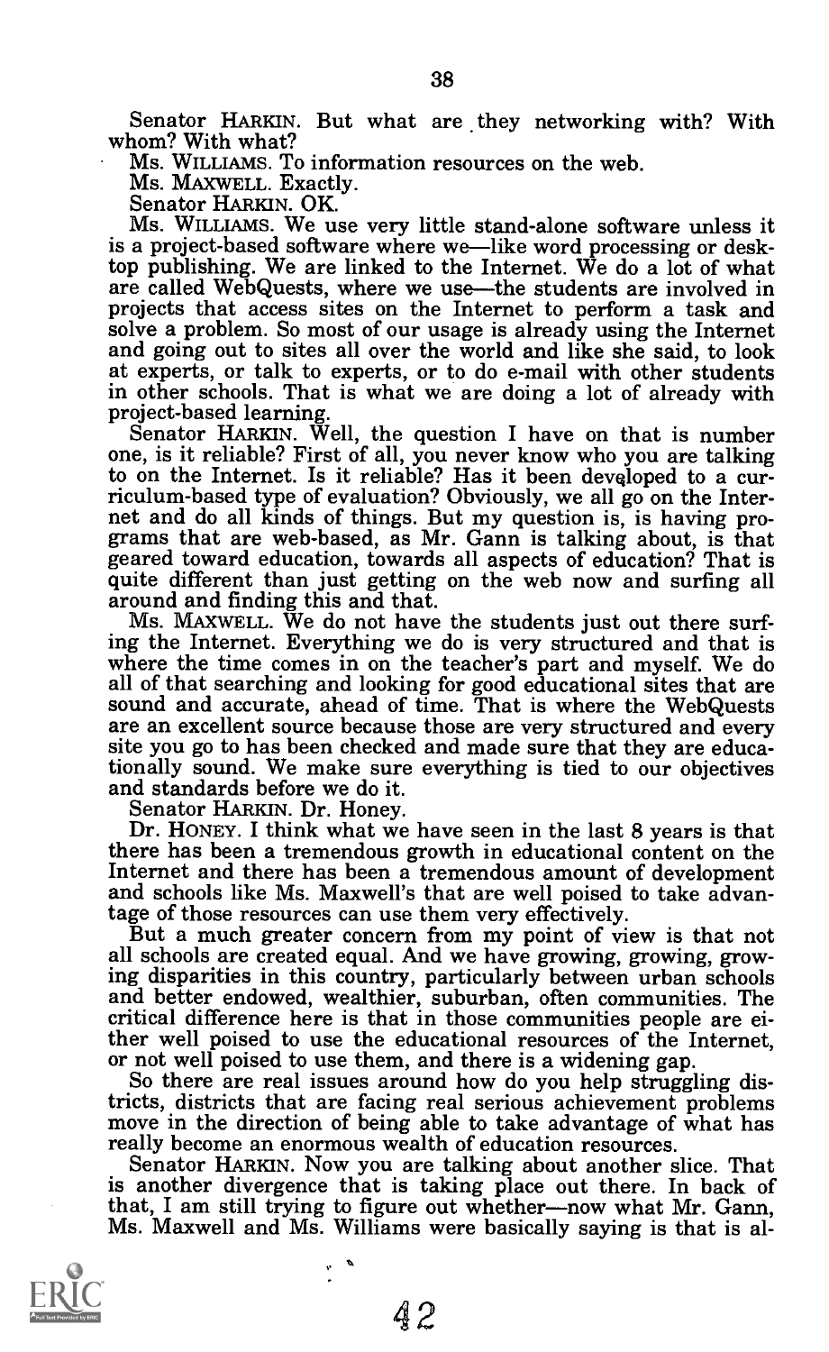Senator HARKIN. But what are they networking with? With whom? With what?

Ms. WILLIAMS. To information resources on the web.

Ms. MAXWELL. Exactly.

Senator HARKIN. OK.

Ms. WILLIAMS. We use very little stand-alone software unless it is a project-based software where we—like word processing or desktop publishing. We are linked to the Internet. We do a lot of what are called WebQuests, where we use—the students are involved in projects that access sites on the Internet to perform a task and solve a problem. So most of our usage is already using the Internet and going out to sites all over the world and like she said, to look at experts, or talk to experts, or to do e-mail with other students in other schools. That is what we are doing a lot of already with project-based learning.

Senator HARKIN. Well, the question I have on that is number one, is it reliable? First of all, you never know who you are talking to on the Internet. Is it reliable? Has it been developed to a curriculum-based type of evaluation? Obviously, we all go on the Internet and do all kinds of things. But my question is, is having programs that are web-based, as Mr. Gann is talking about, is that geared toward education, towards all aspects of education? That is quite different than just getting on the web now and surfing all around and finding this and that.

Ms. MAXWELL. We do not have the students just out there surfing the Internet. Everything we do is very structured and that is where the time comes in on the teacher's part and myself. We do all of that searching and looking for good educational sites that are sound and accurate, ahead of time. That is where the WebQuests are an excellent source because those are very structured and every site you go to has been checked and made sure that they are educationally sound. We make sure everything is tied to our objectives and standards before we do it.

Senator HARKIN. Dr. Honey.

Dr. HONEY. I think what we have seen in the last 8 years is that there has been a tremendous growth in educational content on the Internet and there has been a tremendous amount of development and schools like Ms. Maxwell's that are well poised to take advantage of those resources can use them very effectively.

But a much greater concern from my point of view is that not all schools are created equal. And we have growing, growing, growing disparities in this country, particularly between urban schools and better endowed, wealthier, suburban, often communities. The critical difference here is that in those communities people are either well poised to use the educational resources of the Internet, or not well poised to use them, and there is a widening gap.

So there are real issues around how do you help struggling districts, districts that are facing real serious achievement problems move in the direction of being able to take advantage of what has really become an enormous wealth of education resources.

Senator HARKIN. Now you are talking about another slice. That is another divergence that is taking place out there. In back of that, I am still trying to figure out whether—now what Mr. Gann, Ms. Maxwell and Ms. Williams were basically saying is that is al-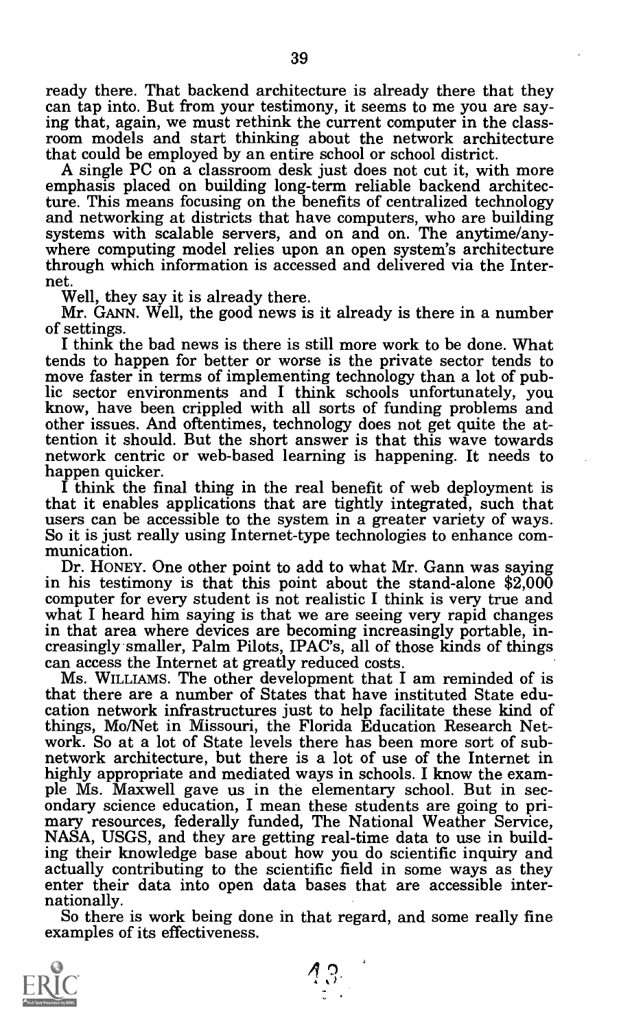ready there. That backend architecture is already there that they can tap into. But from your testimony, it seems to me you are saying that, again, we must rethink the current computer in the classroom models and start thinking about the network architecture that could be employed by an entire school or school district.

A single PC on a classroom desk just does not cut it, with more emphasis placed on building long-term reliable backend architecture. This means focusing on the benefits of centralized technology and networking at districts that have computers, who are building systems with scalable servers, and on and on. The anytime/anywhere computing model relies upon an open system's architecture through which information is accessed and delivered via the Internet.

Well, they say it is already there.

Mr. GANN. Well, the good news is it already is there in a number of settings.

I think the bad news is there is still more work to be done. What tends to happen for better or worse is the private sector tends to move faster in terms of implementing technology than a lot of public sector environments and I think schools unfortunately, you know, have been crippled with all sorts of funding problems and other issues. And oftentimes, technology does not get quite the attention it should. But the short answer is that this wave towards network centric or web-based learning is happening. It needs to happen quicker.

I think the final thing in the real benefit of web deployment is that it enables applications that are tightly integrated, such that users can be accessible to the system in a greater variety of ways. So it is just really using Internet-type technologies to enhance communication.

Dr. HONEY. One other point to add to what Mr. Gann was saying in his testimony is that this point about the stand-alone $2,000 computer for every student is not realistic I think is very true and what I heard him saying is that we are seeing very rapid changes in that area where devices are becoming increasingly portable, increasingly smaller, Palm Pilots, IPAC's, all of those kinds of things can access the Internet at greatly reduced costs.

Ms. WILLIAMS. The other development that I am reminded of is that there are a number of States that have instituted State education network infrastructures just to help facilitate these kind of things, Mo/Net in Missouri, the Florida Education Research Network. So at a lot of State levels there has been more sort of subnetwork architecture, but there is a lot of use of the Internet in highly appropriate and mediated ways in schools. I know the example Ms. Maxwell gave us in the elementary school. But in secondary science education, I mean these students are going to primary resources, federally funded, The National Weather Service, NASA, USGS, and they are getting real-time data to use in building their knowledge base about how you do scientific inquiry and actually contributing to the scientific field in some ways as they enter their data into open data bases that are accessible internationally.

So there is work being done in that regard, and some really fine examples of its effectiveness.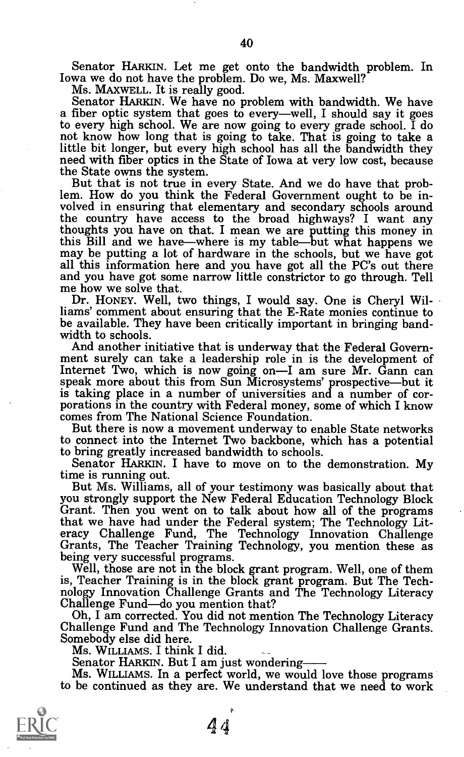Senator HARKIN. Let me get onto the bandwidth problem. In Iowa we do not have the problem. Do we, Ms. Maxwell?

Ms. MAXWELL. It is really good.

Senator HARKIN. We have no problem with bandwidth. We have a fiber optic system that goes to every—well, I should say it goes to every high school. We are now going to every grade school. I do not know how long that is going to take. That is going to take a little bit longer, but every high school has all the bandwidth they need with fiber optics in the State of Iowa at very low cost, because the State owns the system.

But that is not true in every State. And we do have that problem. How do you think the Federal Government ought to be involved in ensuring that elementary and secondary schools around the country have access to the broad highways? I want any thoughts you have on that. I mean we are putting this money in this Bill and we have—where is my table—but what happens we may be putting a lot of hardware in the schools, but we have got all this information here and you have got all the PC's out there and you have got some narrow little constrictor to go through. Tell me how we solve that.

Dr. HONEY. Well, two things, I would say. One is Cheryl Williams' comment about ensuring that the E-Rate monies continue to be available. They have been critically important in bringing bandwidth to schools.

And another initiative that is underway that the Federal Government surely can take a leadership role in is the development of Internet Two, which is now going on—I am sure Mr. Gann can speak more about this from Sun Microsystems' prospective—but it is taking place in a number of universities and a number of corporations in the country with Federal money, some of which I know comes from The National Science Foundation.

But there is now a movement underway to enable State networks to connect into the Internet Two backbone, which has a potential to bring greatly increased bandwidth to schools.

Senator HARKIN. I have to move on to the demonstration. My time is running out.

But Ms. Williams, all of your testimony was basically about that you strongly support the New Federal Education Technology Block Grant. Then you went on to talk about how all of the programs that we have had under the Federal system; The Technology Literacy Challenge Fund, The Technology Innovation Challenge Grants, The Teacher Training Technology, you mention these as being very successful programs.

Well, those are not in the block grant program. Well, one of them is, Teacher Training is in the block grant program. But The Technology Innovation Challenge Grants and The Technology Literacy Challenge Fund—do you mention that?

Oh, I am corrected. You did not mention The Technology Literacy Challenge Fund and The Technology Innovation Challenge Grants. Somebody else did here.

Ms. WILLIAMS. I think I did.

Senator HARKIN. But I am just wondering——

Ms. WILLIAMS. In a perfect world, we would love those programs to be continued as they are. We understand that we need to work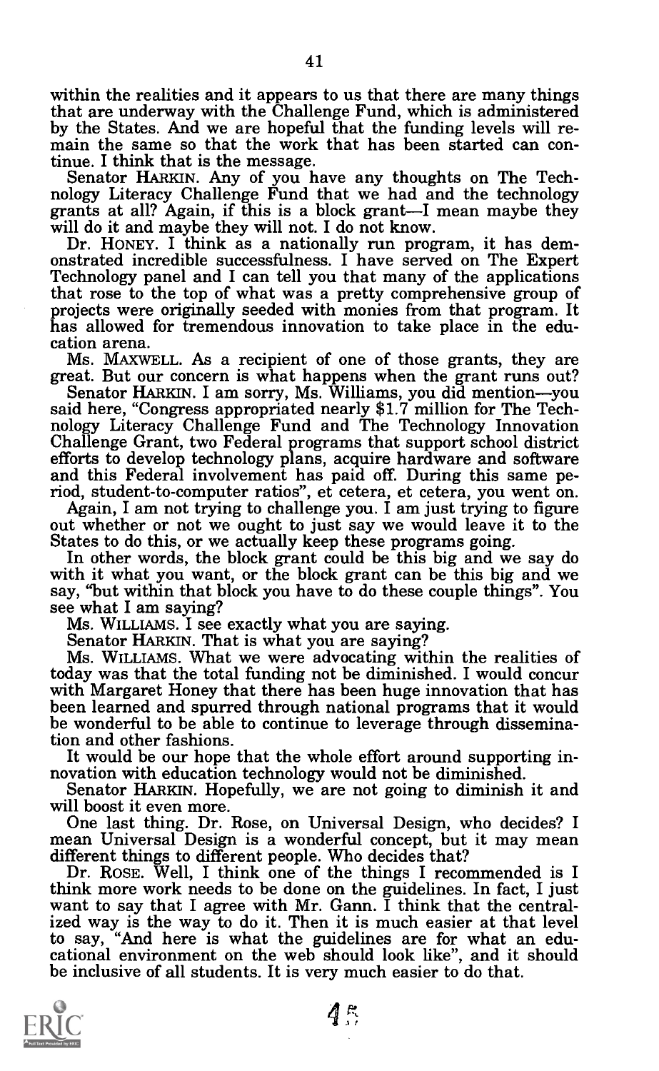within the realities and it appears to us that there are many things that are underway with the Challenge Fund, which is administered by the States. And we are hopeful that the funding levels will remain the same so that the work that has been started can continue. I think that is the message.

Senator HARKIN. Any of you have any thoughts on The Technology Literacy Challenge Fund that we had and the technology grants at all? Again, if this is a block grant—I mean maybe they will do it and maybe they will not. I do not know.

Dr. HONEY. I think as a nationally run program, it has demonstrated incredible successfulness. I have served on The Expert Technology panel and I can tell you that many of the applications that rose to the top of what was a pretty comprehensive group of projects were originally seeded with monies from that program. It has allowed for tremendous innovation to take place in the education arena.

Ms. MAXWELL. As a recipient of one of those grants, they are great. But our concern is what happens when the grant runs out?

Senator HARKIN. I am sorry, Ms. Williams, you did mention—you said here, "Congress appropriated nearly $1.7 million for The Technology Literacy Challenge Fund and The Technology Innovation Challenge Grant, two Federal programs that support school district efforts to develop technology plans, acquire hardware and software and this Federal involvement has paid off. During this same period, student-to-computer ratios", et cetera, et cetera, you went on.

Again, I am not trying to challenge you. I am just trying to figure out whether or not we ought to just say we would leave it to the States to do this, or we actually keep these programs going.

In other words, the block grant could be this big and we say do with it what you want, or the block grant can be this big and we say, "but within that block you have to do these couple things". You see what I am saying?

Ms. WILLIAMS. I see exactly what you are saying.

Senator HARKIN. That is what you are saying?

Ms. WILLIAMS. What we were advocating within the realities of today was that the total funding not be diminished. I would concur with Margaret Honey that there has been huge innovation that has been learned and spurred through national programs that it would be wonderful to be able to continue to leverage through dissemination and other fashions.

It would be our hope that the whole effort around supporting innovation with education technology would not be diminished.

Senator HARKIN. Hopefully, we are not going to diminish it and will boost it even more.

One last thing. Dr. Rose, on Universal Design, who decides? I mean Universal Design is a wonderful concept, but it may mean different things to different people. Who decides that?

Dr. ROSE. Well, I think one of the things I recommended is I think more work needs to be done on the guidelines. In fact, I just want to say that I agree with Mr. Gann. I think that the centralized way is the way to do it. Then it is much easier at that level to say, "And here is what the guidelines are for what an educational environment on the web should look like", and it should be inclusive of all students. It is very much easier to do that.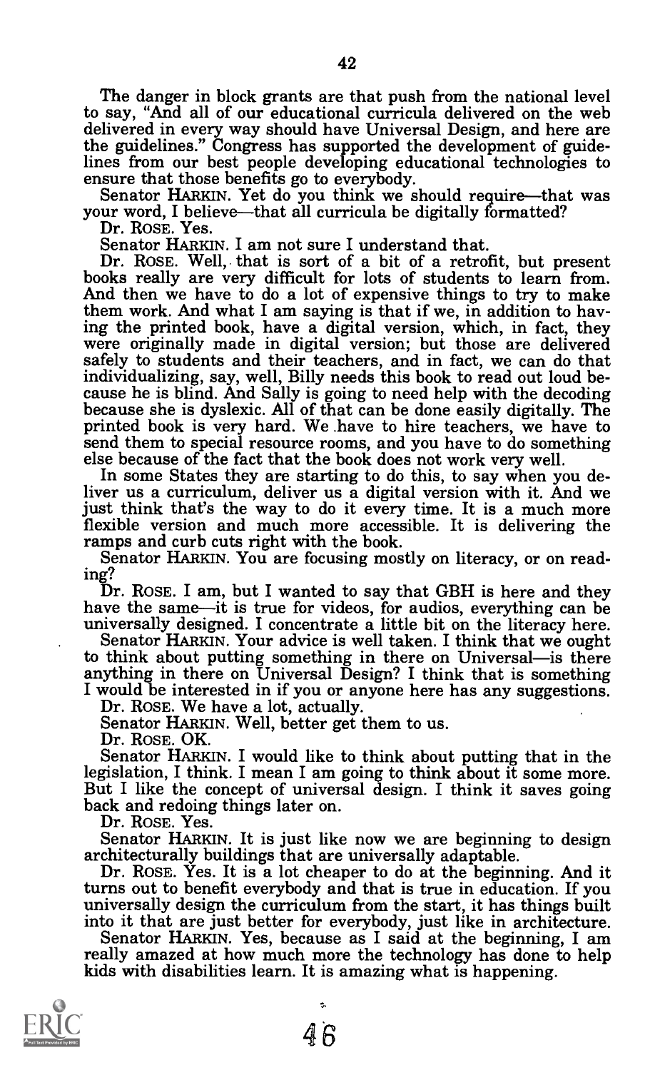The danger in block grants are that push from the national level to say, "And all of our educational curricula delivered on the web delivered in every way should have Universal Design, and here are the guidelines." Congress has supported the development of guidelines from our best people developing educational technologies to ensure that those benefits go to everybody.

Senator HARKIN. Yet do you think we should require—that was your word, I believe—that all curricula be digitally formatted?

Dr. ROSE. Yes.

Senator HARKIN. I am not sure I understand that.

Dr. ROSE. Well, that is sort of a bit of a retrofit, but present books really are very difficult for lots of students to learn from. And then we have to do a lot of expensive things to try to make them work. And what I am saying is that if we, in addition to having the printed book, have a digital version, which, in fact, they were originally made in digital version; but those are delivered safely to students and their teachers, and in fact, we can do that individualizing, say, well, Billy needs this book to read out loud because he is blind. And Sally is going to need help with the decoding because she is dyslexic. All of that can be done easily digitally. The printed book is very hard. We have to hire teachers, we have to send them to special resource rooms, and you have to do something else because of the fact that the book does not work very well.

In some States they are starting to do this, to say when you deliver us a curriculum, deliver us a digital version with it. And we just think that's the way to do it every time. It is a much more flexible version and much more accessible. It is delivering the ramps and curb cuts right with the book.

Senator HARKIN. You are focusing mostly on literacy, or on reading?

Dr. ROSE. I am, but I wanted to say that GBH is here and they have the same—it is true for videos, for audios, everything can be universally designed. I concentrate a little bit on the literacy here.

Senator HARKIN. Your advice is well taken. I think that we ought to think about putting something in there on Universal—is there anything in there on Universal Design? I think that is something I would be interested in if you or anyone here has any suggestions.

Dr. ROSE. We have a lot, actually.

Senator HARKIN. Well, better get them to us.

Dr. ROSE. OK.

Senator HARKIN. I would like to think about putting that in the legislation, I think. I mean I am going to think about it some more. But I like the concept of universal design. I think it saves going back and redoing things later on.

Dr. ROSE. Yes.

Senator HARKIN. It is just like now we are beginning to design architecturally buildings that are universally adaptable.

Dr. ROSE. Yes. It is a lot cheaper to do at the beginning. And it turns out to benefit everybody and that is true in education. If you universally design the curriculum from the start, it has things built into it that are just better for everybody, just like in architecture.

Senator HARKIN. Yes, because as I said at the beginning, I am really amazed at how much more the technology has done to help kids with disabilities learn. It is amazing what is happening.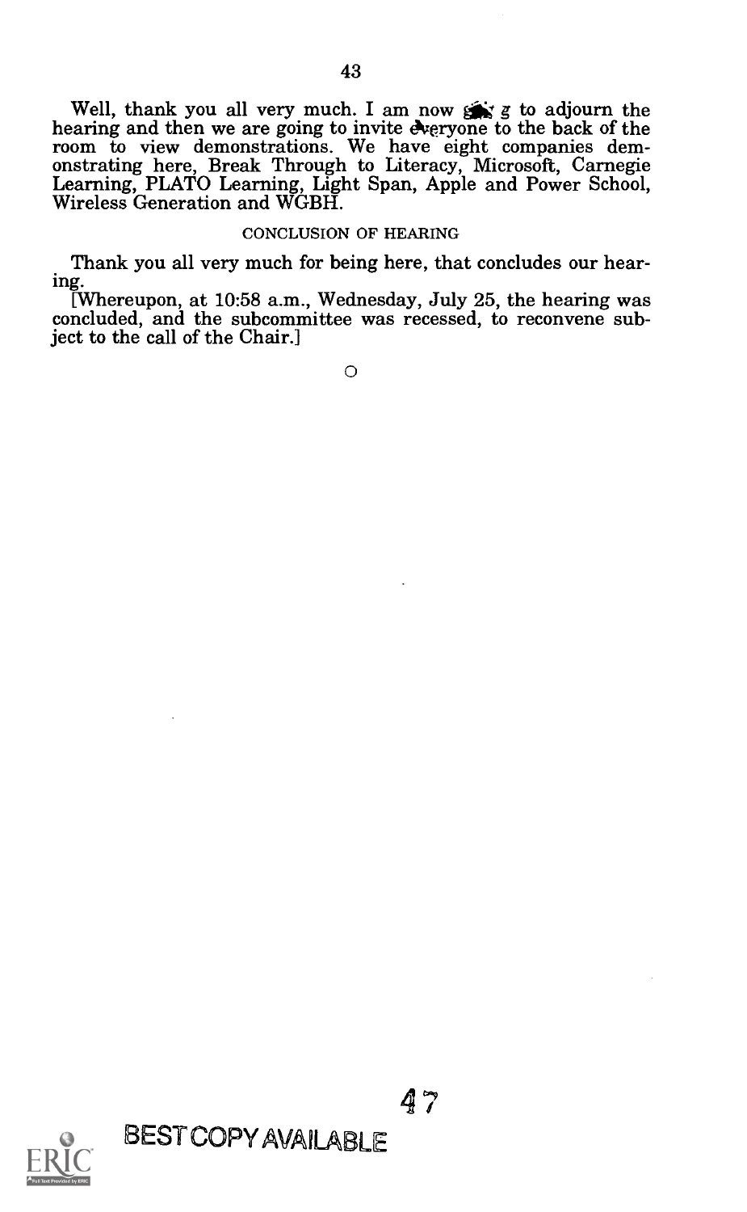Well, thank you all very much. I am now going to adjourn the hearing and then we are going to invite everyone to the back of the room to view demonstrations. We have eight companies demonstrating here, Break Through to Literacy, Microsoft, Carnegie Learning, PLATO Learning, Light Span, Apple and Power School, Wireless Generation and WGBH.

CONCLUSION OF HEARING

Thank you all very much for being here, that concludes our hearing.

[Whereupon, at 10:58 a.m., Wednesday, July 25, the hearing was concluded, and the subcommittee was recessed, to reconvene subject to the call of the Chair.]

BEST COPY AVAILABLE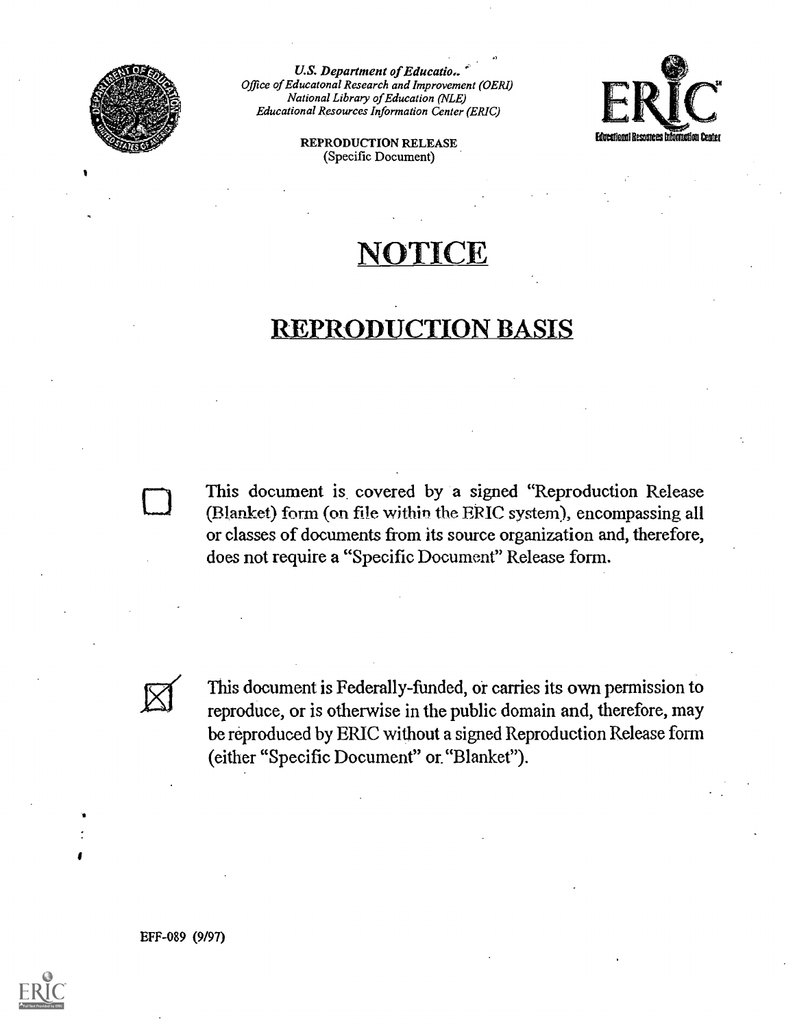*U.S. Department of Educatio..*
*Office of Educatonal Research and Improvement (OERI)*
*National Library of Education (NLE)*
*Educational Resources Information Center (ERIC)*

REPRODUCTION RELEASE
(Specific Document)

# NOTICE

## REPRODUCTION BASIS

☐ This document is covered by a signed "Reproduction Release (Blanket) form (on file within the ERIC system), encompassing all or classes of documents from its source organization and, therefore, does not require a "Specific Document" Release form.

☒ This document is Federally-funded, or carries its own permission to reproduce, or is otherwise in the public domain and, therefore, may be reproduced by ERIC without a signed Reproduction Release form (either "Specific Document" or "Blanket").

EFF-089 (9/97)